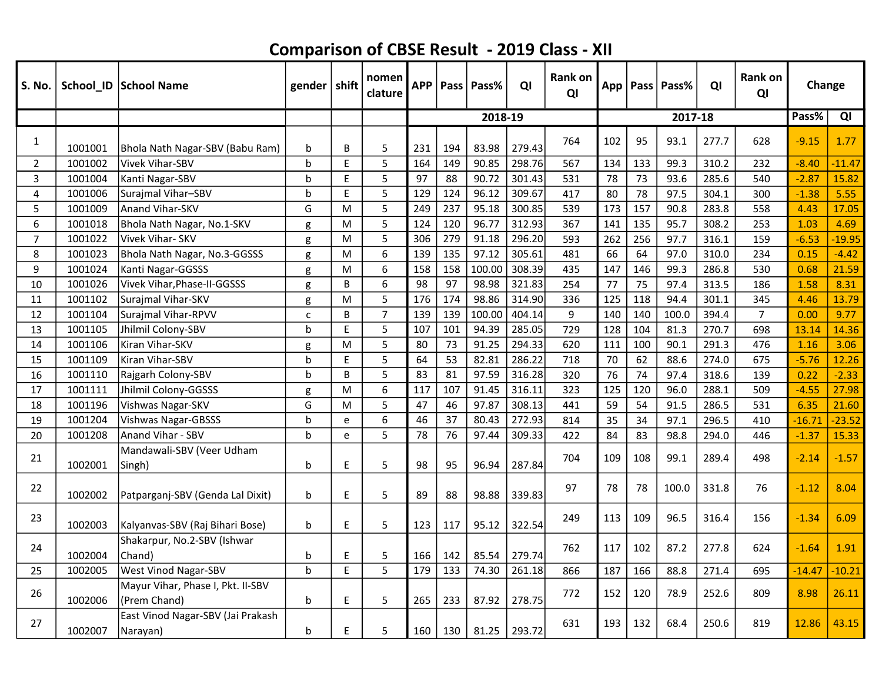# Comparison of CBSE Result - 2019 Class - XII

| S. No. | School_ID | School Name | gender | shift | nomen clature | APP | Pass | Pass% | QI | Rank on QI | App | Pass | Pass% | QI | Rank on QI | Change | |
|---|---|---|---|---|---|---|---|---|---|---|---|---|---|---|---|---|---|
| | | | | | | 2018-19 | | | | | 2017-18 | | | | | Pass% | QI |
| 1 | 1001001 | Bhola Nath Nagar-SBV (Babu Ram) | b | B | 5 | 231 | 194 | 83.98 | 279.43 | 764 | 102 | 95 | 93.1 | 277.7 | 628 | -9.15 | 1.77 |
| 2 | 1001002 | Vivek Vihar-SBV | b | E | 5 | 164 | 149 | 90.85 | 298.76 | 567 | 134 | 133 | 99.3 | 310.2 | 232 | -8.40 | -11.47 |
| 3 | 1001004 | Kanti Nagar-SBV | b | E | 5 | 97 | 88 | 90.72 | 301.43 | 531 | 78 | 73 | 93.6 | 285.6 | 540 | -2.87 | 15.82 |
| 4 | 1001006 | Surajmal Vihar–SBV | b | E | 5 | 129 | 124 | 96.12 | 309.67 | 417 | 80 | 78 | 97.5 | 304.1 | 300 | -1.38 | 5.55 |
| 5 | 1001009 | Anand Vihar-SKV | G | M | 5 | 249 | 237 | 95.18 | 300.85 | 539 | 173 | 157 | 90.8 | 283.8 | 558 | 4.43 | 17.05 |
| 6 | 1001018 | Bhola Nath Nagar, No.1-SKV | g | M | 5 | 124 | 120 | 96.77 | 312.93 | 367 | 141 | 135 | 95.7 | 308.2 | 253 | 1.03 | 4.69 |
| 7 | 1001022 | Vivek Vihar- SKV | g | M | 5 | 306 | 279 | 91.18 | 296.20 | 593 | 262 | 256 | 97.7 | 316.1 | 159 | -6.53 | -19.95 |
| 8 | 1001023 | Bhola Nath Nagar, No.3-GGSSS | g | M | 6 | 139 | 135 | 97.12 | 305.61 | 481 | 66 | 64 | 97.0 | 310.0 | 234 | 0.15 | -4.42 |
| 9 | 1001024 | Kanti Nagar-GGSSS | g | M | 6 | 158 | 158 | 100.00 | 308.39 | 435 | 147 | 146 | 99.3 | 286.8 | 530 | 0.68 | 21.59 |
| 10 | 1001026 | Vivek Vihar,Phase-II-GGSSS | g | B | 6 | 98 | 97 | 98.98 | 321.83 | 254 | 77 | 75 | 97.4 | 313.5 | 186 | 1.58 | 8.31 |
| 11 | 1001102 | Surajmal Vihar-SKV | g | M | 5 | 176 | 174 | 98.86 | 314.90 | 336 | 125 | 118 | 94.4 | 301.1 | 345 | 4.46 | 13.79 |
| 12 | 1001104 | Surajmal Vihar-RPVV | c | B | 7 | 139 | 139 | 100.00 | 404.14 | 9 | 140 | 140 | 100.0 | 394.4 | 7 | 0.00 | 9.77 |
| 13 | 1001105 | Jhilmil Colony-SBV | b | E | 5 | 107 | 101 | 94.39 | 285.05 | 729 | 128 | 104 | 81.3 | 270.7 | 698 | 13.14 | 14.36 |
| 14 | 1001106 | Kiran Vihar-SKV | g | M | 5 | 80 | 73 | 91.25 | 294.33 | 620 | 111 | 100 | 90.1 | 291.3 | 476 | 1.16 | 3.06 |
| 15 | 1001109 | Kiran Vihar-SBV | b | E | 5 | 64 | 53 | 82.81 | 286.22 | 718 | 70 | 62 | 88.6 | 274.0 | 675 | -5.76 | 12.26 |
| 16 | 1001110 | Rajgarh Colony-SBV | b | B | 5 | 83 | 81 | 97.59 | 316.28 | 320 | 76 | 74 | 97.4 | 318.6 | 139 | 0.22 | -2.33 |
| 17 | 1001111 | Jhilmil Colony-GGSSS | g | M | 6 | 117 | 107 | 91.45 | 316.11 | 323 | 125 | 120 | 96.0 | 288.1 | 509 | -4.55 | 27.98 |
| 18 | 1001196 | Vishwas Nagar-SKV | G | M | 5 | 47 | 46 | 97.87 | 308.13 | 441 | 59 | 54 | 91.5 | 286.5 | 531 | 6.35 | 21.60 |
| 19 | 1001204 | Vishwas Nagar-GBSSS | b | e | 6 | 46 | 37 | 80.43 | 272.93 | 814 | 35 | 34 | 97.1 | 296.5 | 410 | -16.71 | -23.52 |
| 20 | 1001208 | Anand Vihar - SBV | b | e | 5 | 78 | 76 | 97.44 | 309.33 | 422 | 84 | 83 | 98.8 | 294.0 | 446 | -1.37 | 15.33 |
| 21 | 1002001 | Mandawali-SBV (Veer Udham Singh) | b | E | 5 | 98 | 95 | 96.94 | 287.84 | 704 | 109 | 108 | 99.1 | 289.4 | 498 | -2.14 | -1.57 |
| 22 | 1002002 | Patparganj-SBV (Genda Lal Dixit) | b | E | 5 | 89 | 88 | 98.88 | 339.83 | 97 | 78 | 78 | 100.0 | 331.8 | 76 | -1.12 | 8.04 |
| 23 | 1002003 | Kalyanvas-SBV (Raj Bihari Bose) | b | E | 5 | 123 | 117 | 95.12 | 322.54 | 249 | 113 | 109 | 96.5 | 316.4 | 156 | -1.34 | 6.09 |
| 24 | 1002004 | Shakarpur, No.2-SBV (Ishwar Chand) | b | E | 5 | 166 | 142 | 85.54 | 279.74 | 762 | 117 | 102 | 87.2 | 277.8 | 624 | -1.64 | 1.91 |
| 25 | 1002005 | West Vinod Nagar-SBV | b | E | 5 | 179 | 133 | 74.30 | 261.18 | 866 | 187 | 166 | 88.8 | 271.4 | 695 | -14.47 | -10.21 |
| 26 | 1002006 | Mayur Vihar, Phase I, Pkt. II-SBV (Prem Chand) | b | E | 5 | 265 | 233 | 87.92 | 278.75 | 772 | 152 | 120 | 78.9 | 252.6 | 809 | 8.98 | 26.11 |
| 27 | 1002007 | East Vinod Nagar-SBV (Jai Prakash Narayan) | b | E | 5 | 160 | 130 | 81.25 | 293.72 | 631 | 193 | 132 | 68.4 | 250.6 | 819 | 12.86 | 43.15 |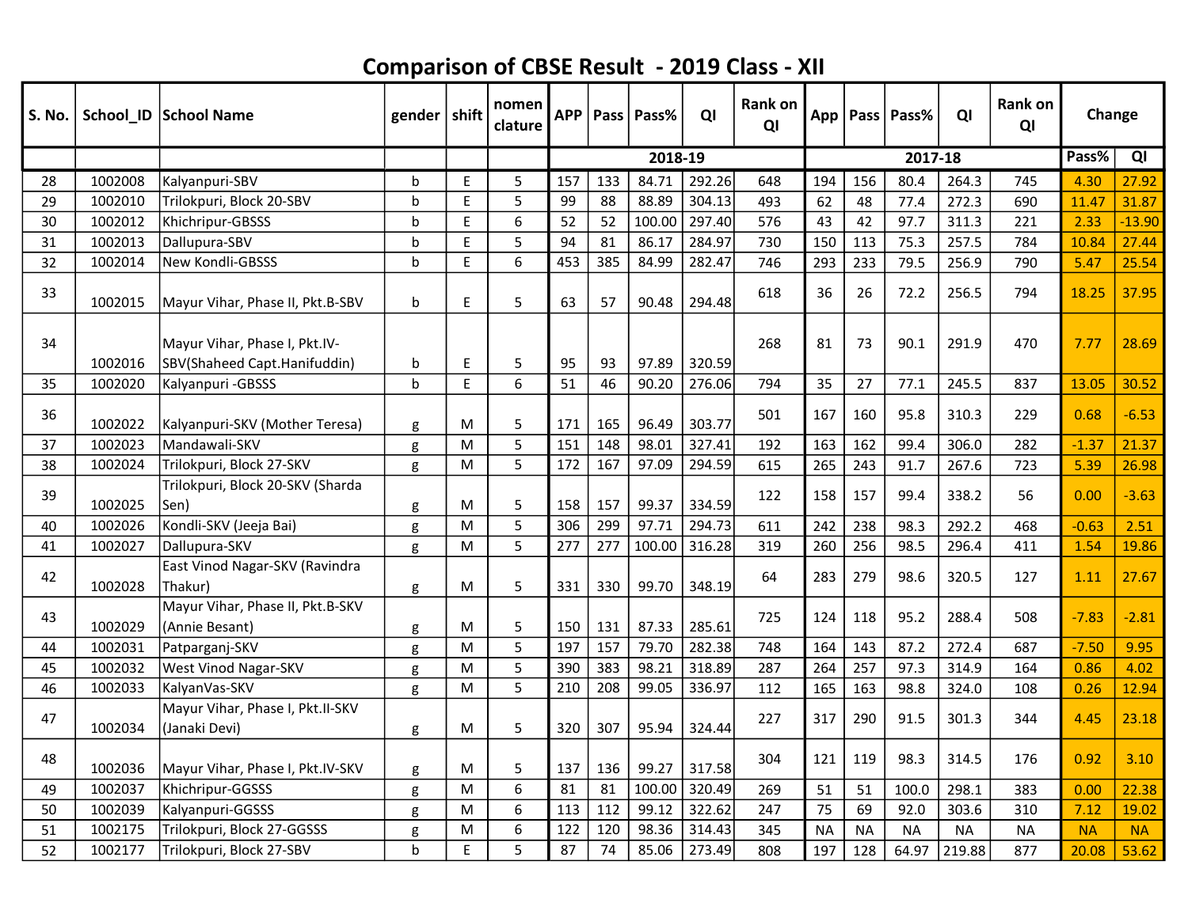# Comparison of CBSE Result - 2019 Class - XII

| S. No. | School_ID | School Name | gender | shift | nomenclature | APP | Pass | Pass% | QI | Rank on QI | App | Pass | Pass% | QI | Rank on QI | Change | |
|---|---|---|---|---|---|---|---|---|---|---|---|---|---|---|---|---|---|
| | | | | | | 2018-19 | | | | | 2017-18 | | | | | Pass% | QI |
| 28 | 1002008 | Kalyanpuri-SBV | b | E | 5 | 157 | 133 | 84.71 | 292.26 | 648 | 194 | 156 | 80.4 | 264.3 | 745 | 4.30 | 27.92 |
| 29 | 1002010 | Trilokpuri, Block 20-SBV | b | E | 5 | 99 | 88 | 88.89 | 304.13 | 493 | 62 | 48 | 77.4 | 272.3 | 690 | 11.47 | 31.87 |
| 30 | 1002012 | Khichripur-GBSSS | b | E | 6 | 52 | 52 | 100.00 | 297.40 | 576 | 43 | 42 | 97.7 | 311.3 | 221 | 2.33 | -13.90 |
| 31 | 1002013 | Dallupura-SBV | b | E | 5 | 94 | 81 | 86.17 | 284.97 | 730 | 150 | 113 | 75.3 | 257.5 | 784 | 10.84 | 27.44 |
| 32 | 1002014 | New Kondli-GBSSS | b | E | 6 | 453 | 385 | 84.99 | 282.47 | 746 | 293 | 233 | 79.5 | 256.9 | 790 | 5.47 | 25.54 |
| 33 | 1002015 | Mayur Vihar, Phase II, Pkt.B-SBV | b | E | 5 | 63 | 57 | 90.48 | 294.48 | 618 | 36 | 26 | 72.2 | 256.5 | 794 | 18.25 | 37.95 |
| 34 | 1002016 | Mayur Vihar, Phase I, Pkt.IV-SBV(Shaheed Capt.Hanifuddin) | b | E | 5 | 95 | 93 | 97.89 | 320.59 | 268 | 81 | 73 | 90.1 | 291.9 | 470 | 7.77 | 28.69 |
| 35 | 1002020 | Kalyanpuri -GBSSS | b | E | 6 | 51 | 46 | 90.20 | 276.06 | 794 | 35 | 27 | 77.1 | 245.5 | 837 | 13.05 | 30.52 |
| 36 | 1002022 | Kalyanpuri-SKV (Mother Teresa) | g | M | 5 | 171 | 165 | 96.49 | 303.77 | 501 | 167 | 160 | 95.8 | 310.3 | 229 | 0.68 | -6.53 |
| 37 | 1002023 | Mandawali-SKV | g | M | 5 | 151 | 148 | 98.01 | 327.41 | 192 | 163 | 162 | 99.4 | 306.0 | 282 | -1.37 | 21.37 |
| 38 | 1002024 | Trilokpuri, Block 27-SKV | g | M | 5 | 172 | 167 | 97.09 | 294.59 | 615 | 265 | 243 | 91.7 | 267.6 | 723 | 5.39 | 26.98 |
| 39 | 1002025 | Trilokpuri, Block 20-SKV (Sharda Sen) | g | M | 5 | 158 | 157 | 99.37 | 334.59 | 122 | 158 | 157 | 99.4 | 338.2 | 56 | 0.00 | -3.63 |
| 40 | 1002026 | Kondli-SKV (Jeeja Bai) | g | M | 5 | 306 | 299 | 97.71 | 294.73 | 611 | 242 | 238 | 98.3 | 292.2 | 468 | -0.63 | 2.51 |
| 41 | 1002027 | Dallupura-SKV | g | M | 5 | 277 | 277 | 100.00 | 316.28 | 319 | 260 | 256 | 98.5 | 296.4 | 411 | 1.54 | 19.86 |
| 42 | 1002028 | East Vinod Nagar-SKV (Ravindra Thakur) | g | M | 5 | 331 | 330 | 99.70 | 348.19 | 64 | 283 | 279 | 98.6 | 320.5 | 127 | 1.11 | 27.67 |
| 43 | 1002029 | Mayur Vihar, Phase II, Pkt.B-SKV (Annie Besant) | g | M | 5 | 150 | 131 | 87.33 | 285.61 | 725 | 124 | 118 | 95.2 | 288.4 | 508 | -7.83 | -2.81 |
| 44 | 1002031 | Patparganj-SKV | g | M | 5 | 197 | 157 | 79.70 | 282.38 | 748 | 164 | 143 | 87.2 | 272.4 | 687 | -7.50 | 9.95 |
| 45 | 1002032 | West Vinod Nagar-SKV | g | M | 5 | 390 | 383 | 98.21 | 318.89 | 287 | 264 | 257 | 97.3 | 314.9 | 164 | 0.86 | 4.02 |
| 46 | 1002033 | KalyanVas-SKV | g | M | 5 | 210 | 208 | 99.05 | 336.97 | 112 | 165 | 163 | 98.8 | 324.0 | 108 | 0.26 | 12.94 |
| 47 | 1002034 | Mayur Vihar, Phase I, Pkt.II-SKV (Janaki Devi) | g | M | 5 | 320 | 307 | 95.94 | 324.44 | 227 | 317 | 290 | 91.5 | 301.3 | 344 | 4.45 | 23.18 |
| 48 | 1002036 | Mayur Vihar, Phase I, Pkt.IV-SKV | g | M | 5 | 137 | 136 | 99.27 | 317.58 | 304 | 121 | 119 | 98.3 | 314.5 | 176 | 0.92 | 3.10 |
| 49 | 1002037 | Khichripur-GGSSS | g | M | 6 | 81 | 81 | 100.00 | 320.49 | 269 | 51 | 51 | 100.0 | 298.1 | 383 | 0.00 | 22.38 |
| 50 | 1002039 | Kalyanpuri-GGSSS | g | M | 6 | 113 | 112 | 99.12 | 322.62 | 247 | 75 | 69 | 92.0 | 303.6 | 310 | 7.12 | 19.02 |
| 51 | 1002175 | Trilokpuri, Block 27-GGSSS | g | M | 6 | 122 | 120 | 98.36 | 314.43 | 345 | NA | NA | NA | NA | NA | NA | NA |
| 52 | 1002177 | Trilokpuri, Block 27-SBV | b | E | 5 | 87 | 74 | 85.06 | 273.49 | 808 | 197 | 128 | 64.97 | 219.88 | 877 | 20.08 | 53.62 |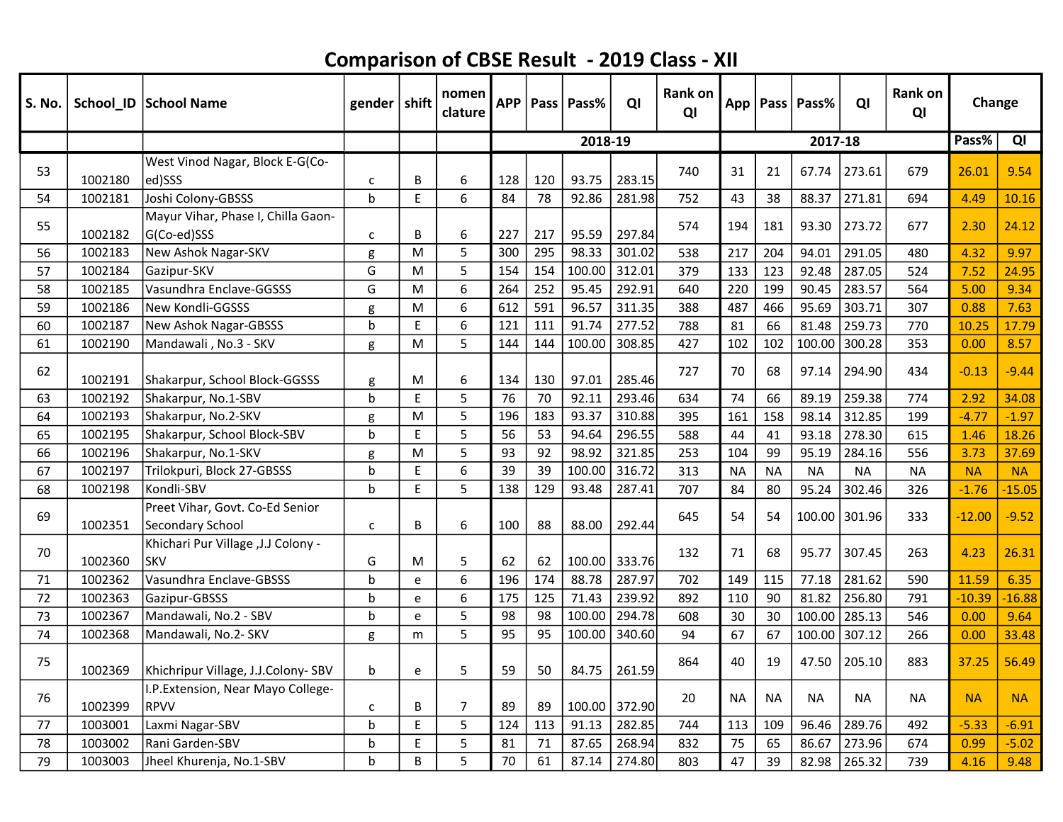# Comparison of CBSE Result - 2019 Class - XII

| S. No. | School_ID | School Name | gender | shift | nomen clature | APP | Pass | Pass% | QI | Rank on QI | App | Pass | Pass% | QI | Rank on QI | Change | |
|---|---|---|---|---|---|---|---|---|---|---|---|---|---|---|---|---|---|
| | | | | | | 2018-19 | | | | | 2017-18 | | | | | Pass% | QI |
| 53 | 1002180 | West Vinod Nagar, Block E-G(Co-ed)SSS | c | B | 6 | 128 | 120 | 93.75 | 283.15 | 740 | 31 | 21 | 67.74 | 273.61 | 679 | 26.01 | 9.54 |
| 54 | 1002181 | Joshi Colony-GBSSS | b | E | 6 | 84 | 78 | 92.86 | 281.98 | 752 | 43 | 38 | 88.37 | 271.81 | 694 | 4.49 | 10.16 |
| 55 | 1002182 | Mayur Vihar, Phase I, Chilla Gaon-G(Co-ed)SSS | c | B | 6 | 227 | 217 | 95.59 | 297.84 | 574 | 194 | 181 | 93.30 | 273.72 | 677 | 2.30 | 24.12 |
| 56 | 1002183 | New Ashok Nagar-SKV | g | M | 5 | 300 | 295 | 98.33 | 301.02 | 538 | 217 | 204 | 94.01 | 291.05 | 480 | 4.32 | 9.97 |
| 57 | 1002184 | Gazipur-SKV | G | M | 5 | 154 | 154 | 100.00 | 312.01 | 379 | 133 | 123 | 92.48 | 287.05 | 524 | 7.52 | 24.95 |
| 58 | 1002185 | Vasundhra Enclave-GGSSS | G | M | 6 | 264 | 252 | 95.45 | 292.91 | 640 | 220 | 199 | 90.45 | 283.57 | 564 | 5.00 | 9.34 |
| 59 | 1002186 | New Kondli-GGSSS | g | M | 6 | 612 | 591 | 96.57 | 311.35 | 388 | 487 | 466 | 95.69 | 303.71 | 307 | 0.88 | 7.63 |
| 60 | 1002187 | New Ashok Nagar-GBSSS | b | E | 6 | 121 | 111 | 91.74 | 277.52 | 788 | 81 | 66 | 81.48 | 259.73 | 770 | 10.25 | 17.79 |
| 61 | 1002190 | Mandawali , No.3 - SKV | g | M | 5 | 144 | 144 | 100.00 | 308.85 | 427 | 102 | 102 | 100.00 | 300.28 | 353 | 0.00 | 8.57 |
| 62 | 1002191 | Shakarpur, School Block-GGSSS | g | M | 6 | 134 | 130 | 97.01 | 285.46 | 727 | 70 | 68 | 97.14 | 294.90 | 434 | -0.13 | -9.44 |
| 63 | 1002192 | Shakarpur, No.1-SBV | b | E | 5 | 76 | 70 | 92.11 | 293.46 | 634 | 74 | 66 | 89.19 | 259.38 | 774 | 2.92 | 34.08 |
| 64 | 1002193 | Shakarpur, No.2-SKV | g | M | 5 | 196 | 183 | 93.37 | 310.88 | 395 | 161 | 158 | 98.14 | 312.85 | 199 | -4.77 | -1.97 |
| 65 | 1002195 | Shakarpur, School Block-SBV | b | E | 5 | 56 | 53 | 94.64 | 296.55 | 588 | 44 | 41 | 93.18 | 278.30 | 615 | 1.46 | 18.26 |
| 66 | 1002196 | Shakarpur, No.1-SKV | g | M | 5 | 93 | 92 | 98.92 | 321.85 | 253 | 104 | 99 | 95.19 | 284.16 | 556 | 3.73 | 37.69 |
| 67 | 1002197 | Trilokpuri, Block 27-GBSSS | b | E | 6 | 39 | 39 | 100.00 | 316.72 | 313 | NA | NA | NA | NA | NA | NA | NA |
| 68 | 1002198 | Kondli-SBV | b | E | 5 | 138 | 129 | 93.48 | 287.41 | 707 | 84 | 80 | 95.24 | 302.46 | 326 | -1.76 | -15.05 |
| 69 | 1002351 | Preet Vihar, Govt. Co-Ed Senior Secondary School | c | B | 6 | 100 | 88 | 88.00 | 292.44 | 645 | 54 | 54 | 100.00 | 301.96 | 333 | -12.00 | -9.52 |
| 70 | 1002360 | Khichari Pur Village ,J.J Colony - SKV | G | M | 5 | 62 | 62 | 100.00 | 333.76 | 132 | 71 | 68 | 95.77 | 307.45 | 263 | 4.23 | 26.31 |
| 71 | 1002362 | Vasundhra Enclave-GBSSS | b | e | 6 | 196 | 174 | 88.78 | 287.97 | 702 | 149 | 115 | 77.18 | 281.62 | 590 | 11.59 | 6.35 |
| 72 | 1002363 | Gazipur-GBSSS | b | e | 6 | 175 | 125 | 71.43 | 239.92 | 892 | 110 | 90 | 81.82 | 256.80 | 791 | -10.39 | -16.88 |
| 73 | 1002367 | Mandawali, No.2 - SBV | b | e | 5 | 98 | 98 | 100.00 | 294.78 | 608 | 30 | 30 | 100.00 | 285.13 | 546 | 0.00 | 9.64 |
| 74 | 1002368 | Mandawali, No.2- SKV | g | m | 5 | 95 | 95 | 100.00 | 340.60 | 94 | 67 | 67 | 100.00 | 307.12 | 266 | 0.00 | 33.48 |
| 75 | 1002369 | Khichripur Village, J.J.Colony- SBV | b | e | 5 | 59 | 50 | 84.75 | 261.59 | 864 | 40 | 19 | 47.50 | 205.10 | 883 | 37.25 | 56.49 |
| 76 | 1002399 | I.P.Extension, Near Mayo College-RPVV | c | B | 7 | 89 | 89 | 100.00 | 372.90 | 20 | NA | NA | NA | NA | NA | NA | NA |
| 77 | 1003001 | Laxmi Nagar-SBV | b | E | 5 | 124 | 113 | 91.13 | 282.85 | 744 | 113 | 109 | 96.46 | 289.76 | 492 | -5.33 | -6.91 |
| 78 | 1003002 | Rani Garden-SBV | b | E | 5 | 81 | 71 | 87.65 | 268.94 | 832 | 75 | 65 | 86.67 | 273.96 | 674 | 0.99 | -5.02 |
| 79 | 1003003 | Jheel Khurenja, No.1-SBV | b | B | 5 | 70 | 61 | 87.14 | 274.80 | 803 | 47 | 39 | 82.98 | 265.32 | 739 | 4.16 | 9.48 |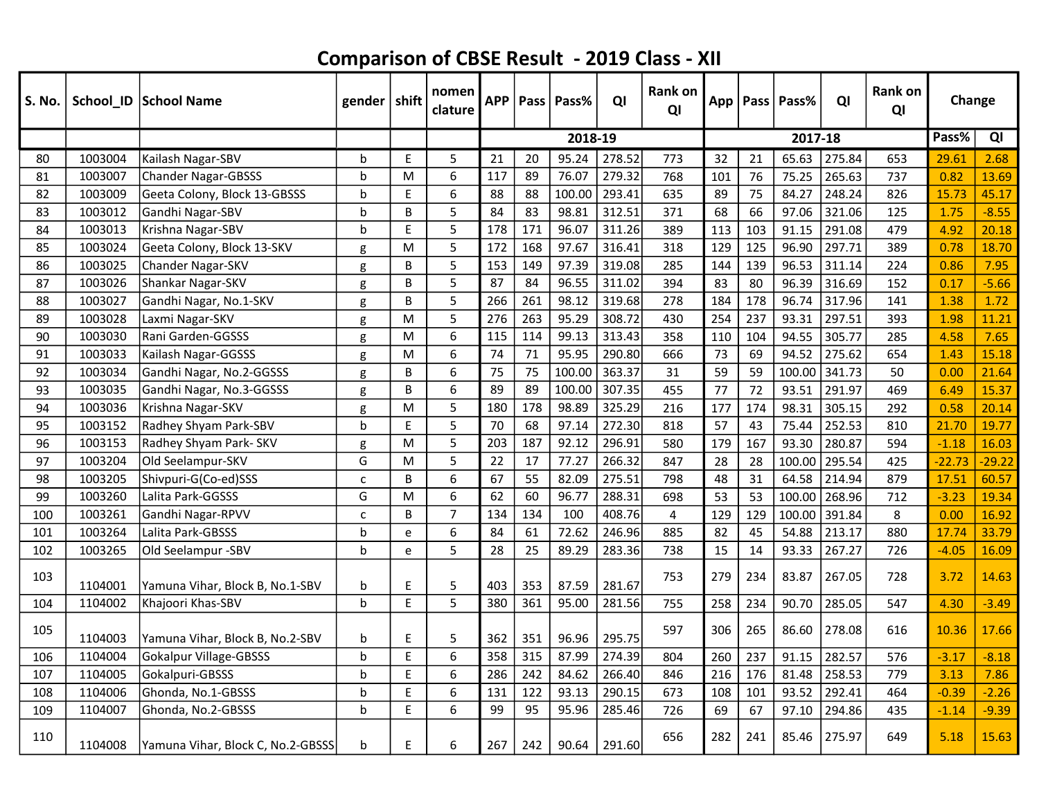# Comparison of CBSE Result - 2019 Class - XII

| S. No. | School_ID | School Name | gender | shift | nomen clature | APP | Pass | Pass% | QI | Rank on QI | App | Pass | Pass% | QI | Rank on QI | Change | |
|---|---|---|---|---|---|---|---|---|---|---|---|---|---|---|---|---|---|
| | | | | | | 2018-19 | | | | | 2017-18 | | | | | Pass% | QI |
| 80 | 1003004 | Kailash Nagar-SBV | b | E | 5 | 21 | 20 | 95.24 | 278.52 | 773 | 32 | 21 | 65.63 | 275.84 | 653 | 29.61 | 2.68 |
| 81 | 1003007 | Chander Nagar-GBSSS | b | M | 6 | 117 | 89 | 76.07 | 279.32 | 768 | 101 | 76 | 75.25 | 265.63 | 737 | 0.82 | 13.69 |
| 82 | 1003009 | Geeta Colony, Block 13-GBSSS | b | E | 6 | 88 | 88 | 100.00 | 293.41 | 635 | 89 | 75 | 84.27 | 248.24 | 826 | 15.73 | 45.17 |
| 83 | 1003012 | Gandhi Nagar-SBV | b | B | 5 | 84 | 83 | 98.81 | 312.51 | 371 | 68 | 66 | 97.06 | 321.06 | 125 | 1.75 | -8.55 |
| 84 | 1003013 | Krishna Nagar-SBV | b | E | 5 | 178 | 171 | 96.07 | 311.26 | 389 | 113 | 103 | 91.15 | 291.08 | 479 | 4.92 | 20.18 |
| 85 | 1003024 | Geeta Colony, Block 13-SKV | g | M | 5 | 172 | 168 | 97.67 | 316.41 | 318 | 129 | 125 | 96.90 | 297.71 | 389 | 0.78 | 18.70 |
| 86 | 1003025 | Chander Nagar-SKV | g | B | 5 | 153 | 149 | 97.39 | 319.08 | 285 | 144 | 139 | 96.53 | 311.14 | 224 | 0.86 | 7.95 |
| 87 | 1003026 | Shankar Nagar-SKV | g | B | 5 | 87 | 84 | 96.55 | 311.02 | 394 | 83 | 80 | 96.39 | 316.69 | 152 | 0.17 | -5.66 |
| 88 | 1003027 | Gandhi Nagar, No.1-SKV | g | B | 5 | 266 | 261 | 98.12 | 319.68 | 278 | 184 | 178 | 96.74 | 317.96 | 141 | 1.38 | 1.72 |
| 89 | 1003028 | Laxmi Nagar-SKV | g | M | 5 | 276 | 263 | 95.29 | 308.72 | 430 | 254 | 237 | 93.31 | 297.51 | 393 | 1.98 | 11.21 |
| 90 | 1003030 | Rani Garden-GGSSS | g | M | 6 | 115 | 114 | 99.13 | 313.43 | 358 | 110 | 104 | 94.55 | 305.77 | 285 | 4.58 | 7.65 |
| 91 | 1003033 | Kailash Nagar-GGSSS | g | M | 6 | 74 | 71 | 95.95 | 290.80 | 666 | 73 | 69 | 94.52 | 275.62 | 654 | 1.43 | 15.18 |
| 92 | 1003034 | Gandhi Nagar, No.2-GGSSS | g | B | 6 | 75 | 75 | 100.00 | 363.37 | 31 | 59 | 59 | 100.00 | 341.73 | 50 | 0.00 | 21.64 |
| 93 | 1003035 | Gandhi Nagar, No.3-GGSSS | g | B | 6 | 89 | 89 | 100.00 | 307.35 | 455 | 77 | 72 | 93.51 | 291.97 | 469 | 6.49 | 15.37 |
| 94 | 1003036 | Krishna Nagar-SKV | g | M | 5 | 180 | 178 | 98.89 | 325.29 | 216 | 177 | 174 | 98.31 | 305.15 | 292 | 0.58 | 20.14 |
| 95 | 1003152 | Radhey Shyam Park-SBV | b | E | 5 | 70 | 68 | 97.14 | 272.30 | 818 | 57 | 43 | 75.44 | 252.53 | 810 | 21.70 | 19.77 |
| 96 | 1003153 | Radhey Shyam Park- SKV | g | M | 5 | 203 | 187 | 92.12 | 296.91 | 580 | 179 | 167 | 93.30 | 280.87 | 594 | -1.18 | 16.03 |
| 97 | 1003204 | Old Seelampur-SKV | G | M | 5 | 22 | 17 | 77.27 | 266.32 | 847 | 28 | 28 | 100.00 | 295.54 | 425 | -22.73 | -29.22 |
| 98 | 1003205 | Shivpuri-G(Co-ed)SSS | c | B | 6 | 67 | 55 | 82.09 | 275.51 | 798 | 48 | 31 | 64.58 | 214.94 | 879 | 17.51 | 60.57 |
| 99 | 1003260 | Lalita Park-GGSSS | G | M | 6 | 62 | 60 | 96.77 | 288.31 | 698 | 53 | 53 | 100.00 | 268.96 | 712 | -3.23 | 19.34 |
| 100 | 1003261 | Gandhi Nagar-RPVV | c | B | 7 | 134 | 134 | 100 | 408.76 | 4 | 129 | 129 | 100.00 | 391.84 | 8 | 0.00 | 16.92 |
| 101 | 1003264 | Lalita Park-GBSSS | b | e | 6 | 84 | 61 | 72.62 | 246.96 | 885 | 82 | 45 | 54.88 | 213.17 | 880 | 17.74 | 33.79 |
| 102 | 1003265 | Old Seelampur -SBV | b | e | 5 | 28 | 25 | 89.29 | 283.36 | 738 | 15 | 14 | 93.33 | 267.27 | 726 | -4.05 | 16.09 |
| 103 | 1104001 | Yamuna Vihar, Block B, No.1-SBV | b | E | 5 | 403 | 353 | 87.59 | 281.67 | 753 | 279 | 234 | 83.87 | 267.05 | 728 | 3.72 | 14.63 |
| 104 | 1104002 | Khajoori Khas-SBV | b | E | 5 | 380 | 361 | 95.00 | 281.56 | 755 | 258 | 234 | 90.70 | 285.05 | 547 | 4.30 | -3.49 |
| 105 | 1104003 | Yamuna Vihar, Block B, No.2-SBV | b | E | 5 | 362 | 351 | 96.96 | 295.75 | 597 | 306 | 265 | 86.60 | 278.08 | 616 | 10.36 | 17.66 |
| 106 | 1104004 | Gokalpur Village-GBSSS | b | E | 6 | 358 | 315 | 87.99 | 274.39 | 804 | 260 | 237 | 91.15 | 282.57 | 576 | -3.17 | -8.18 |
| 107 | 1104005 | Gokalpuri-GBSSS | b | E | 6 | 286 | 242 | 84.62 | 266.40 | 846 | 216 | 176 | 81.48 | 258.53 | 779 | 3.13 | 7.86 |
| 108 | 1104006 | Ghonda, No.1-GBSSS | b | E | 6 | 131 | 122 | 93.13 | 290.15 | 673 | 108 | 101 | 93.52 | 292.41 | 464 | -0.39 | -2.26 |
| 109 | 1104007 | Ghonda, No.2-GBSSS | b | E | 6 | 99 | 95 | 95.96 | 285.46 | 726 | 69 | 67 | 97.10 | 294.86 | 435 | -1.14 | -9.39 |
| 110 | 1104008 | Yamuna Vihar, Block C, No.2-GBSSS | b | E | 6 | 267 | 242 | 90.64 | 291.60 | 656 | 282 | 241 | 85.46 | 275.97 | 649 | 5.18 | 15.63 |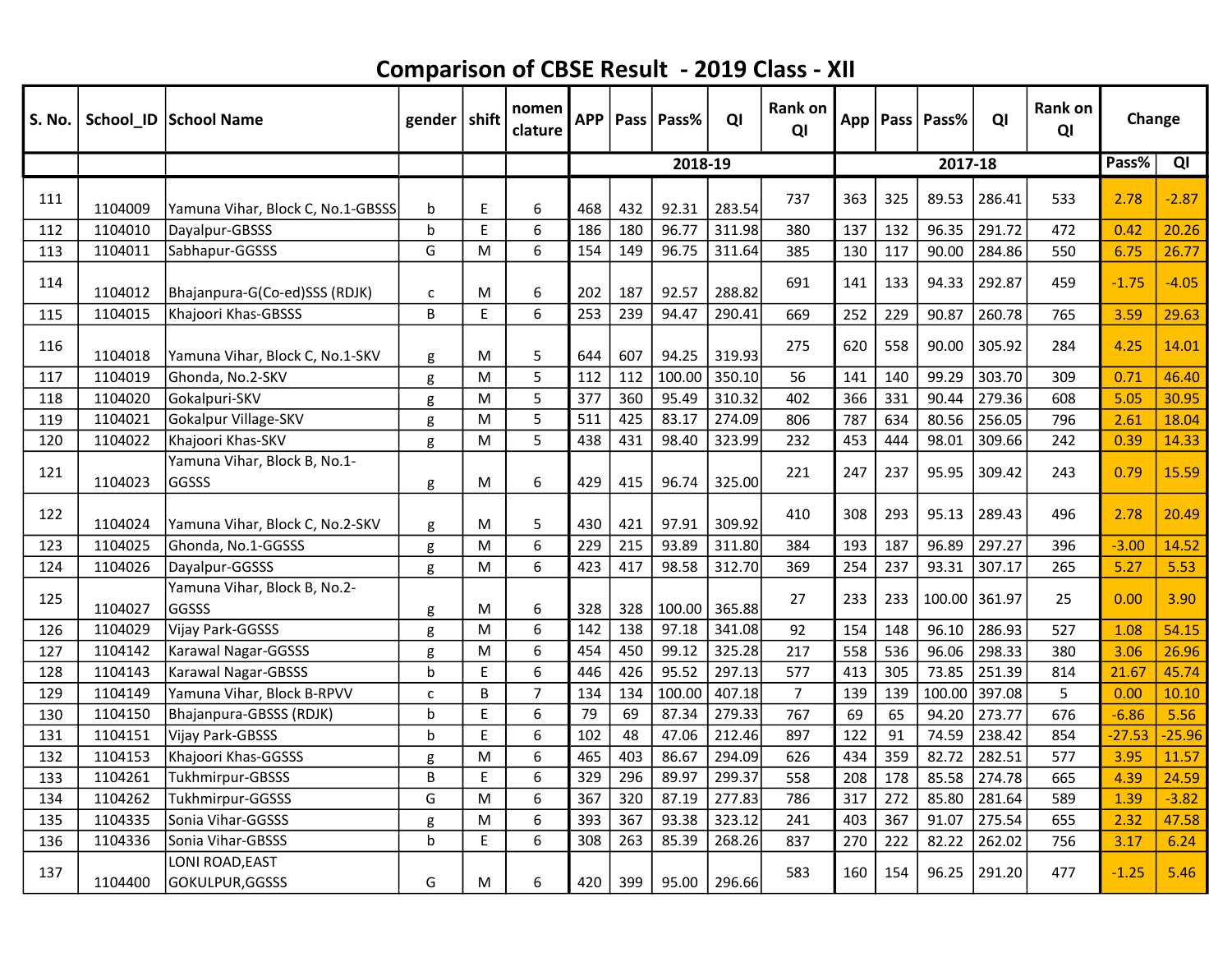# Comparison of CBSE Result - 2019 Class - XII

| S. No. | School_ID | School Name | gender | shift | nomen clature | APP | Pass | Pass% | QI | Rank on QI | App | Pass | Pass% | QI | Rank on QI | Change | |
|---|---|---|---|---|---|---|---|---|---|---|---|---|---|---|---|---|---|
| | | | | | | 2018-19 | | | | | 2017-18 | | | | | Pass% | QI |
| 111 | 1104009 | Yamuna Vihar, Block C, No.1-GBSSS | b | E | 6 | 468 | 432 | 92.31 | 283.54 | 737 | 363 | 325 | 89.53 | 286.41 | 533 | 2.78 | -2.87 |
| 112 | 1104010 | Dayalpur-GBSSS | b | E | 6 | 186 | 180 | 96.77 | 311.98 | 380 | 137 | 132 | 96.35 | 291.72 | 472 | 0.42 | 20.26 |
| 113 | 1104011 | Sabhapur-GGSSS | G | M | 6 | 154 | 149 | 96.75 | 311.64 | 385 | 130 | 117 | 90.00 | 284.86 | 550 | 6.75 | 26.77 |
| 114 | 1104012 | Bhajanpura-G(Co-ed)SSS (RDJK) | c | M | 6 | 202 | 187 | 92.57 | 288.82 | 691 | 141 | 133 | 94.33 | 292.87 | 459 | -1.75 | -4.05 |
| 115 | 1104015 | Khajoori Khas-GBSSS | B | E | 6 | 253 | 239 | 94.47 | 290.41 | 669 | 252 | 229 | 90.87 | 260.78 | 765 | 3.59 | 29.63 |
| 116 | 1104018 | Yamuna Vihar, Block C, No.1-SKV | g | M | 5 | 644 | 607 | 94.25 | 319.93 | 275 | 620 | 558 | 90.00 | 305.92 | 284 | 4.25 | 14.01 |
| 117 | 1104019 | Ghonda, No.2-SKV | g | M | 5 | 112 | 112 | 100.00 | 350.10 | 56 | 141 | 140 | 99.29 | 303.70 | 309 | 0.71 | 46.40 |
| 118 | 1104020 | Gokalpuri-SKV | g | M | 5 | 377 | 360 | 95.49 | 310.32 | 402 | 366 | 331 | 90.44 | 279.36 | 608 | 5.05 | 30.95 |
| 119 | 1104021 | Gokalpur Village-SKV | g | M | 5 | 511 | 425 | 83.17 | 274.09 | 806 | 787 | 634 | 80.56 | 256.05 | 796 | 2.61 | 18.04 |
| 120 | 1104022 | Khajoori Khas-SKV | g | M | 5 | 438 | 431 | 98.40 | 323.99 | 232 | 453 | 444 | 98.01 | 309.66 | 242 | 0.39 | 14.33 |
| 121 | 1104023 | Yamuna Vihar, Block B, No.1-GGSSS | g | M | 6 | 429 | 415 | 96.74 | 325.00 | 221 | 247 | 237 | 95.95 | 309.42 | 243 | 0.79 | 15.59 |
| 122 | 1104024 | Yamuna Vihar, Block C, No.2-SKV | g | M | 5 | 430 | 421 | 97.91 | 309.92 | 410 | 308 | 293 | 95.13 | 289.43 | 496 | 2.78 | 20.49 |
| 123 | 1104025 | Ghonda, No.1-GGSSS | g | M | 6 | 229 | 215 | 93.89 | 311.80 | 384 | 193 | 187 | 96.89 | 297.27 | 396 | -3.00 | 14.52 |
| 124 | 1104026 | Dayalpur-GGSSS | g | M | 6 | 423 | 417 | 98.58 | 312.70 | 369 | 254 | 237 | 93.31 | 307.17 | 265 | 5.27 | 5.53 |
| 125 | 1104027 | Yamuna Vihar, Block B, No.2-GGSSS | g | M | 6 | 328 | 328 | 100.00 | 365.88 | 27 | 233 | 233 | 100.00 | 361.97 | 25 | 0.00 | 3.90 |
| 126 | 1104029 | Vijay Park-GGSSS | g | M | 6 | 142 | 138 | 97.18 | 341.08 | 92 | 154 | 148 | 96.10 | 286.93 | 527 | 1.08 | 54.15 |
| 127 | 1104142 | Karawal Nagar-GGSSS | g | M | 6 | 454 | 450 | 99.12 | 325.28 | 217 | 558 | 536 | 96.06 | 298.33 | 380 | 3.06 | 26.96 |
| 128 | 1104143 | Karawal Nagar-GBSSS | b | E | 6 | 446 | 426 | 95.52 | 297.13 | 577 | 413 | 305 | 73.85 | 251.39 | 814 | 21.67 | 45.74 |
| 129 | 1104149 | Yamuna Vihar, Block B-RPVV | c | B | 7 | 134 | 134 | 100.00 | 407.18 | 7 | 139 | 139 | 100.00 | 397.08 | 5 | 0.00 | 10.10 |
| 130 | 1104150 | Bhajanpura-GBSSS (RDJK) | b | E | 6 | 79 | 69 | 87.34 | 279.33 | 767 | 69 | 65 | 94.20 | 273.77 | 676 | -6.86 | 5.56 |
| 131 | 1104151 | Vijay Park-GBSSS | b | E | 6 | 102 | 48 | 47.06 | 212.46 | 897 | 122 | 91 | 74.59 | 238.42 | 854 | -27.53 | -25.96 |
| 132 | 1104153 | Khajoori Khas-GGSSS | g | M | 6 | 465 | 403 | 86.67 | 294.09 | 626 | 434 | 359 | 82.72 | 282.51 | 577 | 3.95 | 11.57 |
| 133 | 1104261 | Tukhmirpur-GBSSS | B | E | 6 | 329 | 296 | 89.97 | 299.37 | 558 | 208 | 178 | 85.58 | 274.78 | 665 | 4.39 | 24.59 |
| 134 | 1104262 | Tukhmirpur-GGSSS | G | M | 6 | 367 | 320 | 87.19 | 277.83 | 786 | 317 | 272 | 85.80 | 281.64 | 589 | 1.39 | -3.82 |
| 135 | 1104335 | Sonia Vihar-GGSSS | g | M | 6 | 393 | 367 | 93.38 | 323.12 | 241 | 403 | 367 | 91.07 | 275.54 | 655 | 2.32 | 47.58 |
| 136 | 1104336 | Sonia Vihar-GBSSS | b | E | 6 | 308 | 263 | 85.39 | 268.26 | 837 | 270 | 222 | 82.22 | 262.02 | 756 | 3.17 | 6.24 |
| 137 | 1104400 | LONI ROAD,EAST GOKULPUR,GGSSS | G | M | 6 | 420 | 399 | 95.00 | 296.66 | 583 | 160 | 154 | 96.25 | 291.20 | 477 | -1.25 | 5.46 |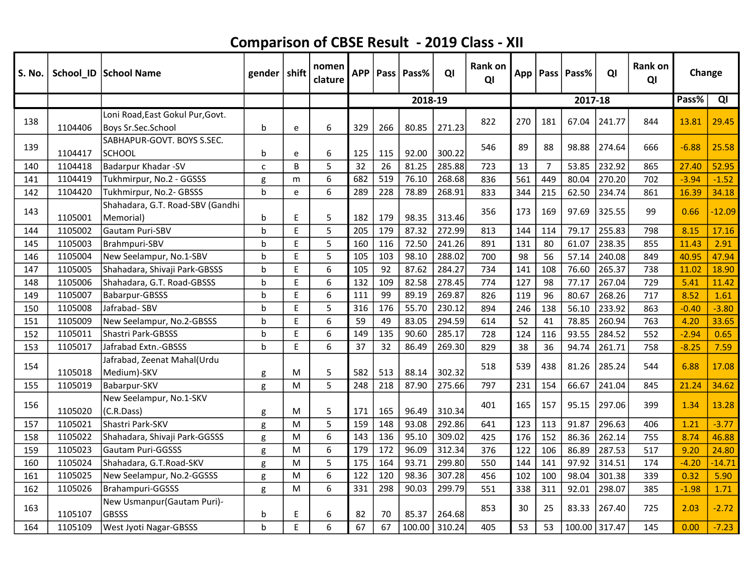# Comparison of CBSE Result - 2019 Class - XII

| S. No. | School_ID | School Name | gender | shift | nomen clature | APP | Pass | Pass% | QI | Rank on QI | App | Pass | Pass% | QI | Rank on QI | Change | |
|---|---|---|---|---|---|---|---|---|---|---|---|---|---|---|---|---|---|
| | | | | | | 2018-19 | | | | | 2017-18 | | | | | Pass% | QI |
| 138 | 1104406 | Loni Road,East Gokul Pur,Govt. Boys Sr.Sec.School | b | e | 6 | 329 | 266 | 80.85 | 271.23 | 822 | 270 | 181 | 67.04 | 241.77 | 844 | 13.81 | 29.45 |
| 139 | 1104417 | SABHAPUR-GOVT. BOYS S.SEC. SCHOOL | b | e | 6 | 125 | 115 | 92.00 | 300.22 | 546 | 89 | 88 | 98.88 | 274.64 | 666 | -6.88 | 25.58 |
| 140 | 1104418 | Badarpur Khadar -SV | c | B | 5 | 32 | 26 | 81.25 | 285.88 | 723 | 13 | 7 | 53.85 | 232.92 | 865 | 27.40 | 52.95 |
| 141 | 1104419 | Tukhmirpur, No.2 - GGSSS | g | m | 6 | 682 | 519 | 76.10 | 268.68 | 836 | 561 | 449 | 80.04 | 270.20 | 702 | -3.94 | -1.52 |
| 142 | 1104420 | Tukhmirpur, No.2- GBSSS | b | e | 6 | 289 | 228 | 78.89 | 268.91 | 833 | 344 | 215 | 62.50 | 234.74 | 861 | 16.39 | 34.18 |
| 143 | 1105001 | Shahadara, G.T. Road-SBV (Gandhi Memorial) | b | E | 5 | 182 | 179 | 98.35 | 313.46 | 356 | 173 | 169 | 97.69 | 325.55 | 99 | 0.66 | -12.09 |
| 144 | 1105002 | Gautam Puri-SBV | b | E | 5 | 205 | 179 | 87.32 | 272.99 | 813 | 144 | 114 | 79.17 | 255.83 | 798 | 8.15 | 17.16 |
| 145 | 1105003 | Brahmpuri-SBV | b | E | 5 | 160 | 116 | 72.50 | 241.26 | 891 | 131 | 80 | 61.07 | 238.35 | 855 | 11.43 | 2.91 |
| 146 | 1105004 | New Seelampur, No.1-SBV | b | E | 5 | 105 | 103 | 98.10 | 288.02 | 700 | 98 | 56 | 57.14 | 240.08 | 849 | 40.95 | 47.94 |
| 147 | 1105005 | Shahadara, Shivaji Park-GBSSS | b | E | 6 | 105 | 92 | 87.62 | 284.27 | 734 | 141 | 108 | 76.60 | 265.37 | 738 | 11.02 | 18.90 |
| 148 | 1105006 | Shahadara, G.T. Road-GBSSS | b | E | 6 | 132 | 109 | 82.58 | 278.45 | 774 | 127 | 98 | 77.17 | 267.04 | 729 | 5.41 | 11.42 |
| 149 | 1105007 | Babarpur-GBSSS | b | E | 6 | 111 | 99 | 89.19 | 269.87 | 826 | 119 | 96 | 80.67 | 268.26 | 717 | 8.52 | 1.61 |
| 150 | 1105008 | Jafrabad- SBV | b | E | 5 | 316 | 176 | 55.70 | 230.12 | 894 | 246 | 138 | 56.10 | 233.92 | 863 | -0.40 | -3.80 |
| 151 | 1105009 | New Seelampur, No.2-GBSSS | b | E | 6 | 59 | 49 | 83.05 | 294.59 | 614 | 52 | 41 | 78.85 | 260.94 | 763 | 4.20 | 33.65 |
| 152 | 1105011 | Shastri Park-GBSSS | b | E | 6 | 149 | 135 | 90.60 | 285.17 | 728 | 124 | 116 | 93.55 | 284.52 | 552 | -2.94 | 0.65 |
| 153 | 1105017 | Jafrabad Extn.-GBSSS | b | E | 6 | 37 | 32 | 86.49 | 269.30 | 829 | 38 | 36 | 94.74 | 261.71 | 758 | -8.25 | 7.59 |
| 154 | 1105018 | Jafrabad, Zeenat Mahal(Urdu Medium)-SKV | g | M | 5 | 582 | 513 | 88.14 | 302.32 | 518 | 539 | 438 | 81.26 | 285.24 | 544 | 6.88 | 17.08 |
| 155 | 1105019 | Babarpur-SKV | g | M | 5 | 248 | 218 | 87.90 | 275.66 | 797 | 231 | 154 | 66.67 | 241.04 | 845 | 21.24 | 34.62 |
| 156 | 1105020 | New Seelampur, No.1-SKV (C.R.Dass) | g | M | 5 | 171 | 165 | 96.49 | 310.34 | 401 | 165 | 157 | 95.15 | 297.06 | 399 | 1.34 | 13.28 |
| 157 | 1105021 | Shastri Park-SKV | g | M | 5 | 159 | 148 | 93.08 | 292.86 | 641 | 123 | 113 | 91.87 | 296.63 | 406 | 1.21 | -3.77 |
| 158 | 1105022 | Shahadara, Shivaji Park-GGSSS | g | M | 6 | 143 | 136 | 95.10 | 309.02 | 425 | 176 | 152 | 86.36 | 262.14 | 755 | 8.74 | 46.88 |
| 159 | 1105023 | Gautam Puri-GGSSS | g | M | 6 | 179 | 172 | 96.09 | 312.34 | 376 | 122 | 106 | 86.89 | 287.53 | 517 | 9.20 | 24.80 |
| 160 | 1105024 | Shahadara, G.T.Road-SKV | g | M | 5 | 175 | 164 | 93.71 | 299.80 | 550 | 144 | 141 | 97.92 | 314.51 | 174 | -4.20 | -14.71 |
| 161 | 1105025 | New Seelampur, No.2-GGSSS | g | M | 6 | 122 | 120 | 98.36 | 307.28 | 456 | 102 | 100 | 98.04 | 301.38 | 339 | 0.32 | 5.90 |
| 162 | 1105026 | Brahampuri-GGSSS | g | M | 6 | 331 | 298 | 90.03 | 299.79 | 551 | 338 | 311 | 92.01 | 298.07 | 385 | -1.98 | 1.71 |
| 163 | 1105107 | New Usmanpur(Gautam Puri)-GBSSS | b | E | 6 | 82 | 70 | 85.37 | 264.68 | 853 | 30 | 25 | 83.33 | 267.40 | 725 | 2.03 | -2.72 |
| 164 | 1105109 | West Jyoti Nagar-GBSSS | b | E | 6 | 67 | 67 | 100.00 | 310.24 | 405 | 53 | 53 | 100.00 | 317.47 | 145 | 0.00 | -7.23 |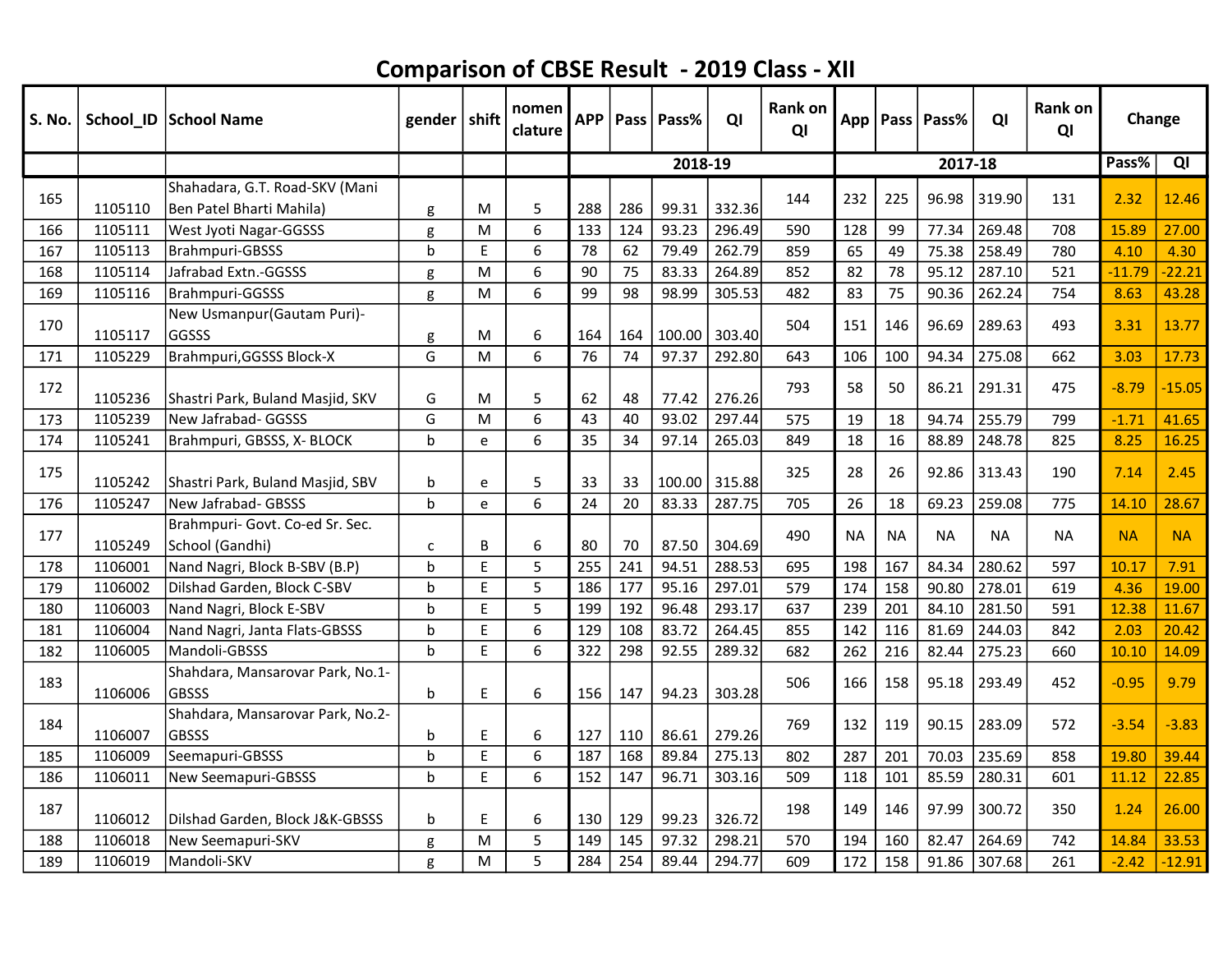# Comparison of CBSE Result - 2019 Class - XII

| S. No. | School_ID | School Name | gender | shift | nomen clature | APP | Pass | Pass% | QI | Rank on QI | App | Pass | Pass% | QI | Rank on QI | Change | |
|---|---|---|---|---|---|---|---|---|---|---|---|---|---|---|---|---|---|
| | | | | | | 2018-19 | | | | | 2017-18 | | | | | Pass% | QI |
| 165 | 1105110 | Shahadara, G.T. Road-SKV (Mani Ben Patel Bharti Mahila) | g | M | 5 | 288 | 286 | 99.31 | 332.36 | 144 | 232 | 225 | 96.98 | 319.90 | 131 | 2.32 | 12.46 |
| 166 | 1105111 | West Jyoti Nagar-GGSSS | g | M | 6 | 133 | 124 | 93.23 | 296.49 | 590 | 128 | 99 | 77.34 | 269.48 | 708 | 15.89 | 27.00 |
| 167 | 1105113 | Brahmpuri-GBSSS | b | E | 6 | 78 | 62 | 79.49 | 262.79 | 859 | 65 | 49 | 75.38 | 258.49 | 780 | 4.10 | 4.30 |
| 168 | 1105114 | Jafrabad Extn.-GGSSS | g | M | 6 | 90 | 75 | 83.33 | 264.89 | 852 | 82 | 78 | 95.12 | 287.10 | 521 | -11.79 | -22.21 |
| 169 | 1105116 | Brahmpuri-GGSSS | g | M | 6 | 99 | 98 | 98.99 | 305.53 | 482 | 83 | 75 | 90.36 | 262.24 | 754 | 8.63 | 43.28 |
| 170 | 1105117 | New Usmanpur(Gautam Puri)-GGSSS | g | M | 6 | 164 | 164 | 100.00 | 303.40 | 504 | 151 | 146 | 96.69 | 289.63 | 493 | 3.31 | 13.77 |
| 171 | 1105229 | Brahmpuri,GGSSS Block-X | G | M | 6 | 76 | 74 | 97.37 | 292.80 | 643 | 106 | 100 | 94.34 | 275.08 | 662 | 3.03 | 17.73 |
| 172 | 1105236 | Shastri Park, Buland Masjid, SKV | G | M | 5 | 62 | 48 | 77.42 | 276.26 | 793 | 58 | 50 | 86.21 | 291.31 | 475 | -8.79 | -15.05 |
| 173 | 1105239 | New Jafrabad- GGSSS | G | M | 6 | 43 | 40 | 93.02 | 297.44 | 575 | 19 | 18 | 94.74 | 255.79 | 799 | -1.71 | 41.65 |
| 174 | 1105241 | Brahmpuri, GBSSS, X- BLOCK | b | e | 6 | 35 | 34 | 97.14 | 265.03 | 849 | 18 | 16 | 88.89 | 248.78 | 825 | 8.25 | 16.25 |
| 175 | 1105242 | Shastri Park, Buland Masjid, SBV | b | e | 5 | 33 | 33 | 100.00 | 315.88 | 325 | 28 | 26 | 92.86 | 313.43 | 190 | 7.14 | 2.45 |
| 176 | 1105247 | New Jafrabad- GBSSS | b | e | 6 | 24 | 20 | 83.33 | 287.75 | 705 | 26 | 18 | 69.23 | 259.08 | 775 | 14.10 | 28.67 |
| 177 | 1105249 | Brahmpuri- Govt. Co-ed Sr. Sec. School (Gandhi) | c | B | 6 | 80 | 70 | 87.50 | 304.69 | 490 | NA | NA | NA | NA | NA | NA | NA |
| 178 | 1106001 | Nand Nagri, Block B-SBV (B.P) | b | E | 5 | 255 | 241 | 94.51 | 288.53 | 695 | 198 | 167 | 84.34 | 280.62 | 597 | 10.17 | 7.91 |
| 179 | 1106002 | Dilshad Garden, Block C-SBV | b | E | 5 | 186 | 177 | 95.16 | 297.01 | 579 | 174 | 158 | 90.80 | 278.01 | 619 | 4.36 | 19.00 |
| 180 | 1106003 | Nand Nagri, Block E-SBV | b | E | 5 | 199 | 192 | 96.48 | 293.17 | 637 | 239 | 201 | 84.10 | 281.50 | 591 | 12.38 | 11.67 |
| 181 | 1106004 | Nand Nagri, Janta Flats-GBSSS | b | E | 6 | 129 | 108 | 83.72 | 264.45 | 855 | 142 | 116 | 81.69 | 244.03 | 842 | 2.03 | 20.42 |
| 182 | 1106005 | Mandoli-GBSSS | b | E | 6 | 322 | 298 | 92.55 | 289.32 | 682 | 262 | 216 | 82.44 | 275.23 | 660 | 10.10 | 14.09 |
| 183 | 1106006 | Shahdara, Mansarovar Park, No.1-GBSSS | b | E | 6 | 156 | 147 | 94.23 | 303.28 | 506 | 166 | 158 | 95.18 | 293.49 | 452 | -0.95 | 9.79 |
| 184 | 1106007 | Shahdara, Mansarovar Park, No.2-GBSSS | b | E | 6 | 127 | 110 | 86.61 | 279.26 | 769 | 132 | 119 | 90.15 | 283.09 | 572 | -3.54 | -3.83 |
| 185 | 1106009 | Seemapuri-GBSSS | b | E | 6 | 187 | 168 | 89.84 | 275.13 | 802 | 287 | 201 | 70.03 | 235.69 | 858 | 19.80 | 39.44 |
| 186 | 1106011 | New Seemapuri-GBSSS | b | E | 6 | 152 | 147 | 96.71 | 303.16 | 509 | 118 | 101 | 85.59 | 280.31 | 601 | 11.12 | 22.85 |
| 187 | 1106012 | Dilshad Garden, Block J&K-GBSSS | b | E | 6 | 130 | 129 | 99.23 | 326.72 | 198 | 149 | 146 | 97.99 | 300.72 | 350 | 1.24 | 26.00 |
| 188 | 1106018 | New Seemapuri-SKV | g | M | 5 | 149 | 145 | 97.32 | 298.21 | 570 | 194 | 160 | 82.47 | 264.69 | 742 | 14.84 | 33.53 |
| 189 | 1106019 | Mandoli-SKV | g | M | 5 | 284 | 254 | 89.44 | 294.77 | 609 | 172 | 158 | 91.86 | 307.68 | 261 | -2.42 | -12.91 |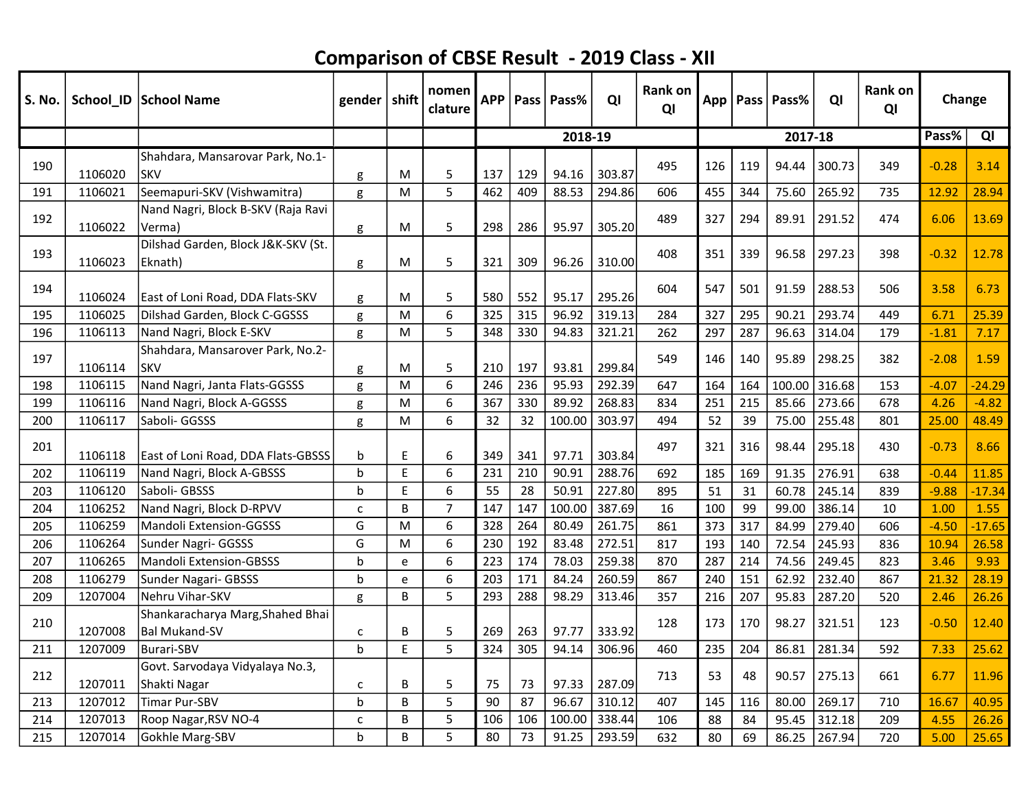# Comparison of CBSE Result - 2019 Class - XII

| S. No. | School_ID | School Name | gender | shift | nomen clature | APP | Pass | Pass% | QI | Rank on QI | App | Pass | Pass% | QI | Rank on QI | Change | |
|---|---|---|---|---|---|---|---|---|---|---|---|---|---|---|---|---|---|
| | | | | | | 2018-19 | | | | | 2017-18 | | | | | Pass% | QI |
| 190 | 1106020 | Shahdara, Mansarovar Park, No.1-SKV | g | M | 5 | 137 | 129 | 94.16 | 303.87 | 495 | 126 | 119 | 94.44 | 300.73 | 349 | -0.28 | 3.14 |
| 191 | 1106021 | Seemapuri-SKV (Vishwamitra) | g | M | 5 | 462 | 409 | 88.53 | 294.86 | 606 | 455 | 344 | 75.60 | 265.92 | 735 | 12.92 | 28.94 |
| 192 | 1106022 | Nand Nagri, Block B-SKV (Raja Ravi Verma) | g | M | 5 | 298 | 286 | 95.97 | 305.20 | 489 | 327 | 294 | 89.91 | 291.52 | 474 | 6.06 | 13.69 |
| 193 | 1106023 | Dilshad Garden, Block J&K-SKV (St. Eknath) | g | M | 5 | 321 | 309 | 96.26 | 310.00 | 408 | 351 | 339 | 96.58 | 297.23 | 398 | -0.32 | 12.78 |
| 194 | 1106024 | East of Loni Road, DDA Flats-SKV | g | M | 5 | 580 | 552 | 95.17 | 295.26 | 604 | 547 | 501 | 91.59 | 288.53 | 506 | 3.58 | 6.73 |
| 195 | 1106025 | Dilshad Garden, Block C-GGSSS | g | M | 6 | 325 | 315 | 96.92 | 319.13 | 284 | 327 | 295 | 90.21 | 293.74 | 449 | 6.71 | 25.39 |
| 196 | 1106113 | Nand Nagri, Block E-SKV | g | M | 5 | 348 | 330 | 94.83 | 321.21 | 262 | 297 | 287 | 96.63 | 314.04 | 179 | -1.81 | 7.17 |
| 197 | 1106114 | Shahdara, Mansarover Park, No.2-SKV | g | M | 5 | 210 | 197 | 93.81 | 299.84 | 549 | 146 | 140 | 95.89 | 298.25 | 382 | -2.08 | 1.59 |
| 198 | 1106115 | Nand Nagri, Janta Flats-GGSSS | g | M | 6 | 246 | 236 | 95.93 | 292.39 | 647 | 164 | 164 | 100.00 | 316.68 | 153 | -4.07 | -24.29 |
| 199 | 1106116 | Nand Nagri, Block A-GGSSS | g | M | 6 | 367 | 330 | 89.92 | 268.83 | 834 | 251 | 215 | 85.66 | 273.66 | 678 | 4.26 | -4.82 |
| 200 | 1106117 | Saboli- GGSSS | g | M | 6 | 32 | 32 | 100.00 | 303.97 | 494 | 52 | 39 | 75.00 | 255.48 | 801 | 25.00 | 48.49 |
| 201 | 1106118 | East of Loni Road, DDA Flats-GBSSS | b | E | 6 | 349 | 341 | 97.71 | 303.84 | 497 | 321 | 316 | 98.44 | 295.18 | 430 | -0.73 | 8.66 |
| 202 | 1106119 | Nand Nagri, Block A-GBSSS | b | E | 6 | 231 | 210 | 90.91 | 288.76 | 692 | 185 | 169 | 91.35 | 276.91 | 638 | -0.44 | 11.85 |
| 203 | 1106120 | Saboli- GBSSS | b | E | 6 | 55 | 28 | 50.91 | 227.80 | 895 | 51 | 31 | 60.78 | 245.14 | 839 | -9.88 | -17.34 |
| 204 | 1106252 | Nand Nagri, Block D-RPVV | c | B | 7 | 147 | 147 | 100.00 | 387.69 | 16 | 100 | 99 | 99.00 | 386.14 | 10 | 1.00 | 1.55 |
| 205 | 1106259 | Mandoli Extension-GGSSS | G | M | 6 | 328 | 264 | 80.49 | 261.75 | 861 | 373 | 317 | 84.99 | 279.40 | 606 | -4.50 | -17.65 |
| 206 | 1106264 | Sunder Nagri- GGSSS | G | M | 6 | 230 | 192 | 83.48 | 272.51 | 817 | 193 | 140 | 72.54 | 245.93 | 836 | 10.94 | 26.58 |
| 207 | 1106265 | Mandoli Extension-GBSSS | b | e | 6 | 223 | 174 | 78.03 | 259.38 | 870 | 287 | 214 | 74.56 | 249.45 | 823 | 3.46 | 9.93 |
| 208 | 1106279 | Sunder Nagari- GBSSS | b | e | 6 | 203 | 171 | 84.24 | 260.59 | 867 | 240 | 151 | 62.92 | 232.40 | 867 | 21.32 | 28.19 |
| 209 | 1207004 | Nehru Vihar-SKV | g | B | 5 | 293 | 288 | 98.29 | 313.46 | 357 | 216 | 207 | 95.83 | 287.20 | 520 | 2.46 | 26.26 |
| 210 | 1207008 | Shankaracharya Marg,Shahed Bhai Bal Mukand-SV | c | B | 5 | 269 | 263 | 97.77 | 333.92 | 128 | 173 | 170 | 98.27 | 321.51 | 123 | -0.50 | 12.40 |
| 211 | 1207009 | Burari-SBV | b | E | 5 | 324 | 305 | 94.14 | 306.96 | 460 | 235 | 204 | 86.81 | 281.34 | 592 | 7.33 | 25.62 |
| 212 | 1207011 | Govt. Sarvodaya Vidyalaya No.3, Shakti Nagar | c | B | 5 | 75 | 73 | 97.33 | 287.09 | 713 | 53 | 48 | 90.57 | 275.13 | 661 | 6.77 | 11.96 |
| 213 | 1207012 | Timar Pur-SBV | b | B | 5 | 90 | 87 | 96.67 | 310.12 | 407 | 145 | 116 | 80.00 | 269.17 | 710 | 16.67 | 40.95 |
| 214 | 1207013 | Roop Nagar,RSV NO-4 | c | B | 5 | 106 | 106 | 100.00 | 338.44 | 106 | 88 | 84 | 95.45 | 312.18 | 209 | 4.55 | 26.26 |
| 215 | 1207014 | Gokhle Marg-SBV | b | B | 5 | 80 | 73 | 91.25 | 293.59 | 632 | 80 | 69 | 86.25 | 267.94 | 720 | 5.00 | 25.65 |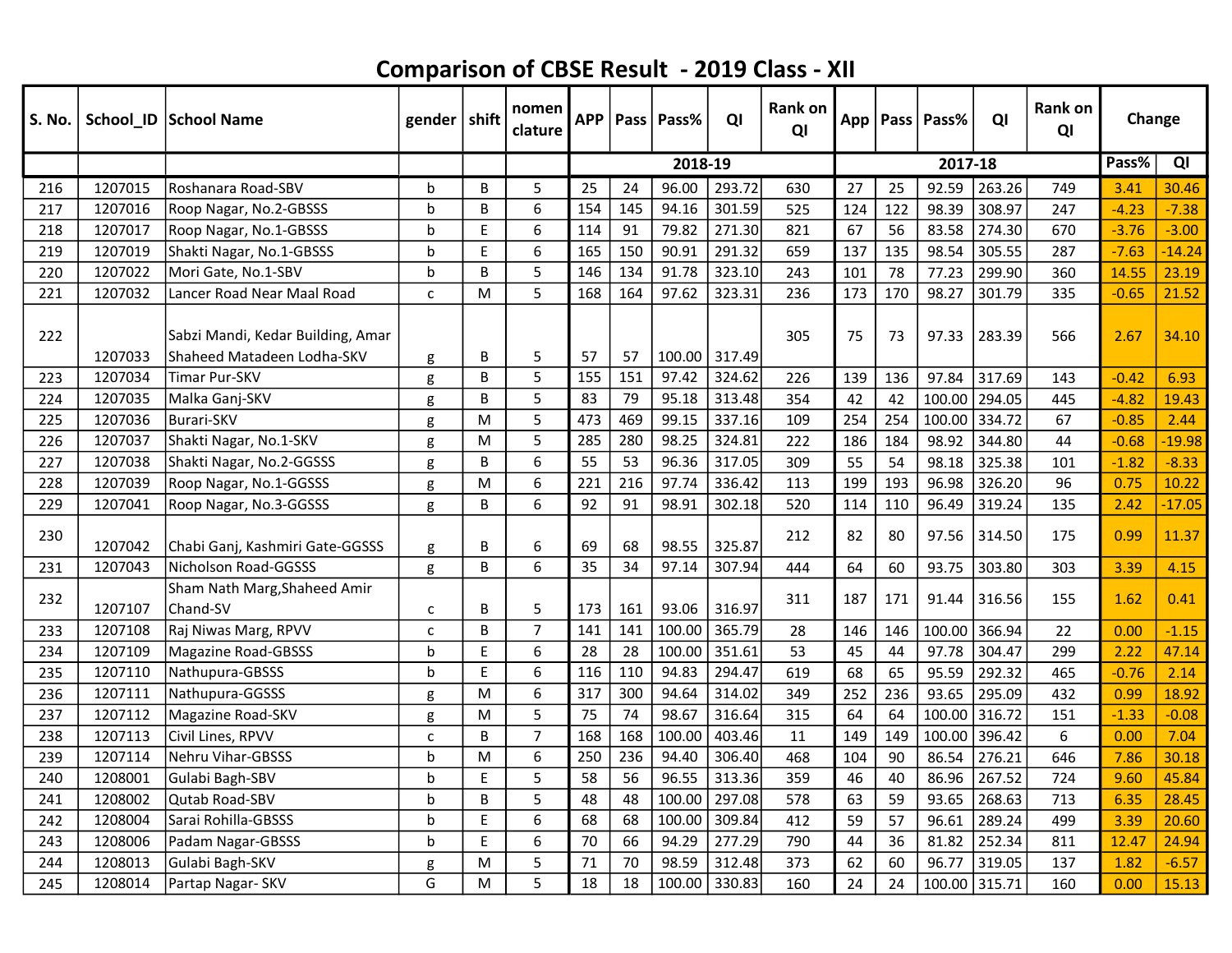# Comparison of CBSE Result - 2019 Class - XII

| S. No. | School_ID | School Name | gender | shift | nomen clature | APP | Pass | Pass% | QI | Rank on QI | App | Pass | Pass% | QI | Rank on QI | Change | |
|---|---|---|---|---|---|---|---|---|---|---|---|---|---|---|---|---|---|
| | | | | | | 2018-19 | | | | | 2017-18 | | | | | Pass% | QI |
| 216 | 1207015 | Roshanara Road-SBV | b | B | 5 | 25 | 24 | 96.00 | 293.72 | 630 | 27 | 25 | 92.59 | 263.26 | 749 | 3.41 | 30.46 |
| 217 | 1207016 | Roop Nagar, No.2-GBSSS | b | B | 6 | 154 | 145 | 94.16 | 301.59 | 525 | 124 | 122 | 98.39 | 308.97 | 247 | -4.23 | -7.38 |
| 218 | 1207017 | Roop Nagar, No.1-GBSSS | b | E | 6 | 114 | 91 | 79.82 | 271.30 | 821 | 67 | 56 | 83.58 | 274.30 | 670 | -3.76 | -3.00 |
| 219 | 1207019 | Shakti Nagar, No.1-GBSSS | b | E | 6 | 165 | 150 | 90.91 | 291.32 | 659 | 137 | 135 | 98.54 | 305.55 | 287 | -7.63 | -14.24 |
| 220 | 1207022 | Mori Gate, No.1-SBV | b | B | 5 | 146 | 134 | 91.78 | 323.10 | 243 | 101 | 78 | 77.23 | 299.90 | 360 | 14.55 | 23.19 |
| 221 | 1207032 | Lancer Road Near Maal Road | c | M | 5 | 168 | 164 | 97.62 | 323.31 | 236 | 173 | 170 | 98.27 | 301.79 | 335 | -0.65 | 21.52 |
| 222 | 1207033 | Sabzi Mandi, Kedar Building, Amar Shaheed Matadeen Lodha-SKV | g | B | 5 | 57 | 57 | 100.00 | 317.49 | 305 | 75 | 73 | 97.33 | 283.39 | 566 | 2.67 | 34.10 |
| 223 | 1207034 | Timar Pur-SKV | g | B | 5 | 155 | 151 | 97.42 | 324.62 | 226 | 139 | 136 | 97.84 | 317.69 | 143 | -0.42 | 6.93 |
| 224 | 1207035 | Malka Ganj-SKV | g | B | 5 | 83 | 79 | 95.18 | 313.48 | 354 | 42 | 42 | 100.00 | 294.05 | 445 | -4.82 | 19.43 |
| 225 | 1207036 | Burari-SKV | g | M | 5 | 473 | 469 | 99.15 | 337.16 | 109 | 254 | 254 | 100.00 | 334.72 | 67 | -0.85 | 2.44 |
| 226 | 1207037 | Shakti Nagar, No.1-SKV | g | M | 5 | 285 | 280 | 98.25 | 324.81 | 222 | 186 | 184 | 98.92 | 344.80 | 44 | -0.68 | -19.98 |
| 227 | 1207038 | Shakti Nagar, No.2-GGSSS | g | B | 6 | 55 | 53 | 96.36 | 317.05 | 309 | 55 | 54 | 98.18 | 325.38 | 101 | -1.82 | -8.33 |
| 228 | 1207039 | Roop Nagar, No.1-GGSSS | g | M | 6 | 221 | 216 | 97.74 | 336.42 | 113 | 199 | 193 | 96.98 | 326.20 | 96 | 0.75 | 10.22 |
| 229 | 1207041 | Roop Nagar, No.3-GGSSS | g | B | 6 | 92 | 91 | 98.91 | 302.18 | 520 | 114 | 110 | 96.49 | 319.24 | 135 | 2.42 | -17.05 |
| 230 | 1207042 | Chabi Ganj, Kashmiri Gate-GGSSS | g | B | 6 | 69 | 68 | 98.55 | 325.87 | 212 | 82 | 80 | 97.56 | 314.50 | 175 | 0.99 | 11.37 |
| 231 | 1207043 | Nicholson Road-GGSSS | g | B | 6 | 35 | 34 | 97.14 | 307.94 | 444 | 64 | 60 | 93.75 | 303.80 | 303 | 3.39 | 4.15 |
| 232 | 1207107 | Sham Nath Marg,Shaheed Amir Chand-SV | c | B | 5 | 173 | 161 | 93.06 | 316.97 | 311 | 187 | 171 | 91.44 | 316.56 | 155 | 1.62 | 0.41 |
| 233 | 1207108 | Raj Niwas Marg, RPVV | c | B | 7 | 141 | 141 | 100.00 | 365.79 | 28 | 146 | 146 | 100.00 | 366.94 | 22 | 0.00 | -1.15 |
| 234 | 1207109 | Magazine Road-GBSSS | b | E | 6 | 28 | 28 | 100.00 | 351.61 | 53 | 45 | 44 | 97.78 | 304.47 | 299 | 2.22 | 47.14 |
| 235 | 1207110 | Nathupura-GBSSS | b | E | 6 | 116 | 110 | 94.83 | 294.47 | 619 | 68 | 65 | 95.59 | 292.32 | 465 | -0.76 | 2.14 |
| 236 | 1207111 | Nathupura-GGSSS | g | M | 6 | 317 | 300 | 94.64 | 314.02 | 349 | 252 | 236 | 93.65 | 295.09 | 432 | 0.99 | 18.92 |
| 237 | 1207112 | Magazine Road-SKV | g | M | 5 | 75 | 74 | 98.67 | 316.64 | 315 | 64 | 64 | 100.00 | 316.72 | 151 | -1.33 | -0.08 |
| 238 | 1207113 | Civil Lines, RPVV | c | B | 7 | 168 | 168 | 100.00 | 403.46 | 11 | 149 | 149 | 100.00 | 396.42 | 6 | 0.00 | 7.04 |
| 239 | 1207114 | Nehru Vihar-GBSSS | b | M | 6 | 250 | 236 | 94.40 | 306.40 | 468 | 104 | 90 | 86.54 | 276.21 | 646 | 7.86 | 30.18 |
| 240 | 1208001 | Gulabi Bagh-SBV | b | E | 5 | 58 | 56 | 96.55 | 313.36 | 359 | 46 | 40 | 86.96 | 267.52 | 724 | 9.60 | 45.84 |
| 241 | 1208002 | Qutab Road-SBV | b | B | 5 | 48 | 48 | 100.00 | 297.08 | 578 | 63 | 59 | 93.65 | 268.63 | 713 | 6.35 | 28.45 |
| 242 | 1208004 | Sarai Rohilla-GBSSS | b | E | 6 | 68 | 68 | 100.00 | 309.84 | 412 | 59 | 57 | 96.61 | 289.24 | 499 | 3.39 | 20.60 |
| 243 | 1208006 | Padam Nagar-GBSSS | b | E | 6 | 70 | 66 | 94.29 | 277.29 | 790 | 44 | 36 | 81.82 | 252.34 | 811 | 12.47 | 24.94 |
| 244 | 1208013 | Gulabi Bagh-SKV | g | M | 5 | 71 | 70 | 98.59 | 312.48 | 373 | 62 | 60 | 96.77 | 319.05 | 137 | 1.82 | -6.57 |
| 245 | 1208014 | Partap Nagar- SKV | G | M | 5 | 18 | 18 | 100.00 | 330.83 | 160 | 24 | 24 | 100.00 | 315.71 | 160 | 0.00 | 15.13 |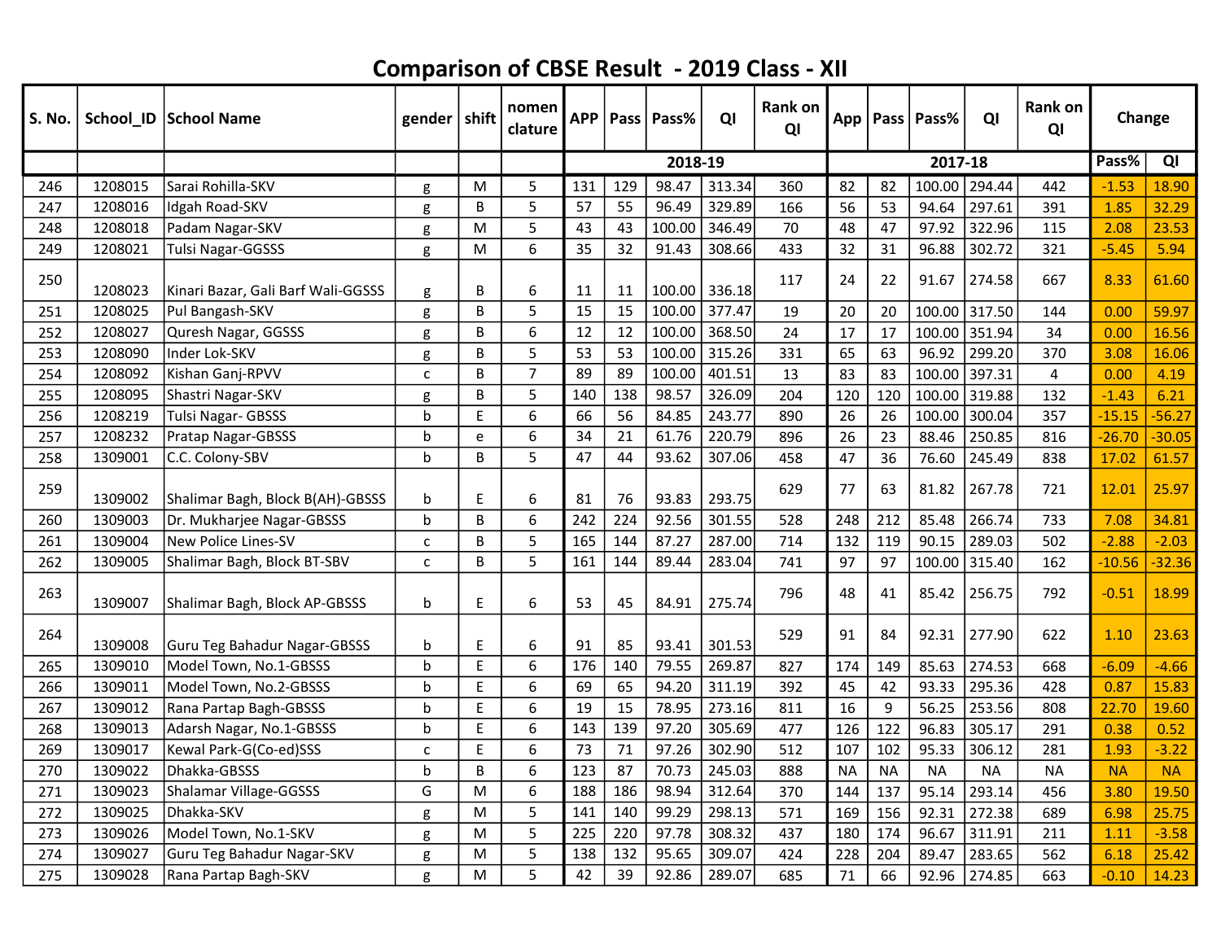# Comparison of CBSE Result - 2019 Class - XII

| S. No. | School_ID | School Name | gender | shift | nomen clature | APP | Pass | Pass% | QI | Rank on QI | App | Pass | Pass% | QI | Rank on QI | Change | |
|---|---|---|---|---|---|---|---|---|---|---|---|---|---|---|---|---|---|
| | | | | | | 2018-19 | | | | | 2017-18 | | | | | Pass% | QI |
| 246 | 1208015 | Sarai Rohilla-SKV | g | M | 5 | 131 | 129 | 98.47 | 313.34 | 360 | 82 | 82 | 100.00 | 294.44 | 442 | -1.53 | 18.90 |
| 247 | 1208016 | Idgah Road-SKV | g | B | 5 | 57 | 55 | 96.49 | 329.89 | 166 | 56 | 53 | 94.64 | 297.61 | 391 | 1.85 | 32.29 |
| 248 | 1208018 | Padam Nagar-SKV | g | M | 5 | 43 | 43 | 100.00 | 346.49 | 70 | 48 | 47 | 97.92 | 322.96 | 115 | 2.08 | 23.53 |
| 249 | 1208021 | Tulsi Nagar-GGSSS | g | M | 6 | 35 | 32 | 91.43 | 308.66 | 433 | 32 | 31 | 96.88 | 302.72 | 321 | -5.45 | 5.94 |
| 250 | 1208023 | Kinari Bazar, Gali Barf Wali-GGSSS | g | B | 6 | 11 | 11 | 100.00 | 336.18 | 117 | 24 | 22 | 91.67 | 274.58 | 667 | 8.33 | 61.60 |
| 251 | 1208025 | Pul Bangash-SKV | g | B | 5 | 15 | 15 | 100.00 | 377.47 | 19 | 20 | 20 | 100.00 | 317.50 | 144 | 0.00 | 59.97 |
| 252 | 1208027 | Quresh Nagar, GGSSS | g | B | 6 | 12 | 12 | 100.00 | 368.50 | 24 | 17 | 17 | 100.00 | 351.94 | 34 | 0.00 | 16.56 |
| 253 | 1208090 | Inder Lok-SKV | g | B | 5 | 53 | 53 | 100.00 | 315.26 | 331 | 65 | 63 | 96.92 | 299.20 | 370 | 3.08 | 16.06 |
| 254 | 1208092 | Kishan Ganj-RPVV | c | B | 7 | 89 | 89 | 100.00 | 401.51 | 13 | 83 | 83 | 100.00 | 397.31 | 4 | 0.00 | 4.19 |
| 255 | 1208095 | Shastri Nagar-SKV | g | B | 5 | 140 | 138 | 98.57 | 326.09 | 204 | 120 | 120 | 100.00 | 319.88 | 132 | -1.43 | 6.21 |
| 256 | 1208219 | Tulsi Nagar- GBSSS | b | E | 6 | 66 | 56 | 84.85 | 243.77 | 890 | 26 | 26 | 100.00 | 300.04 | 357 | -15.15 | -56.27 |
| 257 | 1208232 | Pratap Nagar-GBSSS | b | e | 6 | 34 | 21 | 61.76 | 220.79 | 896 | 26 | 23 | 88.46 | 250.85 | 816 | -26.70 | -30.05 |
| 258 | 1309001 | C.C. Colony-SBV | b | B | 5 | 47 | 44 | 93.62 | 307.06 | 458 | 47 | 36 | 76.60 | 245.49 | 838 | 17.02 | 61.57 |
| 259 | 1309002 | Shalimar Bagh, Block B(AH)-GBSSS | b | E | 6 | 81 | 76 | 93.83 | 293.75 | 629 | 77 | 63 | 81.82 | 267.78 | 721 | 12.01 | 25.97 |
| 260 | 1309003 | Dr. Mukharjee Nagar-GBSSS | b | B | 6 | 242 | 224 | 92.56 | 301.55 | 528 | 248 | 212 | 85.48 | 266.74 | 733 | 7.08 | 34.81 |
| 261 | 1309004 | New Police Lines-SV | c | B | 5 | 165 | 144 | 87.27 | 287.00 | 714 | 132 | 119 | 90.15 | 289.03 | 502 | -2.88 | -2.03 |
| 262 | 1309005 | Shalimar Bagh, Block BT-SBV | c | B | 5 | 161 | 144 | 89.44 | 283.04 | 741 | 97 | 97 | 100.00 | 315.40 | 162 | -10.56 | -32.36 |
| 263 | 1309007 | Shalimar Bagh, Block AP-GBSSS | b | E | 6 | 53 | 45 | 84.91 | 275.74 | 796 | 48 | 41 | 85.42 | 256.75 | 792 | -0.51 | 18.99 |
| 264 | 1309008 | Guru Teg Bahadur Nagar-GBSSS | b | E | 6 | 91 | 85 | 93.41 | 301.53 | 529 | 91 | 84 | 92.31 | 277.90 | 622 | 1.10 | 23.63 |
| 265 | 1309010 | Model Town, No.1-GBSSS | b | E | 6 | 176 | 140 | 79.55 | 269.87 | 827 | 174 | 149 | 85.63 | 274.53 | 668 | -6.09 | -4.66 |
| 266 | 1309011 | Model Town, No.2-GBSSS | b | E | 6 | 69 | 65 | 94.20 | 311.19 | 392 | 45 | 42 | 93.33 | 295.36 | 428 | 0.87 | 15.83 |
| 267 | 1309012 | Rana Partap Bagh-GBSSS | b | E | 6 | 19 | 15 | 78.95 | 273.16 | 811 | 16 | 9 | 56.25 | 253.56 | 808 | 22.70 | 19.60 |
| 268 | 1309013 | Adarsh Nagar, No.1-GBSSS | b | E | 6 | 143 | 139 | 97.20 | 305.69 | 477 | 126 | 122 | 96.83 | 305.17 | 291 | 0.38 | 0.52 |
| 269 | 1309017 | Kewal Park-G(Co-ed)SSS | c | E | 6 | 73 | 71 | 97.26 | 302.90 | 512 | 107 | 102 | 95.33 | 306.12 | 281 | 1.93 | -3.22 |
| 270 | 1309022 | Dhakka-GBSSS | b | B | 6 | 123 | 87 | 70.73 | 245.03 | 888 | NA | NA | NA | NA | NA | NA | NA |
| 271 | 1309023 | Shalamar Village-GGSSS | G | M | 6 | 188 | 186 | 98.94 | 312.64 | 370 | 144 | 137 | 95.14 | 293.14 | 456 | 3.80 | 19.50 |
| 272 | 1309025 | Dhakka-SKV | g | M | 5 | 141 | 140 | 99.29 | 298.13 | 571 | 169 | 156 | 92.31 | 272.38 | 689 | 6.98 | 25.75 |
| 273 | 1309026 | Model Town, No.1-SKV | g | M | 5 | 225 | 220 | 97.78 | 308.32 | 437 | 180 | 174 | 96.67 | 311.91 | 211 | 1.11 | -3.58 |
| 274 | 1309027 | Guru Teg Bahadur Nagar-SKV | g | M | 5 | 138 | 132 | 95.65 | 309.07 | 424 | 228 | 204 | 89.47 | 283.65 | 562 | 6.18 | 25.42 |
| 275 | 1309028 | Rana Partap Bagh-SKV | g | M | 5 | 42 | 39 | 92.86 | 289.07 | 685 | 71 | 66 | 92.96 | 274.85 | 663 | -0.10 | 14.23 |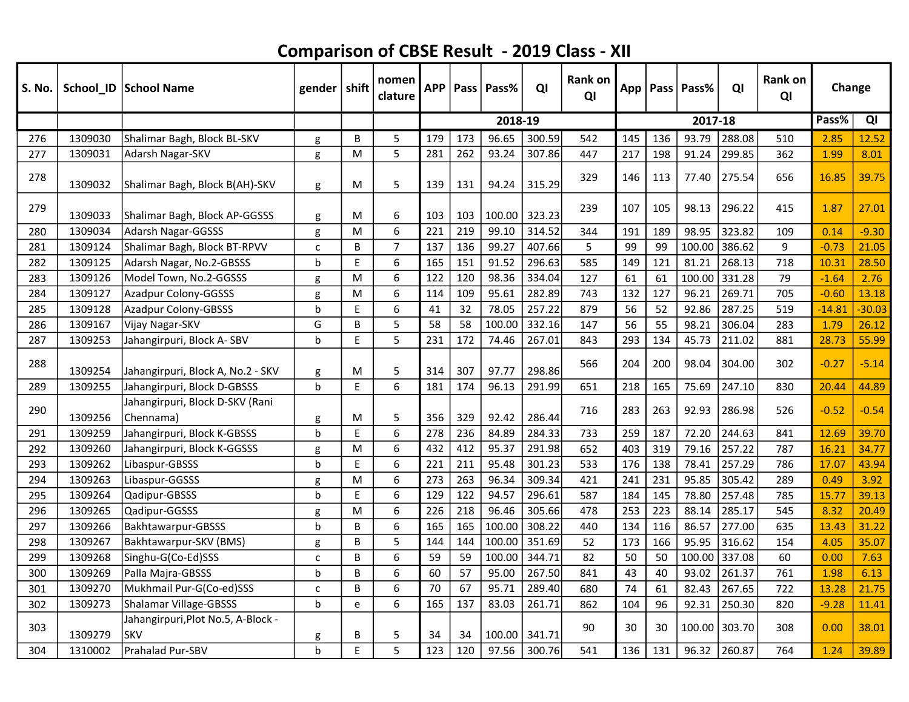# Comparison of CBSE Result - 2019 Class - XII

| S. No. | School_ID | School Name | gender | shift | nomen clature | APP | Pass | Pass% | QI | Rank on QI | App | Pass | Pass% | QI | Rank on QI | Change | |
|---|---|---|---|---|---|---|---|---|---|---|---|---|---|---|---|---|---|
| | | | | | | 2018-19 | | | | | 2017-18 | | | | | Pass% | QI |
| 276 | 1309030 | Shalimar Bagh, Block BL-SKV | g | B | 5 | 179 | 173 | 96.65 | 300.59 | 542 | 145 | 136 | 93.79 | 288.08 | 510 | 2.85 | 12.52 |
| 277 | 1309031 | Adarsh Nagar-SKV | g | M | 5 | 281 | 262 | 93.24 | 307.86 | 447 | 217 | 198 | 91.24 | 299.85 | 362 | 1.99 | 8.01 |
| 278 | 1309032 | Shalimar Bagh, Block B(AH)-SKV | g | M | 5 | 139 | 131 | 94.24 | 315.29 | 329 | 146 | 113 | 77.40 | 275.54 | 656 | 16.85 | 39.75 |
| 279 | 1309033 | Shalimar Bagh, Block AP-GGSSS | g | M | 6 | 103 | 103 | 100.00 | 323.23 | 239 | 107 | 105 | 98.13 | 296.22 | 415 | 1.87 | 27.01 |
| 280 | 1309034 | Adarsh Nagar-GGSSS | g | M | 6 | 221 | 219 | 99.10 | 314.52 | 344 | 191 | 189 | 98.95 | 323.82 | 109 | 0.14 | -9.30 |
| 281 | 1309124 | Shalimar Bagh, Block BT-RPVV | c | B | 7 | 137 | 136 | 99.27 | 407.66 | 5 | 99 | 99 | 100.00 | 386.62 | 9 | -0.73 | 21.05 |
| 282 | 1309125 | Adarsh Nagar, No.2-GBSSS | b | E | 6 | 165 | 151 | 91.52 | 296.63 | 585 | 149 | 121 | 81.21 | 268.13 | 718 | 10.31 | 28.50 |
| 283 | 1309126 | Model Town, No.2-GGSSS | g | M | 6 | 122 | 120 | 98.36 | 334.04 | 127 | 61 | 61 | 100.00 | 331.28 | 79 | -1.64 | 2.76 |
| 284 | 1309127 | Azadpur Colony-GGSSS | g | M | 6 | 114 | 109 | 95.61 | 282.89 | 743 | 132 | 127 | 96.21 | 269.71 | 705 | -0.60 | 13.18 |
| 285 | 1309128 | Azadpur Colony-GBSSS | b | E | 6 | 41 | 32 | 78.05 | 257.22 | 879 | 56 | 52 | 92.86 | 287.25 | 519 | -14.81 | -30.03 |
| 286 | 1309167 | Vijay Nagar-SKV | G | B | 5 | 58 | 58 | 100.00 | 332.16 | 147 | 56 | 55 | 98.21 | 306.04 | 283 | 1.79 | 26.12 |
| 287 | 1309253 | Jahangirpuri, Block A- SBV | b | E | 5 | 231 | 172 | 74.46 | 267.01 | 843 | 293 | 134 | 45.73 | 211.02 | 881 | 28.73 | 55.99 |
| 288 | 1309254 | Jahangirpuri, Block A, No.2 - SKV | g | M | 5 | 314 | 307 | 97.77 | 298.86 | 566 | 204 | 200 | 98.04 | 304.00 | 302 | -0.27 | -5.14 |
| 289 | 1309255 | Jahangirpuri, Block D-GBSSS | b | E | 6 | 181 | 174 | 96.13 | 291.99 | 651 | 218 | 165 | 75.69 | 247.10 | 830 | 20.44 | 44.89 |
| 290 | 1309256 | Jahangirpuri, Block D-SKV (Rani Chennama) | g | M | 5 | 356 | 329 | 92.42 | 286.44 | 716 | 283 | 263 | 92.93 | 286.98 | 526 | -0.52 | -0.54 |
| 291 | 1309259 | Jahangirpuri, Block K-GBSSS | b | E | 6 | 278 | 236 | 84.89 | 284.33 | 733 | 259 | 187 | 72.20 | 244.63 | 841 | 12.69 | 39.70 |
| 292 | 1309260 | Jahangirpuri, Block K-GGSSS | g | M | 6 | 432 | 412 | 95.37 | 291.98 | 652 | 403 | 319 | 79.16 | 257.22 | 787 | 16.21 | 34.77 |
| 293 | 1309262 | Libaspur-GBSSS | b | E | 6 | 221 | 211 | 95.48 | 301.23 | 533 | 176 | 138 | 78.41 | 257.29 | 786 | 17.07 | 43.94 |
| 294 | 1309263 | Libaspur-GGSSS | g | M | 6 | 273 | 263 | 96.34 | 309.34 | 421 | 241 | 231 | 95.85 | 305.42 | 289 | 0.49 | 3.92 |
| 295 | 1309264 | Qadipur-GBSSS | b | E | 6 | 129 | 122 | 94.57 | 296.61 | 587 | 184 | 145 | 78.80 | 257.48 | 785 | 15.77 | 39.13 |
| 296 | 1309265 | Qadipur-GGSSS | g | M | 6 | 226 | 218 | 96.46 | 305.66 | 478 | 253 | 223 | 88.14 | 285.17 | 545 | 8.32 | 20.49 |
| 297 | 1309266 | Bakhtawarpur-GBSSS | b | B | 6 | 165 | 165 | 100.00 | 308.22 | 440 | 134 | 116 | 86.57 | 277.00 | 635 | 13.43 | 31.22 |
| 298 | 1309267 | Bakhtawarpur-SKV (BMS) | g | B | 5 | 144 | 144 | 100.00 | 351.69 | 52 | 173 | 166 | 95.95 | 316.62 | 154 | 4.05 | 35.07 |
| 299 | 1309268 | Singhu-G(Co-Ed)SSS | c | B | 6 | 59 | 59 | 100.00 | 344.71 | 82 | 50 | 50 | 100.00 | 337.08 | 60 | 0.00 | 7.63 |
| 300 | 1309269 | Palla Majra-GBSSS | b | B | 6 | 60 | 57 | 95.00 | 267.50 | 841 | 43 | 40 | 93.02 | 261.37 | 761 | 1.98 | 6.13 |
| 301 | 1309270 | Mukhmail Pur-G(Co-ed)SSS | c | B | 6 | 70 | 67 | 95.71 | 289.40 | 680 | 74 | 61 | 82.43 | 267.65 | 722 | 13.28 | 21.75 |
| 302 | 1309273 | Shalamar Village-GBSSS | b | e | 6 | 165 | 137 | 83.03 | 261.71 | 862 | 104 | 96 | 92.31 | 250.30 | 820 | -9.28 | 11.41 |
| 303 | 1309279 | Jahangirpuri,Plot No.5, A-Block -SKV | g | B | 5 | 34 | 34 | 100.00 | 341.71 | 90 | 30 | 30 | 100.00 | 303.70 | 308 | 0.00 | 38.01 |
| 304 | 1310002 | Prahalad Pur-SBV | b | E | 5 | 123 | 120 | 97.56 | 300.76 | 541 | 136 | 131 | 96.32 | 260.87 | 764 | 1.24 | 39.89 |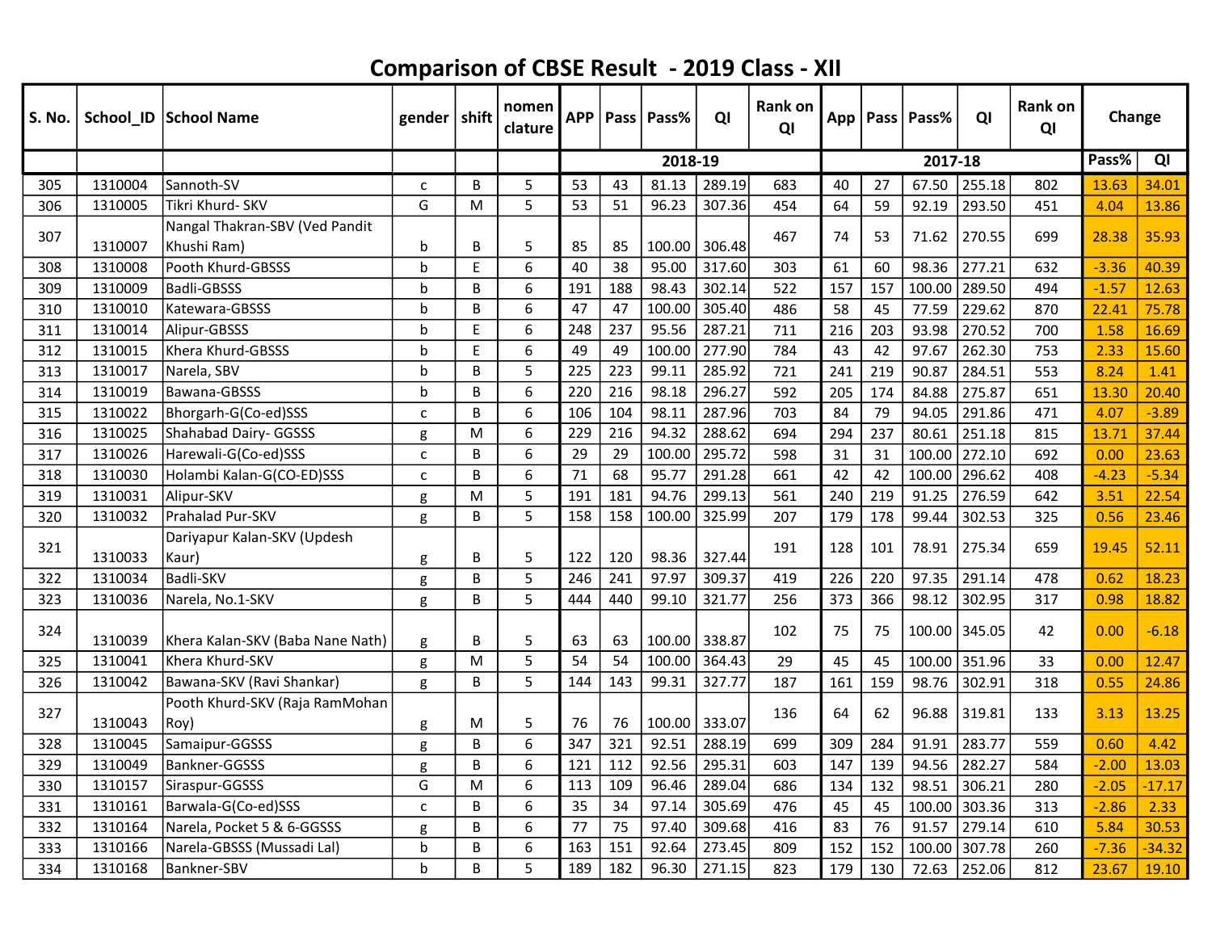# Comparison of CBSE Result - 2019 Class - XII

| S. No. | School_ID | School Name | gender | shift | nomen clature | APP | Pass | Pass% | QI | Rank on QI | App | Pass | Pass% | QI | Rank on QI | Change | |
|---|---|---|---|---|---|---|---|---|---|---|---|---|---|---|---|---|---|
| | | | | | | 2018-19 | | | | | 2017-18 | | | | | Pass% | QI |
| 305 | 1310004 | Sannoth-SV | c | B | 5 | 53 | 43 | 81.13 | 289.19 | 683 | 40 | 27 | 67.50 | 255.18 | 802 | 13.63 | 34.01 |
| 306 | 1310005 | Tikri Khurd- SKV | G | M | 5 | 53 | 51 | 96.23 | 307.36 | 454 | 64 | 59 | 92.19 | 293.50 | 451 | 4.04 | 13.86 |
| 307 | 1310007 | Nangal Thakran-SBV (Ved Pandit Khushi Ram) | b | B | 5 | 85 | 85 | 100.00 | 306.48 | 467 | 74 | 53 | 71.62 | 270.55 | 699 | 28.38 | 35.93 |
| 308 | 1310008 | Pooth Khurd-GBSSS | b | E | 6 | 40 | 38 | 95.00 | 317.60 | 303 | 61 | 60 | 98.36 | 277.21 | 632 | -3.36 | 40.39 |
| 309 | 1310009 | Badli-GBSSS | b | B | 6 | 191 | 188 | 98.43 | 302.14 | 522 | 157 | 157 | 100.00 | 289.50 | 494 | -1.57 | 12.63 |
| 310 | 1310010 | Katewara-GBSSS | b | B | 6 | 47 | 47 | 100.00 | 305.40 | 486 | 58 | 45 | 77.59 | 229.62 | 870 | 22.41 | 75.78 |
| 311 | 1310014 | Alipur-GBSSS | b | E | 6 | 248 | 237 | 95.56 | 287.21 | 711 | 216 | 203 | 93.98 | 270.52 | 700 | 1.58 | 16.69 |
| 312 | 1310015 | Khera Khurd-GBSSS | b | E | 6 | 49 | 49 | 100.00 | 277.90 | 784 | 43 | 42 | 97.67 | 262.30 | 753 | 2.33 | 15.60 |
| 313 | 1310017 | Narela, SBV | b | B | 5 | 225 | 223 | 99.11 | 285.92 | 721 | 241 | 219 | 90.87 | 284.51 | 553 | 8.24 | 1.41 |
| 314 | 1310019 | Bawana-GBSSS | b | B | 6 | 220 | 216 | 98.18 | 296.27 | 592 | 205 | 174 | 84.88 | 275.87 | 651 | 13.30 | 20.40 |
| 315 | 1310022 | Bhorgarh-G(Co-ed)SSS | c | B | 6 | 106 | 104 | 98.11 | 287.96 | 703 | 84 | 79 | 94.05 | 291.86 | 471 | 4.07 | -3.89 |
| 316 | 1310025 | Shahabad Dairy- GGSSS | g | M | 6 | 229 | 216 | 94.32 | 288.62 | 694 | 294 | 237 | 80.61 | 251.18 | 815 | 13.71 | 37.44 |
| 317 | 1310026 | Harewali-G(Co-ed)SSS | c | B | 6 | 29 | 29 | 100.00 | 295.72 | 598 | 31 | 31 | 100.00 | 272.10 | 692 | 0.00 | 23.63 |
| 318 | 1310030 | Holambi Kalan-G(CO-ED)SSS | c | B | 6 | 71 | 68 | 95.77 | 291.28 | 661 | 42 | 42 | 100.00 | 296.62 | 408 | -4.23 | -5.34 |
| 319 | 1310031 | Alipur-SKV | g | M | 5 | 191 | 181 | 94.76 | 299.13 | 561 | 240 | 219 | 91.25 | 276.59 | 642 | 3.51 | 22.54 |
| 320 | 1310032 | Prahalad Pur-SKV | g | B | 5 | 158 | 158 | 100.00 | 325.99 | 207 | 179 | 178 | 99.44 | 302.53 | 325 | 0.56 | 23.46 |
| 321 | 1310033 | Dariyapur Kalan-SKV (Updesh Kaur) | g | B | 5 | 122 | 120 | 98.36 | 327.44 | 191 | 128 | 101 | 78.91 | 275.34 | 659 | 19.45 | 52.11 |
| 322 | 1310034 | Badli-SKV | g | B | 5 | 246 | 241 | 97.97 | 309.37 | 419 | 226 | 220 | 97.35 | 291.14 | 478 | 0.62 | 18.23 |
| 323 | 1310036 | Narela, No.1-SKV | g | B | 5 | 444 | 440 | 99.10 | 321.77 | 256 | 373 | 366 | 98.12 | 302.95 | 317 | 0.98 | 18.82 |
| 324 | 1310039 | Khera Kalan-SKV (Baba Nane Nath) | g | B | 5 | 63 | 63 | 100.00 | 338.87 | 102 | 75 | 75 | 100.00 | 345.05 | 42 | 0.00 | -6.18 |
| 325 | 1310041 | Khera Khurd-SKV | g | M | 5 | 54 | 54 | 100.00 | 364.43 | 29 | 45 | 45 | 100.00 | 351.96 | 33 | 0.00 | 12.47 |
| 326 | 1310042 | Bawana-SKV (Ravi Shankar) | g | B | 5 | 144 | 143 | 99.31 | 327.77 | 187 | 161 | 159 | 98.76 | 302.91 | 318 | 0.55 | 24.86 |
| 327 | 1310043 | Pooth Khurd-SKV (Raja RamMohan Roy) | g | M | 5 | 76 | 76 | 100.00 | 333.07 | 136 | 64 | 62 | 96.88 | 319.81 | 133 | 3.13 | 13.25 |
| 328 | 1310045 | Samaipur-GGSSS | g | B | 6 | 347 | 321 | 92.51 | 288.19 | 699 | 309 | 284 | 91.91 | 283.77 | 559 | 0.60 | 4.42 |
| 329 | 1310049 | Bankner-GGSSS | g | B | 6 | 121 | 112 | 92.56 | 295.31 | 603 | 147 | 139 | 94.56 | 282.27 | 584 | -2.00 | 13.03 |
| 330 | 1310157 | Siraspur-GGSSS | G | M | 6 | 113 | 109 | 96.46 | 289.04 | 686 | 134 | 132 | 98.51 | 306.21 | 280 | -2.05 | -17.17 |
| 331 | 1310161 | Barwala-G(Co-ed)SSS | c | B | 6 | 35 | 34 | 97.14 | 305.69 | 476 | 45 | 45 | 100.00 | 303.36 | 313 | -2.86 | 2.33 |
| 332 | 1310164 | Narela, Pocket 5 & 6-GGSSS | g | B | 6 | 77 | 75 | 97.40 | 309.68 | 416 | 83 | 76 | 91.57 | 279.14 | 610 | 5.84 | 30.53 |
| 333 | 1310166 | Narela-GBSSS (Mussadi Lal) | b | B | 6 | 163 | 151 | 92.64 | 273.45 | 809 | 152 | 152 | 100.00 | 307.78 | 260 | -7.36 | -34.32 |
| 334 | 1310168 | Bankner-SBV | b | B | 5 | 189 | 182 | 96.30 | 271.15 | 823 | 179 | 130 | 72.63 | 252.06 | 812 | 23.67 | 19.10 |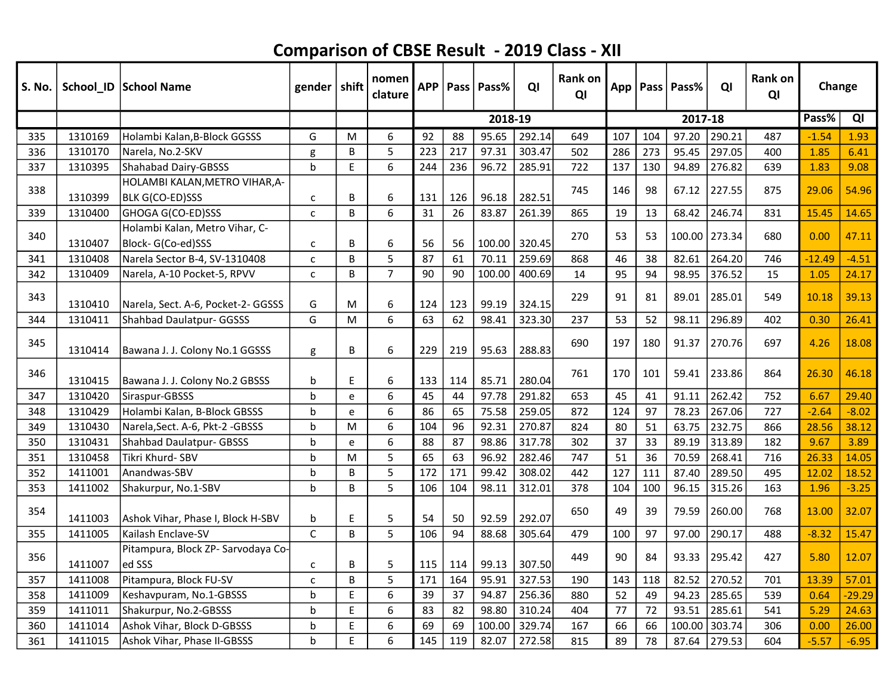# Comparison of CBSE Result - 2019 Class - XII

| S. No. | School_ID | School Name | gender | shift | nomen clature | APP | Pass | Pass% | QI | Rank on QI | App | Pass | Pass% | QI | Rank on QI | Change | |
|---|---|---|---|---|---|---|---|---|---|---|---|---|---|---|---|---|---|
| | | | | | | 2018-19 | | | | | 2017-18 | | | | | Pass% | QI |
| 335 | 1310169 | Holambi Kalan,B-Block GGSSS | G | M | 6 | 92 | 88 | 95.65 | 292.14 | 649 | 107 | 104 | 97.20 | 290.21 | 487 | -1.54 | 1.93 |
| 336 | 1310170 | Narela, No.2-SKV | g | B | 5 | 223 | 217 | 97.31 | 303.47 | 502 | 286 | 273 | 95.45 | 297.05 | 400 | 1.85 | 6.41 |
| 337 | 1310395 | Shahabad Dairy-GBSSS | b | E | 6 | 244 | 236 | 96.72 | 285.91 | 722 | 137 | 130 | 94.89 | 276.82 | 639 | 1.83 | 9.08 |
| 338 | 1310399 | HOLAMBI KALAN,METRO VIHAR,A-BLK G(CO-ED)SSS | c | B | 6 | 131 | 126 | 96.18 | 282.51 | 745 | 146 | 98 | 67.12 | 227.55 | 875 | 29.06 | 54.96 |
| 339 | 1310400 | GHOGA G(CO-ED)SSS | c | B | 6 | 31 | 26 | 83.87 | 261.39 | 865 | 19 | 13 | 68.42 | 246.74 | 831 | 15.45 | 14.65 |
| 340 | 1310407 | Holambi Kalan, Metro Vihar, C-Block- G(Co-ed)SSS | c | B | 6 | 56 | 56 | 100.00 | 320.45 | 270 | 53 | 53 | 100.00 | 273.34 | 680 | 0.00 | 47.11 |
| 341 | 1310408 | Narela Sector B-4, SV-1310408 | c | B | 5 | 87 | 61 | 70.11 | 259.69 | 868 | 46 | 38 | 82.61 | 264.20 | 746 | -12.49 | -4.51 |
| 342 | 1310409 | Narela, A-10 Pocket-5, RPVV | c | B | 7 | 90 | 90 | 100.00 | 400.69 | 14 | 95 | 94 | 98.95 | 376.52 | 15 | 1.05 | 24.17 |
| 343 | 1310410 | Narela, Sect. A-6, Pocket-2- GGSSS | G | M | 6 | 124 | 123 | 99.19 | 324.15 | 229 | 91 | 81 | 89.01 | 285.01 | 549 | 10.18 | 39.13 |
| 344 | 1310411 | Shahbad Daulatpur- GGSSS | G | M | 6 | 63 | 62 | 98.41 | 323.30 | 237 | 53 | 52 | 98.11 | 296.89 | 402 | 0.30 | 26.41 |
| 345 | 1310414 | Bawana J. J. Colony No.1 GGSSS | g | B | 6 | 229 | 219 | 95.63 | 288.83 | 690 | 197 | 180 | 91.37 | 270.76 | 697 | 4.26 | 18.08 |
| 346 | 1310415 | Bawana J. J. Colony No.2 GBSSS | b | E | 6 | 133 | 114 | 85.71 | 280.04 | 761 | 170 | 101 | 59.41 | 233.86 | 864 | 26.30 | 46.18 |
| 347 | 1310420 | Siraspur-GBSSS | b | e | 6 | 45 | 44 | 97.78 | 291.82 | 653 | 45 | 41 | 91.11 | 262.42 | 752 | 6.67 | 29.40 |
| 348 | 1310429 | Holambi Kalan, B-Block GBSSS | b | e | 6 | 86 | 65 | 75.58 | 259.05 | 872 | 124 | 97 | 78.23 | 267.06 | 727 | -2.64 | -8.02 |
| 349 | 1310430 | Narela,Sect. A-6, Pkt-2 -GBSSS | b | M | 6 | 104 | 96 | 92.31 | 270.87 | 824 | 80 | 51 | 63.75 | 232.75 | 866 | 28.56 | 38.12 |
| 350 | 1310431 | Shahbad Daulatpur- GBSSS | b | e | 6 | 88 | 87 | 98.86 | 317.78 | 302 | 37 | 33 | 89.19 | 313.89 | 182 | 9.67 | 3.89 |
| 351 | 1310458 | Tikri Khurd- SBV | b | M | 5 | 65 | 63 | 96.92 | 282.46 | 747 | 51 | 36 | 70.59 | 268.41 | 716 | 26.33 | 14.05 |
| 352 | 1411001 | Anandwas-SBV | b | B | 5 | 172 | 171 | 99.42 | 308.02 | 442 | 127 | 111 | 87.40 | 289.50 | 495 | 12.02 | 18.52 |
| 353 | 1411002 | Shakurpur, No.1-SBV | b | B | 5 | 106 | 104 | 98.11 | 312.01 | 378 | 104 | 100 | 96.15 | 315.26 | 163 | 1.96 | -3.25 |
| 354 | 1411003 | Ashok Vihar, Phase I, Block H-SBV | b | E | 5 | 54 | 50 | 92.59 | 292.07 | 650 | 49 | 39 | 79.59 | 260.00 | 768 | 13.00 | 32.07 |
| 355 | 1411005 | Kailash Enclave-SV | C | B | 5 | 106 | 94 | 88.68 | 305.64 | 479 | 100 | 97 | 97.00 | 290.17 | 488 | -8.32 | 15.47 |
| 356 | 1411007 | Pitampura, Block ZP- Sarvodaya Co-ed SSS | c | B | 5 | 115 | 114 | 99.13 | 307.50 | 449 | 90 | 84 | 93.33 | 295.42 | 427 | 5.80 | 12.07 |
| 357 | 1411008 | Pitampura, Block FU-SV | c | B | 5 | 171 | 164 | 95.91 | 327.53 | 190 | 143 | 118 | 82.52 | 270.52 | 701 | 13.39 | 57.01 |
| 358 | 1411009 | Keshavpuram, No.1-GBSSS | b | E | 6 | 39 | 37 | 94.87 | 256.36 | 880 | 52 | 49 | 94.23 | 285.65 | 539 | 0.64 | -29.29 |
| 359 | 1411011 | Shakurpur, No.2-GBSSS | b | E | 6 | 83 | 82 | 98.80 | 310.24 | 404 | 77 | 72 | 93.51 | 285.61 | 541 | 5.29 | 24.63 |
| 360 | 1411014 | Ashok Vihar, Block D-GBSSS | b | E | 6 | 69 | 69 | 100.00 | 329.74 | 167 | 66 | 66 | 100.00 | 303.74 | 306 | 0.00 | 26.00 |
| 361 | 1411015 | Ashok Vihar, Phase II-GBSSS | b | E | 6 | 145 | 119 | 82.07 | 272.58 | 815 | 89 | 78 | 87.64 | 279.53 | 604 | -5.57 | -6.95 |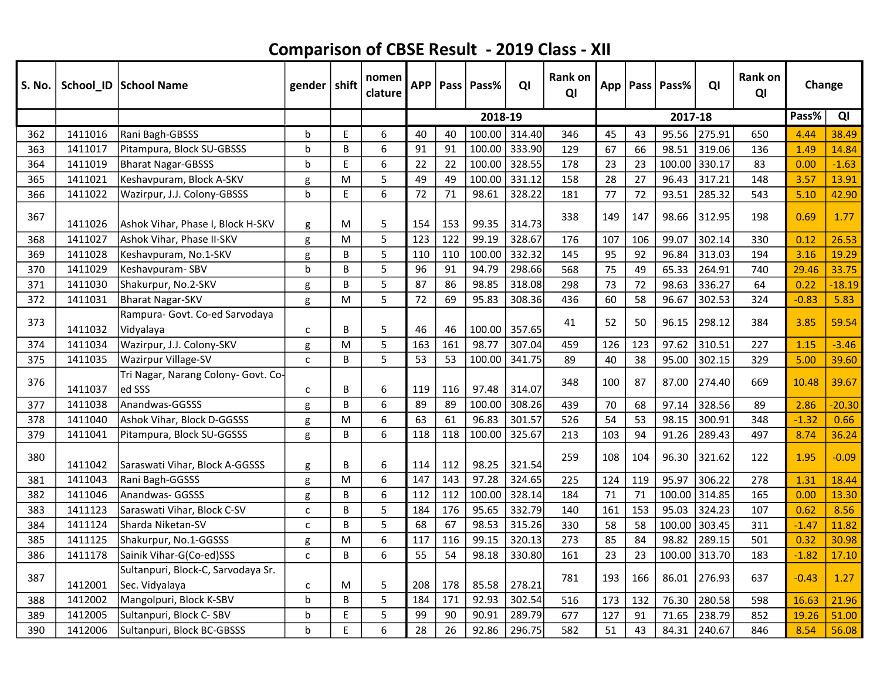# Comparison of CBSE Result - 2019 Class - XII

| S. No. | School_ID | School Name | gender | shift | nomen clature | APP | Pass | Pass% | QI | Rank on QI | App | Pass | Pass% | QI | Rank on QI | Change | |
|---|---|---|---|---|---|---|---|---|---|---|---|---|---|---|---|---|---|
| | | | | | | 2018-19 | | | | | 2017-18 | | | | | Pass% | QI |
| 362 | 1411016 | Rani Bagh-GBSSS | b | E | 6 | 40 | 40 | 100.00 | 314.40 | 346 | 45 | 43 | 95.56 | 275.91 | 650 | 4.44 | 38.49 |
| 363 | 1411017 | Pitampura, Block SU-GBSSS | b | B | 6 | 91 | 91 | 100.00 | 333.90 | 129 | 67 | 66 | 98.51 | 319.06 | 136 | 1.49 | 14.84 |
| 364 | 1411019 | Bharat Nagar-GBSSS | b | E | 6 | 22 | 22 | 100.00 | 328.55 | 178 | 23 | 23 | 100.00 | 330.17 | 83 | 0.00 | -1.63 |
| 365 | 1411021 | Keshavpuram, Block A-SKV | g | M | 5 | 49 | 49 | 100.00 | 331.12 | 158 | 28 | 27 | 96.43 | 317.21 | 148 | 3.57 | 13.91 |
| 366 | 1411022 | Wazirpur, J.J. Colony-GBSSS | b | E | 6 | 72 | 71 | 98.61 | 328.22 | 181 | 77 | 72 | 93.51 | 285.32 | 543 | 5.10 | 42.90 |
| 367 | 1411026 | Ashok Vihar, Phase I, Block H-SKV | g | M | 5 | 154 | 153 | 99.35 | 314.73 | 338 | 149 | 147 | 98.66 | 312.95 | 198 | 0.69 | 1.77 |
| 368 | 1411027 | Ashok Vihar, Phase II-SKV | g | M | 5 | 123 | 122 | 99.19 | 328.67 | 176 | 107 | 106 | 99.07 | 302.14 | 330 | 0.12 | 26.53 |
| 369 | 1411028 | Keshavpuram, No.1-SKV | g | B | 5 | 110 | 110 | 100.00 | 332.32 | 145 | 95 | 92 | 96.84 | 313.03 | 194 | 3.16 | 19.29 |
| 370 | 1411029 | Keshavpuram- SBV | b | B | 5 | 96 | 91 | 94.79 | 298.66 | 568 | 75 | 49 | 65.33 | 264.91 | 740 | 29.46 | 33.75 |
| 371 | 1411030 | Shakurpur, No.2-SKV | g | B | 5 | 87 | 86 | 98.85 | 318.08 | 298 | 73 | 72 | 98.63 | 336.27 | 64 | 0.22 | -18.19 |
| 372 | 1411031 | Bharat Nagar-SKV | g | M | 5 | 72 | 69 | 95.83 | 308.36 | 436 | 60 | 58 | 96.67 | 302.53 | 324 | -0.83 | 5.83 |
| 373 | 1411032 | Rampura- Govt. Co-ed Sarvodaya Vidyalaya | c | B | 5 | 46 | 46 | 100.00 | 357.65 | 41 | 52 | 50 | 96.15 | 298.12 | 384 | 3.85 | 59.54 |
| 374 | 1411034 | Wazirpur, J.J. Colony-SKV | g | M | 5 | 163 | 161 | 98.77 | 307.04 | 459 | 126 | 123 | 97.62 | 310.51 | 227 | 1.15 | -3.46 |
| 375 | 1411035 | Wazirpur Village-SV | c | B | 5 | 53 | 53 | 100.00 | 341.75 | 89 | 40 | 38 | 95.00 | 302.15 | 329 | 5.00 | 39.60 |
| 376 | 1411037 | Tri Nagar, Narang Colony- Govt. Co-ed SSS | c | B | 6 | 119 | 116 | 97.48 | 314.07 | 348 | 100 | 87 | 87.00 | 274.40 | 669 | 10.48 | 39.67 |
| 377 | 1411038 | Anandwas-GGSSS | g | B | 6 | 89 | 89 | 100.00 | 308.26 | 439 | 70 | 68 | 97.14 | 328.56 | 89 | 2.86 | -20.30 |
| 378 | 1411040 | Ashok Vihar, Block D-GGSSS | g | M | 6 | 63 | 61 | 96.83 | 301.57 | 526 | 54 | 53 | 98.15 | 300.91 | 348 | -1.32 | 0.66 |
| 379 | 1411041 | Pitampura, Block SU-GGSSS | g | B | 6 | 118 | 118 | 100.00 | 325.67 | 213 | 103 | 94 | 91.26 | 289.43 | 497 | 8.74 | 36.24 |
| 380 | 1411042 | Saraswati Vihar, Block A-GGSSS | g | B | 6 | 114 | 112 | 98.25 | 321.54 | 259 | 108 | 104 | 96.30 | 321.62 | 122 | 1.95 | -0.09 |
| 381 | 1411043 | Rani Bagh-GGSSS | g | M | 6 | 147 | 143 | 97.28 | 324.65 | 225 | 124 | 119 | 95.97 | 306.22 | 278 | 1.31 | 18.44 |
| 382 | 1411046 | Anandwas- GGSSS | g | B | 6 | 112 | 112 | 100.00 | 328.14 | 184 | 71 | 71 | 100.00 | 314.85 | 165 | 0.00 | 13.30 |
| 383 | 1411123 | Saraswati Vihar, Block C-SV | c | B | 5 | 184 | 176 | 95.65 | 332.79 | 140 | 161 | 153 | 95.03 | 324.23 | 107 | 0.62 | 8.56 |
| 384 | 1411124 | Sharda Niketan-SV | c | B | 5 | 68 | 67 | 98.53 | 315.26 | 330 | 58 | 58 | 100.00 | 303.45 | 311 | -1.47 | 11.82 |
| 385 | 1411125 | Shakurpur, No.1-GGSSS | g | M | 6 | 117 | 116 | 99.15 | 320.13 | 273 | 85 | 84 | 98.82 | 289.15 | 501 | 0.32 | 30.98 |
| 386 | 1411178 | Sainik Vihar-G(Co-ed)SSS | c | B | 6 | 55 | 54 | 98.18 | 330.80 | 161 | 23 | 23 | 100.00 | 313.70 | 183 | -1.82 | 17.10 |
| 387 | 1412001 | Sultanpuri, Block-C, Sarvodaya Sr. Sec. Vidyalaya | c | M | 5 | 208 | 178 | 85.58 | 278.21 | 781 | 193 | 166 | 86.01 | 276.93 | 637 | -0.43 | 1.27 |
| 388 | 1412002 | Mangolpuri, Block K-SBV | b | B | 5 | 184 | 171 | 92.93 | 302.54 | 516 | 173 | 132 | 76.30 | 280.58 | 598 | 16.63 | 21.96 |
| 389 | 1412005 | Sultanpuri, Block C- SBV | b | E | 5 | 99 | 90 | 90.91 | 289.79 | 677 | 127 | 91 | 71.65 | 238.79 | 852 | 19.26 | 51.00 |
| 390 | 1412006 | Sultanpuri, Block BC-GBSSS | b | E | 6 | 28 | 26 | 92.86 | 296.75 | 582 | 51 | 43 | 84.31 | 240.67 | 846 | 8.54 | 56.08 |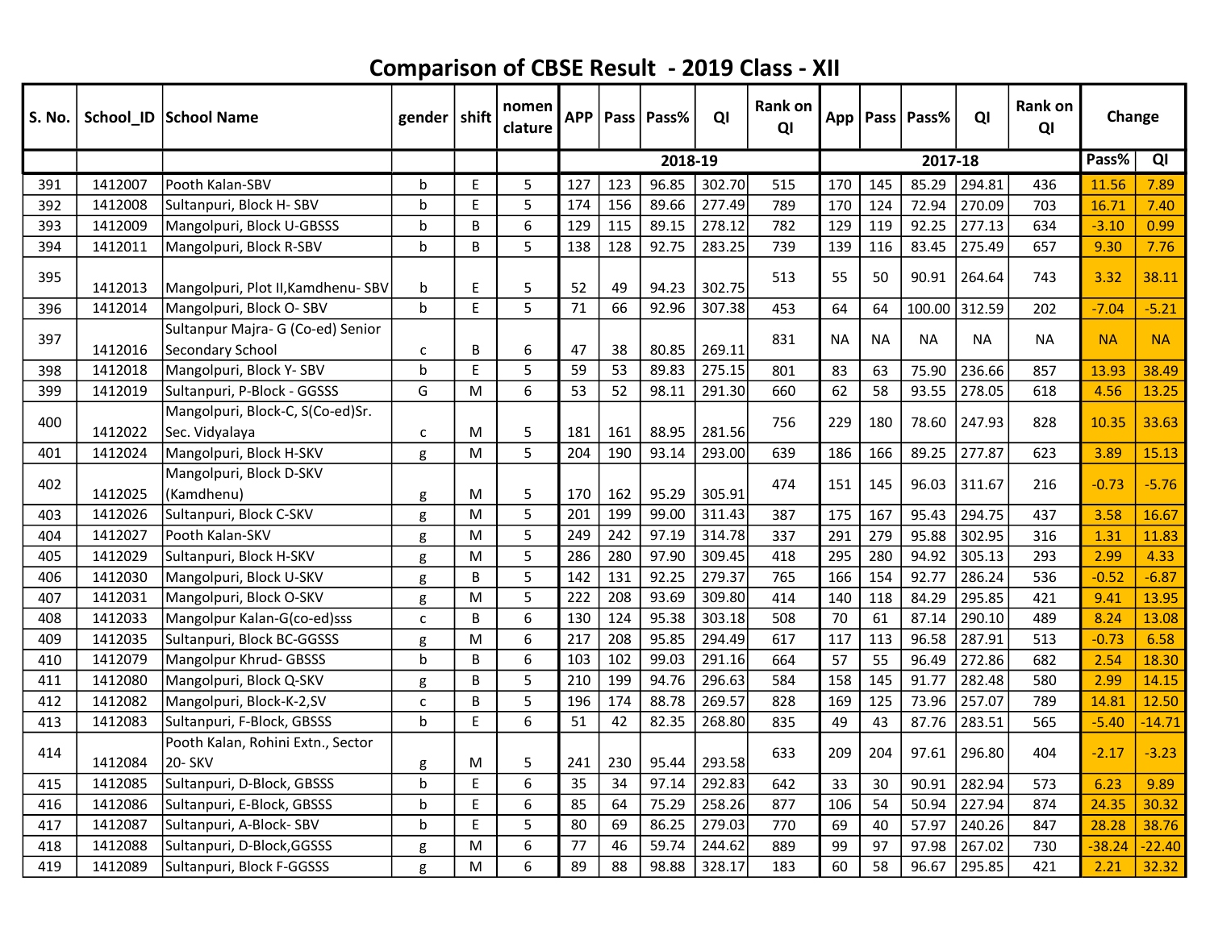# Comparison of CBSE Result - 2019 Class - XII

| S. No. | School_ID | School Name | gender | shift | nomen clature | APP | Pass | Pass% | QI | Rank on QI | App | Pass | Pass% | QI | Rank on QI | Change | |
|---|---|---|---|---|---|---|---|---|---|---|---|---|---|---|---|---|---|
| | | | | | | 2018-19 | | | | | 2017-18 | | | | | Pass% | QI |
| 391 | 1412007 | Pooth Kalan-SBV | b | E | 5 | 127 | 123 | 96.85 | 302.70 | 515 | 170 | 145 | 85.29 | 294.81 | 436 | 11.56 | 7.89 |
| 392 | 1412008 | Sultanpuri, Block H- SBV | b | E | 5 | 174 | 156 | 89.66 | 277.49 | 789 | 170 | 124 | 72.94 | 270.09 | 703 | 16.71 | 7.40 |
| 393 | 1412009 | Mangolpuri, Block U-GBSSS | b | B | 6 | 129 | 115 | 89.15 | 278.12 | 782 | 129 | 119 | 92.25 | 277.13 | 634 | -3.10 | 0.99 |
| 394 | 1412011 | Mangolpuri, Block R-SBV | b | B | 5 | 138 | 128 | 92.75 | 283.25 | 739 | 139 | 116 | 83.45 | 275.49 | 657 | 9.30 | 7.76 |
| 395 | 1412013 | Mangolpuri, Plot II,Kamdhenu- SBV | b | E | 5 | 52 | 49 | 94.23 | 302.75 | 513 | 55 | 50 | 90.91 | 264.64 | 743 | 3.32 | 38.11 |
| 396 | 1412014 | Mangolpuri, Block O- SBV | b | E | 5 | 71 | 66 | 92.96 | 307.38 | 453 | 64 | 64 | 100.00 | 312.59 | 202 | -7.04 | -5.21 |
| 397 | 1412016 | Sultanpur Majra- G (Co-ed) Senior Secondary School | c | B | 6 | 47 | 38 | 80.85 | 269.11 | 831 | NA | NA | NA | NA | NA | NA | NA |
| 398 | 1412018 | Mangolpuri, Block Y- SBV | b | E | 5 | 59 | 53 | 89.83 | 275.15 | 801 | 83 | 63 | 75.90 | 236.66 | 857 | 13.93 | 38.49 |
| 399 | 1412019 | Sultanpuri, P-Block - GGSSS | G | M | 6 | 53 | 52 | 98.11 | 291.30 | 660 | 62 | 58 | 93.55 | 278.05 | 618 | 4.56 | 13.25 |
| 400 | 1412022 | Mangolpuri, Block-C, S(Co-ed)Sr. Sec. Vidyalaya | c | M | 5 | 181 | 161 | 88.95 | 281.56 | 756 | 229 | 180 | 78.60 | 247.93 | 828 | 10.35 | 33.63 |
| 401 | 1412024 | Mangolpuri, Block H-SKV | g | M | 5 | 204 | 190 | 93.14 | 293.00 | 639 | 186 | 166 | 89.25 | 277.87 | 623 | 3.89 | 15.13 |
| 402 | 1412025 | Mangolpuri, Block D-SKV (Kamdhenu) | g | M | 5 | 170 | 162 | 95.29 | 305.91 | 474 | 151 | 145 | 96.03 | 311.67 | 216 | -0.73 | -5.76 |
| 403 | 1412026 | Sultanpuri, Block C-SKV | g | M | 5 | 201 | 199 | 99.00 | 311.43 | 387 | 175 | 167 | 95.43 | 294.75 | 437 | 3.58 | 16.67 |
| 404 | 1412027 | Pooth Kalan-SKV | g | M | 5 | 249 | 242 | 97.19 | 314.78 | 337 | 291 | 279 | 95.88 | 302.95 | 316 | 1.31 | 11.83 |
| 405 | 1412029 | Sultanpuri, Block H-SKV | g | M | 5 | 286 | 280 | 97.90 | 309.45 | 418 | 295 | 280 | 94.92 | 305.13 | 293 | 2.99 | 4.33 |
| 406 | 1412030 | Mangolpuri, Block U-SKV | g | B | 5 | 142 | 131 | 92.25 | 279.37 | 765 | 166 | 154 | 92.77 | 286.24 | 536 | -0.52 | -6.87 |
| 407 | 1412031 | Mangolpuri, Block O-SKV | g | M | 5 | 222 | 208 | 93.69 | 309.80 | 414 | 140 | 118 | 84.29 | 295.85 | 421 | 9.41 | 13.95 |
| 408 | 1412033 | Mangolpur Kalan-G(co-ed)sss | c | B | 6 | 130 | 124 | 95.38 | 303.18 | 508 | 70 | 61 | 87.14 | 290.10 | 489 | 8.24 | 13.08 |
| 409 | 1412035 | Sultanpuri, Block BC-GGSSS | g | M | 6 | 217 | 208 | 95.85 | 294.49 | 617 | 117 | 113 | 96.58 | 287.91 | 513 | -0.73 | 6.58 |
| 410 | 1412079 | Mangolpur Khrud- GBSSS | b | B | 6 | 103 | 102 | 99.03 | 291.16 | 664 | 57 | 55 | 96.49 | 272.86 | 682 | 2.54 | 18.30 |
| 411 | 1412080 | Mangolpuri, Block Q-SKV | g | B | 5 | 210 | 199 | 94.76 | 296.63 | 584 | 158 | 145 | 91.77 | 282.48 | 580 | 2.99 | 14.15 |
| 412 | 1412082 | Mangolpuri, Block-K-2,SV | c | B | 5 | 196 | 174 | 88.78 | 269.57 | 828 | 169 | 125 | 73.96 | 257.07 | 789 | 14.81 | 12.50 |
| 413 | 1412083 | Sultanpuri, F-Block, GBSSS | b | E | 6 | 51 | 42 | 82.35 | 268.80 | 835 | 49 | 43 | 87.76 | 283.51 | 565 | -5.40 | -14.71 |
| 414 | 1412084 | Pooth Kalan, Rohini Extn., Sector 20- SKV | g | M | 5 | 241 | 230 | 95.44 | 293.58 | 633 | 209 | 204 | 97.61 | 296.80 | 404 | -2.17 | -3.23 |
| 415 | 1412085 | Sultanpuri, D-Block, GBSSS | b | E | 6 | 35 | 34 | 97.14 | 292.83 | 642 | 33 | 30 | 90.91 | 282.94 | 573 | 6.23 | 9.89 |
| 416 | 1412086 | Sultanpuri, E-Block, GBSSS | b | E | 6 | 85 | 64 | 75.29 | 258.26 | 877 | 106 | 54 | 50.94 | 227.94 | 874 | 24.35 | 30.32 |
| 417 | 1412087 | Sultanpuri, A-Block- SBV | b | E | 5 | 80 | 69 | 86.25 | 279.03 | 770 | 69 | 40 | 57.97 | 240.26 | 847 | 28.28 | 38.76 |
| 418 | 1412088 | Sultanpuri, D-Block,GGSSS | g | M | 6 | 77 | 46 | 59.74 | 244.62 | 889 | 99 | 97 | 97.98 | 267.02 | 730 | -38.24 | -22.40 |
| 419 | 1412089 | Sultanpuri, Block F-GGSSS | g | M | 6 | 89 | 88 | 98.88 | 328.17 | 183 | 60 | 58 | 96.67 | 295.85 | 421 | 2.21 | 32.32 |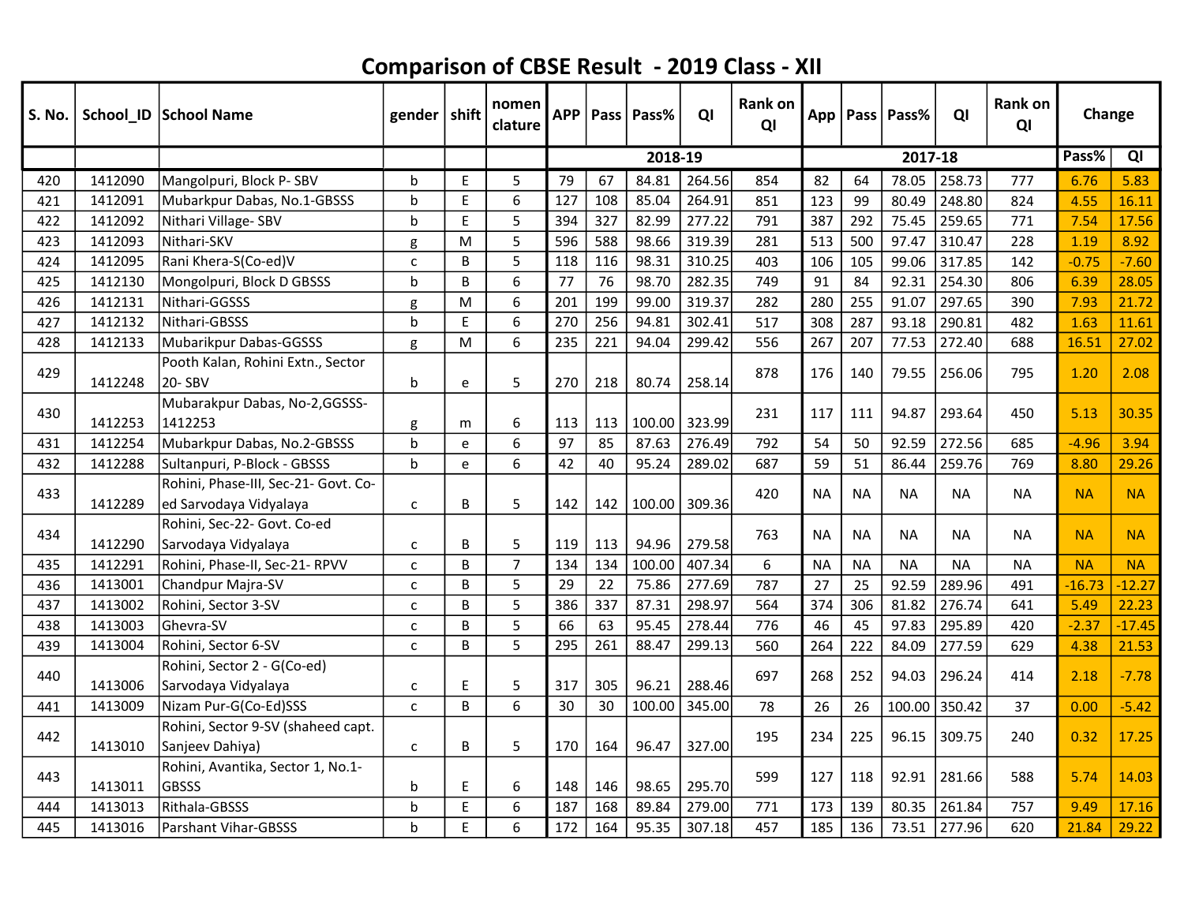# Comparison of CBSE Result - 2019 Class - XII

| S. No. | School_ID | School Name | gender | shift | nomen clature | APP | Pass | Pass% | QI | Rank on QI | App | Pass | Pass% | QI | Rank on QI | Change | |
|---|---|---|---|---|---|---|---|---|---|---|---|---|---|---|---|---|---|
| | | | | | | 2018-19 | | | | | 2017-18 | | | | | Pass% | QI |
| 420 | 1412090 | Mangolpuri, Block P- SBV | b | E | 5 | 79 | 67 | 84.81 | 264.56 | 854 | 82 | 64 | 78.05 | 258.73 | 777 | 6.76 | 5.83 |
| 421 | 1412091 | Mubarkpur Dabas, No.1-GBSSS | b | E | 6 | 127 | 108 | 85.04 | 264.91 | 851 | 123 | 99 | 80.49 | 248.80 | 824 | 4.55 | 16.11 |
| 422 | 1412092 | Nithari Village- SBV | b | E | 5 | 394 | 327 | 82.99 | 277.22 | 791 | 387 | 292 | 75.45 | 259.65 | 771 | 7.54 | 17.56 |
| 423 | 1412093 | Nithari-SKV | g | M | 5 | 596 | 588 | 98.66 | 319.39 | 281 | 513 | 500 | 97.47 | 310.47 | 228 | 1.19 | 8.92 |
| 424 | 1412095 | Rani Khera-S(Co-ed)V | c | B | 5 | 118 | 116 | 98.31 | 310.25 | 403 | 106 | 105 | 99.06 | 317.85 | 142 | -0.75 | -7.60 |
| 425 | 1412130 | Mongolpuri, Block D GBSSS | b | B | 6 | 77 | 76 | 98.70 | 282.35 | 749 | 91 | 84 | 92.31 | 254.30 | 806 | 6.39 | 28.05 |
| 426 | 1412131 | Nithari-GGSSS | g | M | 6 | 201 | 199 | 99.00 | 319.37 | 282 | 280 | 255 | 91.07 | 297.65 | 390 | 7.93 | 21.72 |
| 427 | 1412132 | Nithari-GBSSS | b | E | 6 | 270 | 256 | 94.81 | 302.41 | 517 | 308 | 287 | 93.18 | 290.81 | 482 | 1.63 | 11.61 |
| 428 | 1412133 | Mubarikpur Dabas-GGSSS | g | M | 6 | 235 | 221 | 94.04 | 299.42 | 556 | 267 | 207 | 77.53 | 272.40 | 688 | 16.51 | 27.02 |
| 429 | 1412248 | Pooth Kalan, Rohini Extn., Sector 20- SBV | b | e | 5 | 270 | 218 | 80.74 | 258.14 | 878 | 176 | 140 | 79.55 | 256.06 | 795 | 1.20 | 2.08 |
| 430 | 1412253 | Mubarakpur Dabas, No-2,GGSSS-1412253 | g | m | 6 | 113 | 113 | 100.00 | 323.99 | 231 | 117 | 111 | 94.87 | 293.64 | 450 | 5.13 | 30.35 |
| 431 | 1412254 | Mubarkpur Dabas, No.2-GBSSS | b | e | 6 | 97 | 85 | 87.63 | 276.49 | 792 | 54 | 50 | 92.59 | 272.56 | 685 | -4.96 | 3.94 |
| 432 | 1412288 | Sultanpuri, P-Block - GBSSS | b | e | 6 | 42 | 40 | 95.24 | 289.02 | 687 | 59 | 51 | 86.44 | 259.76 | 769 | 8.80 | 29.26 |
| 433 | 1412289 | Rohini, Phase-III, Sec-21- Govt. Co-ed Sarvodaya Vidyalaya | c | B | 5 | 142 | 142 | 100.00 | 309.36 | 420 | NA | NA | NA | NA | NA | NA | NA |
| 434 | 1412290 | Rohini, Sec-22- Govt. Co-ed Sarvodaya Vidyalaya | c | B | 5 | 119 | 113 | 94.96 | 279.58 | 763 | NA | NA | NA | NA | NA | NA | NA |
| 435 | 1412291 | Rohini, Phase-II, Sec-21- RPVV | c | B | 7 | 134 | 134 | 100.00 | 407.34 | 6 | NA | NA | NA | NA | NA | NA | NA |
| 436 | 1413001 | Chandpur Majra-SV | c | B | 5 | 29 | 22 | 75.86 | 277.69 | 787 | 27 | 25 | 92.59 | 289.96 | 491 | -16.73 | -12.27 |
| 437 | 1413002 | Rohini, Sector 3-SV | c | B | 5 | 386 | 337 | 87.31 | 298.97 | 564 | 374 | 306 | 81.82 | 276.74 | 641 | 5.49 | 22.23 |
| 438 | 1413003 | Ghevra-SV | c | B | 5 | 66 | 63 | 95.45 | 278.44 | 776 | 46 | 45 | 97.83 | 295.89 | 420 | -2.37 | -17.45 |
| 439 | 1413004 | Rohini, Sector 6-SV | c | B | 5 | 295 | 261 | 88.47 | 299.13 | 560 | 264 | 222 | 84.09 | 277.59 | 629 | 4.38 | 21.53 |
| 440 | 1413006 | Rohini, Sector 2 - G(Co-ed) Sarvodaya Vidyalaya | c | E | 5 | 317 | 305 | 96.21 | 288.46 | 697 | 268 | 252 | 94.03 | 296.24 | 414 | 2.18 | -7.78 |
| 441 | 1413009 | Nizam Pur-G(Co-Ed)SSS | c | B | 6 | 30 | 30 | 100.00 | 345.00 | 78 | 26 | 26 | 100.00 | 350.42 | 37 | 0.00 | -5.42 |
| 442 | 1413010 | Rohini, Sector 9-SV (shaheed capt. Sanjeev Dahiya) | c | B | 5 | 170 | 164 | 96.47 | 327.00 | 195 | 234 | 225 | 96.15 | 309.75 | 240 | 0.32 | 17.25 |
| 443 | 1413011 | Rohini, Avantika, Sector 1, No.1-GBSSS | b | E | 6 | 148 | 146 | 98.65 | 295.70 | 599 | 127 | 118 | 92.91 | 281.66 | 588 | 5.74 | 14.03 |
| 444 | 1413013 | Rithala-GBSSS | b | E | 6 | 187 | 168 | 89.84 | 279.00 | 771 | 173 | 139 | 80.35 | 261.84 | 757 | 9.49 | 17.16 |
| 445 | 1413016 | Parshant Vihar-GBSSS | b | E | 6 | 172 | 164 | 95.35 | 307.18 | 457 | 185 | 136 | 73.51 | 277.96 | 620 | 21.84 | 29.22 |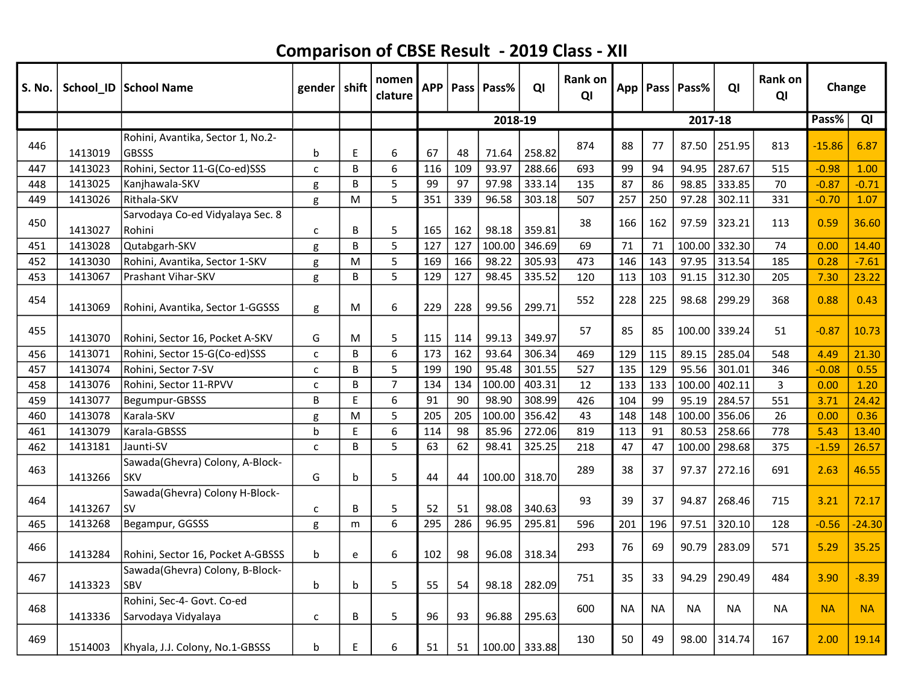# Comparison of CBSE Result - 2019 Class - XII

| S. No. | School_ID | School Name | gender | shift | nomen clature | APP | Pass | Pass% | QI | Rank on QI | App | Pass | Pass% | QI | Rank on QI | Change | |
|---|---|---|---|---|---|---|---|---|---|---|---|---|---|---|---|---|---|
| | | | | | | 2018-19 | | | | | 2017-18 | | | | | Pass% | QI |
| 446 | 1413019 | Rohini, Avantika, Sector 1, No.2-GBSSS | b | E | 6 | 67 | 48 | 71.64 | 258.82 | 874 | 88 | 77 | 87.50 | 251.95 | 813 | -15.86 | 6.87 |
| 447 | 1413023 | Rohini, Sector 11-G(Co-ed)SSS | c | B | 6 | 116 | 109 | 93.97 | 288.66 | 693 | 99 | 94 | 94.95 | 287.67 | 515 | -0.98 | 1.00 |
| 448 | 1413025 | Kanjhawala-SKV | g | B | 5 | 99 | 97 | 97.98 | 333.14 | 135 | 87 | 86 | 98.85 | 333.85 | 70 | -0.87 | -0.71 |
| 449 | 1413026 | Rithala-SKV | g | M | 5 | 351 | 339 | 96.58 | 303.18 | 507 | 257 | 250 | 97.28 | 302.11 | 331 | -0.70 | 1.07 |
| 450 | 1413027 | Sarvodaya Co-ed Vidyalaya Sec. 8 Rohini | c | B | 5 | 165 | 162 | 98.18 | 359.81 | 38 | 166 | 162 | 97.59 | 323.21 | 113 | 0.59 | 36.60 |
| 451 | 1413028 | Qutabgarh-SKV | g | B | 5 | 127 | 127 | 100.00 | 346.69 | 69 | 71 | 71 | 100.00 | 332.30 | 74 | 0.00 | 14.40 |
| 452 | 1413030 | Rohini, Avantika, Sector 1-SKV | g | M | 5 | 169 | 166 | 98.22 | 305.93 | 473 | 146 | 143 | 97.95 | 313.54 | 185 | 0.28 | -7.61 |
| 453 | 1413067 | Prashant Vihar-SKV | g | B | 5 | 129 | 127 | 98.45 | 335.52 | 120 | 113 | 103 | 91.15 | 312.30 | 205 | 7.30 | 23.22 |
| 454 | 1413069 | Rohini, Avantika, Sector 1-GGSSS | g | M | 6 | 229 | 228 | 99.56 | 299.71 | 552 | 228 | 225 | 98.68 | 299.29 | 368 | 0.88 | 0.43 |
| 455 | 1413070 | Rohini, Sector 16, Pocket A-SKV | G | M | 5 | 115 | 114 | 99.13 | 349.97 | 57 | 85 | 85 | 100.00 | 339.24 | 51 | -0.87 | 10.73 |
| 456 | 1413071 | Rohini, Sector 15-G(Co-ed)SSS | c | B | 6 | 173 | 162 | 93.64 | 306.34 | 469 | 129 | 115 | 89.15 | 285.04 | 548 | 4.49 | 21.30 |
| 457 | 1413074 | Rohini, Sector 7-SV | c | B | 5 | 199 | 190 | 95.48 | 301.55 | 527 | 135 | 129 | 95.56 | 301.01 | 346 | -0.08 | 0.55 |
| 458 | 1413076 | Rohini, Sector 11-RPVV | c | B | 7 | 134 | 134 | 100.00 | 403.31 | 12 | 133 | 133 | 100.00 | 402.11 | 3 | 0.00 | 1.20 |
| 459 | 1413077 | Begumpur-GBSSS | B | E | 6 | 91 | 90 | 98.90 | 308.99 | 426 | 104 | 99 | 95.19 | 284.57 | 551 | 3.71 | 24.42 |
| 460 | 1413078 | Karala-SKV | g | M | 5 | 205 | 205 | 100.00 | 356.42 | 43 | 148 | 148 | 100.00 | 356.06 | 26 | 0.00 | 0.36 |
| 461 | 1413079 | Karala-GBSSS | b | E | 6 | 114 | 98 | 85.96 | 272.06 | 819 | 113 | 91 | 80.53 | 258.66 | 778 | 5.43 | 13.40 |
| 462 | 1413181 | Jaunti-SV | c | B | 5 | 63 | 62 | 98.41 | 325.25 | 218 | 47 | 47 | 100.00 | 298.68 | 375 | -1.59 | 26.57 |
| 463 | 1413266 | Sawada(Ghevra) Colony, A-Block-SKV | G | b | 5 | 44 | 44 | 100.00 | 318.70 | 289 | 38 | 37 | 97.37 | 272.16 | 691 | 2.63 | 46.55 |
| 464 | 1413267 | Sawada(Ghevra) Colony H-Block-SV | c | B | 5 | 52 | 51 | 98.08 | 340.63 | 93 | 39 | 37 | 94.87 | 268.46 | 715 | 3.21 | 72.17 |
| 465 | 1413268 | Begampur, GGSSS | g | m | 6 | 295 | 286 | 96.95 | 295.81 | 596 | 201 | 196 | 97.51 | 320.10 | 128 | -0.56 | -24.30 |
| 466 | 1413284 | Rohini, Sector 16, Pocket A-GBSSS | b | e | 6 | 102 | 98 | 96.08 | 318.34 | 293 | 76 | 69 | 90.79 | 283.09 | 571 | 5.29 | 35.25 |
| 467 | 1413323 | Sawada(Ghevra) Colony, B-Block-SBV | b | b | 5 | 55 | 54 | 98.18 | 282.09 | 751 | 35 | 33 | 94.29 | 290.49 | 484 | 3.90 | -8.39 |
| 468 | 1413336 | Rohini, Sec-4- Govt. Co-ed Sarvodaya Vidyalaya | c | B | 5 | 96 | 93 | 96.88 | 295.63 | 600 | NA | NA | NA | NA | NA | NA | NA |
| 469 | 1514003 | Khyala, J.J. Colony, No.1-GBSSS | b | E | 6 | 51 | 51 | 100.00 | 333.88 | 130 | 50 | 49 | 98.00 | 314.74 | 167 | 2.00 | 19.14 |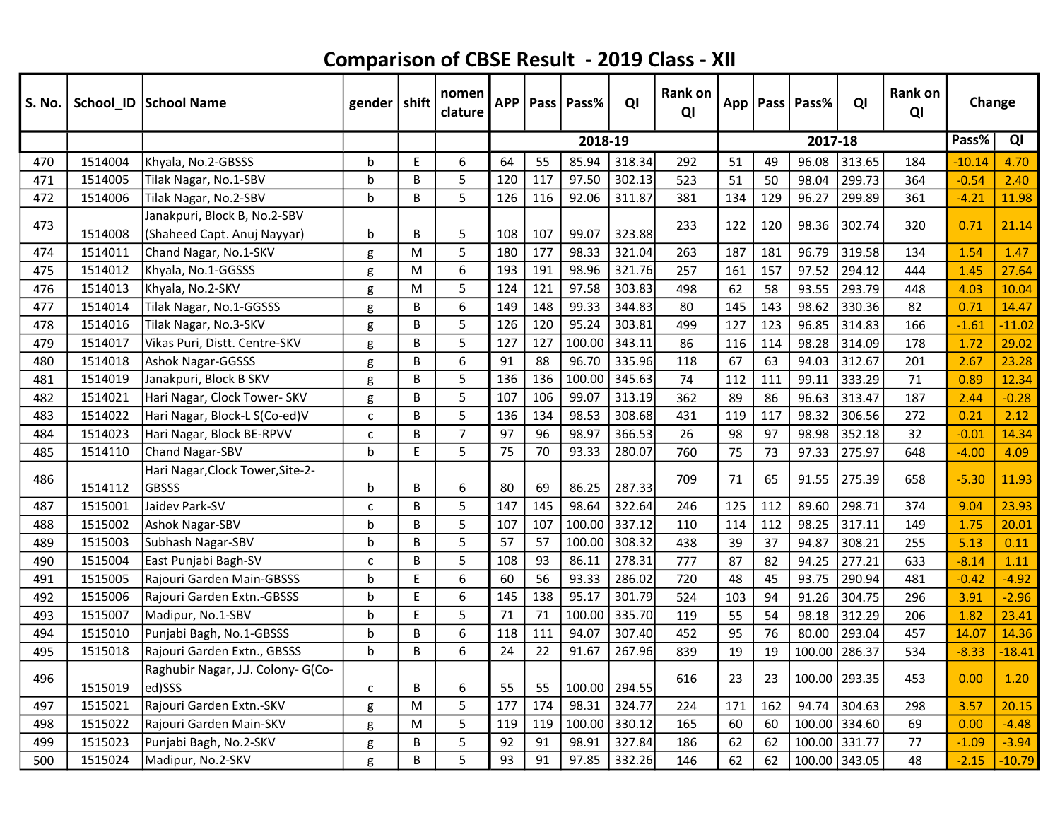# Comparison of CBSE Result - 2019 Class - XII

| S. No. | School_ID | School Name | gender | shift | nomen clature | APP | Pass | Pass% | QI | Rank on QI | App | Pass | Pass% | QI | Rank on QI | Change | |
|---|---|---|---|---|---|---|---|---|---|---|---|---|---|---|---|---|---|
| | | | | | | 2018-19 | | | | | 2017-18 | | | | | Pass% | QI |
| 470 | 1514004 | Khyala, No.2-GBSSS | b | E | 6 | 64 | 55 | 85.94 | 318.34 | 292 | 51 | 49 | 96.08 | 313.65 | 184 | -10.14 | 4.70 |
| 471 | 1514005 | Tilak Nagar, No.1-SBV | b | B | 5 | 120 | 117 | 97.50 | 302.13 | 523 | 51 | 50 | 98.04 | 299.73 | 364 | -0.54 | 2.40 |
| 472 | 1514006 | Tilak Nagar, No.2-SBV | b | B | 5 | 126 | 116 | 92.06 | 311.87 | 381 | 134 | 129 | 96.27 | 299.89 | 361 | -4.21 | 11.98 |
| 473 | 1514008 | Janakpuri, Block B, No.2-SBV (Shaheed Capt. Anuj Nayyar) | b | B | 5 | 108 | 107 | 99.07 | 323.88 | 233 | 122 | 120 | 98.36 | 302.74 | 320 | 0.71 | 21.14 |
| 474 | 1514011 | Chand Nagar, No.1-SKV | g | M | 5 | 180 | 177 | 98.33 | 321.04 | 263 | 187 | 181 | 96.79 | 319.58 | 134 | 1.54 | 1.47 |
| 475 | 1514012 | Khyala, No.1-GGSSS | g | M | 6 | 193 | 191 | 98.96 | 321.76 | 257 | 161 | 157 | 97.52 | 294.12 | 444 | 1.45 | 27.64 |
| 476 | 1514013 | Khyala, No.2-SKV | g | M | 5 | 124 | 121 | 97.58 | 303.83 | 498 | 62 | 58 | 93.55 | 293.79 | 448 | 4.03 | 10.04 |
| 477 | 1514014 | Tilak Nagar, No.1-GGSSS | g | B | 6 | 149 | 148 | 99.33 | 344.83 | 80 | 145 | 143 | 98.62 | 330.36 | 82 | 0.71 | 14.47 |
| 478 | 1514016 | Tilak Nagar, No.3-SKV | g | B | 5 | 126 | 120 | 95.24 | 303.81 | 499 | 127 | 123 | 96.85 | 314.83 | 166 | -1.61 | -11.02 |
| 479 | 1514017 | Vikas Puri, Distt. Centre-SKV | g | B | 5 | 127 | 127 | 100.00 | 343.11 | 86 | 116 | 114 | 98.28 | 314.09 | 178 | 1.72 | 29.02 |
| 480 | 1514018 | Ashok Nagar-GGSSS | g | B | 6 | 91 | 88 | 96.70 | 335.96 | 118 | 67 | 63 | 94.03 | 312.67 | 201 | 2.67 | 23.28 |
| 481 | 1514019 | Janakpuri, Block B SKV | g | B | 5 | 136 | 136 | 100.00 | 345.63 | 74 | 112 | 111 | 99.11 | 333.29 | 71 | 0.89 | 12.34 |
| 482 | 1514021 | Hari Nagar, Clock Tower- SKV | g | B | 5 | 107 | 106 | 99.07 | 313.19 | 362 | 89 | 86 | 96.63 | 313.47 | 187 | 2.44 | -0.28 |
| 483 | 1514022 | Hari Nagar, Block-L S(Co-ed)V | c | B | 5 | 136 | 134 | 98.53 | 308.68 | 431 | 119 | 117 | 98.32 | 306.56 | 272 | 0.21 | 2.12 |
| 484 | 1514023 | Hari Nagar, Block BE-RPVV | c | B | 7 | 97 | 96 | 98.97 | 366.53 | 26 | 98 | 97 | 98.98 | 352.18 | 32 | -0.01 | 14.34 |
| 485 | 1514110 | Chand Nagar-SBV | b | E | 5 | 75 | 70 | 93.33 | 280.07 | 760 | 75 | 73 | 97.33 | 275.97 | 648 | -4.00 | 4.09 |
| 486 | 1514112 | Hari Nagar,Clock Tower,Site-2-GBSSS | b | B | 6 | 80 | 69 | 86.25 | 287.33 | 709 | 71 | 65 | 91.55 | 275.39 | 658 | -5.30 | 11.93 |
| 487 | 1515001 | Jaidev Park-SV | c | B | 5 | 147 | 145 | 98.64 | 322.64 | 246 | 125 | 112 | 89.60 | 298.71 | 374 | 9.04 | 23.93 |
| 488 | 1515002 | Ashok Nagar-SBV | b | B | 5 | 107 | 107 | 100.00 | 337.12 | 110 | 114 | 112 | 98.25 | 317.11 | 149 | 1.75 | 20.01 |
| 489 | 1515003 | Subhash Nagar-SBV | b | B | 5 | 57 | 57 | 100.00 | 308.32 | 438 | 39 | 37 | 94.87 | 308.21 | 255 | 5.13 | 0.11 |
| 490 | 1515004 | East Punjabi Bagh-SV | c | B | 5 | 108 | 93 | 86.11 | 278.31 | 777 | 87 | 82 | 94.25 | 277.21 | 633 | -8.14 | 1.11 |
| 491 | 1515005 | Rajouri Garden Main-GBSSS | b | E | 6 | 60 | 56 | 93.33 | 286.02 | 720 | 48 | 45 | 93.75 | 290.94 | 481 | -0.42 | -4.92 |
| 492 | 1515006 | Rajouri Garden Extn.-GBSSS | b | E | 6 | 145 | 138 | 95.17 | 301.79 | 524 | 103 | 94 | 91.26 | 304.75 | 296 | 3.91 | -2.96 |
| 493 | 1515007 | Madipur, No.1-SBV | b | E | 5 | 71 | 71 | 100.00 | 335.70 | 119 | 55 | 54 | 98.18 | 312.29 | 206 | 1.82 | 23.41 |
| 494 | 1515010 | Punjabi Bagh, No.1-GBSSS | b | B | 6 | 118 | 111 | 94.07 | 307.40 | 452 | 95 | 76 | 80.00 | 293.04 | 457 | 14.07 | 14.36 |
| 495 | 1515018 | Rajouri Garden Extn., GBSSS | b | B | 6 | 24 | 22 | 91.67 | 267.96 | 839 | 19 | 19 | 100.00 | 286.37 | 534 | -8.33 | -18.41 |
| 496 | 1515019 | Raghubir Nagar, J.J. Colony- G(Co-ed)SSS | c | B | 6 | 55 | 55 | 100.00 | 294.55 | 616 | 23 | 23 | 100.00 | 293.35 | 453 | 0.00 | 1.20 |
| 497 | 1515021 | Rajouri Garden Extn.-SKV | g | M | 5 | 177 | 174 | 98.31 | 324.77 | 224 | 171 | 162 | 94.74 | 304.63 | 298 | 3.57 | 20.15 |
| 498 | 1515022 | Rajouri Garden Main-SKV | g | M | 5 | 119 | 119 | 100.00 | 330.12 | 165 | 60 | 60 | 100.00 | 334.60 | 69 | 0.00 | -4.48 |
| 499 | 1515023 | Punjabi Bagh, No.2-SKV | g | B | 5 | 92 | 91 | 98.91 | 327.84 | 186 | 62 | 62 | 100.00 | 331.77 | 77 | -1.09 | -3.94 |
| 500 | 1515024 | Madipur, No.2-SKV | g | B | 5 | 93 | 91 | 97.85 | 332.26 | 146 | 62 | 62 | 100.00 | 343.05 | 48 | -2.15 | -10.79 |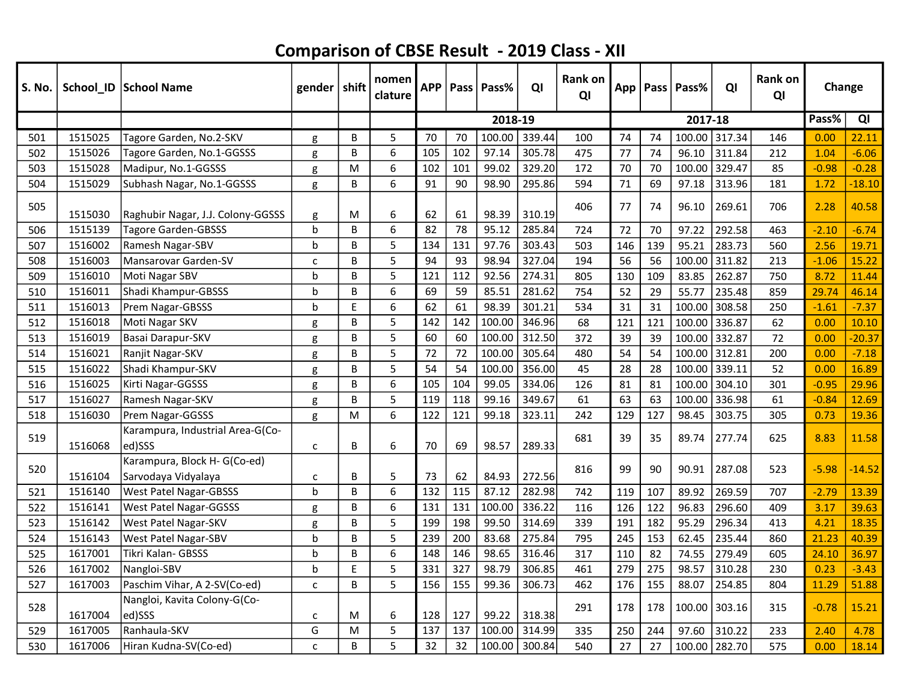# Comparison of CBSE Result - 2019 Class - XII

| S. No. | School_ID | School Name | gender | shift | nomen clature | APP | Pass | Pass% | QI | Rank on QI | App | Pass | Pass% | QI | Rank on QI | Change | |
|---|---|---|---|---|---|---|---|---|---|---|---|---|---|---|---|---|---|
| | | | | | | 2018-19 | | | | | 2017-18 | | | | | Pass% | QI |
| 501 | 1515025 | Tagore Garden, No.2-SKV | g | B | 5 | 70 | 70 | 100.00 | 339.44 | 100 | 74 | 74 | 100.00 | 317.34 | 146 | 0.00 | 22.11 |
| 502 | 1515026 | Tagore Garden, No.1-GGSSS | g | B | 6 | 105 | 102 | 97.14 | 305.78 | 475 | 77 | 74 | 96.10 | 311.84 | 212 | 1.04 | -6.06 |
| 503 | 1515028 | Madipur, No.1-GGSSS | g | M | 6 | 102 | 101 | 99.02 | 329.20 | 172 | 70 | 70 | 100.00 | 329.47 | 85 | -0.98 | -0.28 |
| 504 | 1515029 | Subhash Nagar, No.1-GGSSS | g | B | 6 | 91 | 90 | 98.90 | 295.86 | 594 | 71 | 69 | 97.18 | 313.96 | 181 | 1.72 | -18.10 |
| 505 | 1515030 | Raghubir Nagar, J.J. Colony-GGSSS | g | M | 6 | 62 | 61 | 98.39 | 310.19 | 406 | 77 | 74 | 96.10 | 269.61 | 706 | 2.28 | 40.58 |
| 506 | 1515139 | Tagore Garden-GBSSS | b | B | 6 | 82 | 78 | 95.12 | 285.84 | 724 | 72 | 70 | 97.22 | 292.58 | 463 | -2.10 | -6.74 |
| 507 | 1516002 | Ramesh Nagar-SBV | b | B | 5 | 134 | 131 | 97.76 | 303.43 | 503 | 146 | 139 | 95.21 | 283.73 | 560 | 2.56 | 19.71 |
| 508 | 1516003 | Mansarovar Garden-SV | c | B | 5 | 94 | 93 | 98.94 | 327.04 | 194 | 56 | 56 | 100.00 | 311.82 | 213 | -1.06 | 15.22 |
| 509 | 1516010 | Moti Nagar SBV | b | B | 5 | 121 | 112 | 92.56 | 274.31 | 805 | 130 | 109 | 83.85 | 262.87 | 750 | 8.72 | 11.44 |
| 510 | 1516011 | Shadi Khampur-GBSSS | b | B | 6 | 69 | 59 | 85.51 | 281.62 | 754 | 52 | 29 | 55.77 | 235.48 | 859 | 29.74 | 46.14 |
| 511 | 1516013 | Prem Nagar-GBSSS | b | E | 6 | 62 | 61 | 98.39 | 301.21 | 534 | 31 | 31 | 100.00 | 308.58 | 250 | -1.61 | -7.37 |
| 512 | 1516018 | Moti Nagar SKV | g | B | 5 | 142 | 142 | 100.00 | 346.96 | 68 | 121 | 121 | 100.00 | 336.87 | 62 | 0.00 | 10.10 |
| 513 | 1516019 | Basai Darapur-SKV | g | B | 5 | 60 | 60 | 100.00 | 312.50 | 372 | 39 | 39 | 100.00 | 332.87 | 72 | 0.00 | -20.37 |
| 514 | 1516021 | Ranjit Nagar-SKV | g | B | 5 | 72 | 72 | 100.00 | 305.64 | 480 | 54 | 54 | 100.00 | 312.81 | 200 | 0.00 | -7.18 |
| 515 | 1516022 | Shadi Khampur-SKV | g | B | 5 | 54 | 54 | 100.00 | 356.00 | 45 | 28 | 28 | 100.00 | 339.11 | 52 | 0.00 | 16.89 |
| 516 | 1516025 | Kirti Nagar-GGSSS | g | B | 6 | 105 | 104 | 99.05 | 334.06 | 126 | 81 | 81 | 100.00 | 304.10 | 301 | -0.95 | 29.96 |
| 517 | 1516027 | Ramesh Nagar-SKV | g | B | 5 | 119 | 118 | 99.16 | 349.67 | 61 | 63 | 63 | 100.00 | 336.98 | 61 | -0.84 | 12.69 |
| 518 | 1516030 | Prem Nagar-GGSSS | g | M | 6 | 122 | 121 | 99.18 | 323.11 | 242 | 129 | 127 | 98.45 | 303.75 | 305 | 0.73 | 19.36 |
| 519 | 1516068 | Karampura, Industrial Area-G(Co-ed)SSS | c | B | 6 | 70 | 69 | 98.57 | 289.33 | 681 | 39 | 35 | 89.74 | 277.74 | 625 | 8.83 | 11.58 |
| 520 | 1516104 | Karampura, Block H- G(Co-ed) Sarvodaya Vidyalaya | c | B | 5 | 73 | 62 | 84.93 | 272.56 | 816 | 99 | 90 | 90.91 | 287.08 | 523 | -5.98 | -14.52 |
| 521 | 1516140 | West Patel Nagar-GBSSS | b | B | 6 | 132 | 115 | 87.12 | 282.98 | 742 | 119 | 107 | 89.92 | 269.59 | 707 | -2.79 | 13.39 |
| 522 | 1516141 | West Patel Nagar-GGSSS | g | B | 6 | 131 | 131 | 100.00 | 336.22 | 116 | 126 | 122 | 96.83 | 296.60 | 409 | 3.17 | 39.63 |
| 523 | 1516142 | West Patel Nagar-SKV | g | B | 5 | 199 | 198 | 99.50 | 314.69 | 339 | 191 | 182 | 95.29 | 296.34 | 413 | 4.21 | 18.35 |
| 524 | 1516143 | West Patel Nagar-SBV | b | B | 5 | 239 | 200 | 83.68 | 275.84 | 795 | 245 | 153 | 62.45 | 235.44 | 860 | 21.23 | 40.39 |
| 525 | 1617001 | Tikri Kalan- GBSSS | b | B | 6 | 148 | 146 | 98.65 | 316.46 | 317 | 110 | 82 | 74.55 | 279.49 | 605 | 24.10 | 36.97 |
| 526 | 1617002 | Nangloi-SBV | b | E | 5 | 331 | 327 | 98.79 | 306.85 | 461 | 279 | 275 | 98.57 | 310.28 | 230 | 0.23 | -3.43 |
| 527 | 1617003 | Paschim Vihar, A 2-SV(Co-ed) | c | B | 5 | 156 | 155 | 99.36 | 306.73 | 462 | 176 | 155 | 88.07 | 254.85 | 804 | 11.29 | 51.88 |
| 528 | 1617004 | Nangloi, Kavita Colony-G(Co-ed)SSS | c | M | 6 | 128 | 127 | 99.22 | 318.38 | 291 | 178 | 178 | 100.00 | 303.16 | 315 | -0.78 | 15.21 |
| 529 | 1617005 | Ranhaula-SKV | G | M | 5 | 137 | 137 | 100.00 | 314.99 | 335 | 250 | 244 | 97.60 | 310.22 | 233 | 2.40 | 4.78 |
| 530 | 1617006 | Hiran Kudna-SV(Co-ed) | c | B | 5 | 32 | 32 | 100.00 | 300.84 | 540 | 27 | 27 | 100.00 | 282.70 | 575 | 0.00 | 18.14 |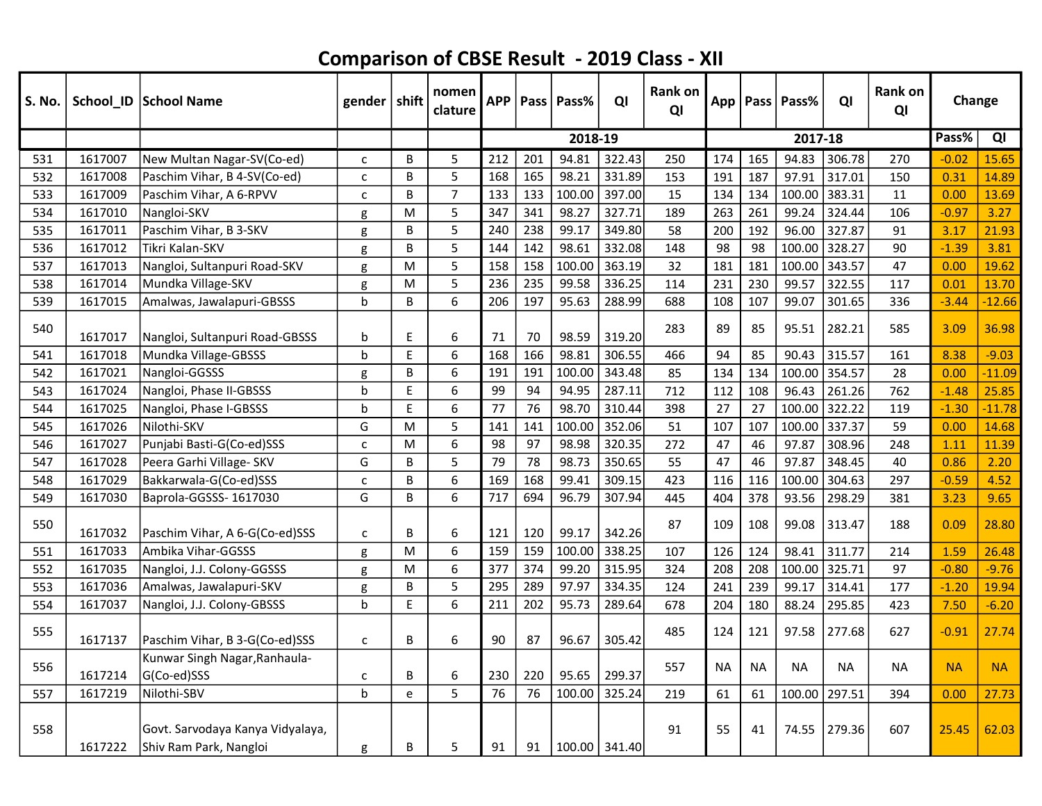# Comparison of CBSE Result - 2019 Class - XII

| S. No. | School_ID | School Name | gender | shift | nomen clature | APP | Pass | Pass% | QI | Rank on QI | App | Pass | Pass% | QI | Rank on QI | Change | |
|---|---|---|---|---|---|---|---|---|---|---|---|---|---|---|---|---|---|
| | | | | | | 2018-19 | | | | | 2017-18 | | | | | Pass% | QI |
| 531 | 1617007 | New Multan Nagar-SV(Co-ed) | c | B | 5 | 212 | 201 | 94.81 | 322.43 | 250 | 174 | 165 | 94.83 | 306.78 | 270 | -0.02 | 15.65 |
| 532 | 1617008 | Paschim Vihar, B 4-SV(Co-ed) | c | B | 5 | 168 | 165 | 98.21 | 331.89 | 153 | 191 | 187 | 97.91 | 317.01 | 150 | 0.31 | 14.89 |
| 533 | 1617009 | Paschim Vihar, A 6-RPVV | c | B | 7 | 133 | 133 | 100.00 | 397.00 | 15 | 134 | 134 | 100.00 | 383.31 | 11 | 0.00 | 13.69 |
| 534 | 1617010 | Nangloi-SKV | g | M | 5 | 347 | 341 | 98.27 | 327.71 | 189 | 263 | 261 | 99.24 | 324.44 | 106 | -0.97 | 3.27 |
| 535 | 1617011 | Paschim Vihar, B 3-SKV | g | B | 5 | 240 | 238 | 99.17 | 349.80 | 58 | 200 | 192 | 96.00 | 327.87 | 91 | 3.17 | 21.93 |
| 536 | 1617012 | Tikri Kalan-SKV | g | B | 5 | 144 | 142 | 98.61 | 332.08 | 148 | 98 | 98 | 100.00 | 328.27 | 90 | -1.39 | 3.81 |
| 537 | 1617013 | Nangloi, Sultanpuri Road-SKV | g | M | 5 | 158 | 158 | 100.00 | 363.19 | 32 | 181 | 181 | 100.00 | 343.57 | 47 | 0.00 | 19.62 |
| 538 | 1617014 | Mundka Village-SKV | g | M | 5 | 236 | 235 | 99.58 | 336.25 | 114 | 231 | 230 | 99.57 | 322.55 | 117 | 0.01 | 13.70 |
| 539 | 1617015 | Amalwas, Jawalapuri-GBSSS | b | B | 6 | 206 | 197 | 95.63 | 288.99 | 688 | 108 | 107 | 99.07 | 301.65 | 336 | -3.44 | -12.66 |
| 540 | 1617017 | Nangloi, Sultanpuri Road-GBSSS | b | E | 6 | 71 | 70 | 98.59 | 319.20 | 283 | 89 | 85 | 95.51 | 282.21 | 585 | 3.09 | 36.98 |
| 541 | 1617018 | Mundka Village-GBSSS | b | E | 6 | 168 | 166 | 98.81 | 306.55 | 466 | 94 | 85 | 90.43 | 315.57 | 161 | 8.38 | -9.03 |
| 542 | 1617021 | Nangloi-GGSSS | g | B | 6 | 191 | 191 | 100.00 | 343.48 | 85 | 134 | 134 | 100.00 | 354.57 | 28 | 0.00 | -11.09 |
| 543 | 1617024 | Nangloi, Phase II-GBSSS | b | E | 6 | 99 | 94 | 94.95 | 287.11 | 712 | 112 | 108 | 96.43 | 261.26 | 762 | -1.48 | 25.85 |
| 544 | 1617025 | Nangloi, Phase I-GBSSS | b | E | 6 | 77 | 76 | 98.70 | 310.44 | 398 | 27 | 27 | 100.00 | 322.22 | 119 | -1.30 | -11.78 |
| 545 | 1617026 | Nilothi-SKV | G | M | 5 | 141 | 141 | 100.00 | 352.06 | 51 | 107 | 107 | 100.00 | 337.37 | 59 | 0.00 | 14.68 |
| 546 | 1617027 | Punjabi Basti-G(Co-ed)SSS | c | M | 6 | 98 | 97 | 98.98 | 320.35 | 272 | 47 | 46 | 97.87 | 308.96 | 248 | 1.11 | 11.39 |
| 547 | 1617028 | Peera Garhi Village- SKV | G | B | 5 | 79 | 78 | 98.73 | 350.65 | 55 | 47 | 46 | 97.87 | 348.45 | 40 | 0.86 | 2.20 |
| 548 | 1617029 | Bakkarwala-G(Co-ed)SSS | c | B | 6 | 169 | 168 | 99.41 | 309.15 | 423 | 116 | 116 | 100.00 | 304.63 | 297 | -0.59 | 4.52 |
| 549 | 1617030 | Baprola-GGSSS- 1617030 | G | B | 6 | 717 | 694 | 96.79 | 307.94 | 445 | 404 | 378 | 93.56 | 298.29 | 381 | 3.23 | 9.65 |
| 550 | 1617032 | Paschim Vihar, A 6-G(Co-ed)SSS | c | B | 6 | 121 | 120 | 99.17 | 342.26 | 87 | 109 | 108 | 99.08 | 313.47 | 188 | 0.09 | 28.80 |
| 551 | 1617033 | Ambika Vihar-GGSSS | g | M | 6 | 159 | 159 | 100.00 | 338.25 | 107 | 126 | 124 | 98.41 | 311.77 | 214 | 1.59 | 26.48 |
| 552 | 1617035 | Nangloi, J.J. Colony-GGSSS | g | M | 6 | 377 | 374 | 99.20 | 315.95 | 324 | 208 | 208 | 100.00 | 325.71 | 97 | -0.80 | -9.76 |
| 553 | 1617036 | Amalwas, Jawalapuri-SKV | g | B | 5 | 295 | 289 | 97.97 | 334.35 | 124 | 241 | 239 | 99.17 | 314.41 | 177 | -1.20 | 19.94 |
| 554 | 1617037 | Nangloi, J.J. Colony-GBSSS | b | E | 6 | 211 | 202 | 95.73 | 289.64 | 678 | 204 | 180 | 88.24 | 295.85 | 423 | 7.50 | -6.20 |
| 555 | 1617137 | Paschim Vihar, B 3-G(Co-ed)SSS | c | B | 6 | 90 | 87 | 96.67 | 305.42 | 485 | 124 | 121 | 97.58 | 277.68 | 627 | -0.91 | 27.74 |
| 556 | 1617214 | Kunwar Singh Nagar,Ranhaula-G(Co-ed)SSS | c | B | 6 | 230 | 220 | 95.65 | 299.37 | 557 | NA | NA | NA | NA | NA | NA | NA |
| 557 | 1617219 | Nilothi-SBV | b | e | 5 | 76 | 76 | 100.00 | 325.24 | 219 | 61 | 61 | 100.00 | 297.51 | 394 | 0.00 | 27.73 |
| 558 | 1617222 | Govt. Sarvodaya Kanya Vidyalaya, Shiv Ram Park, Nangloi | g | B | 5 | 91 | 91 | 100.00 | 341.40 | 91 | 55 | 41 | 74.55 | 279.36 | 607 | 25.45 | 62.03 |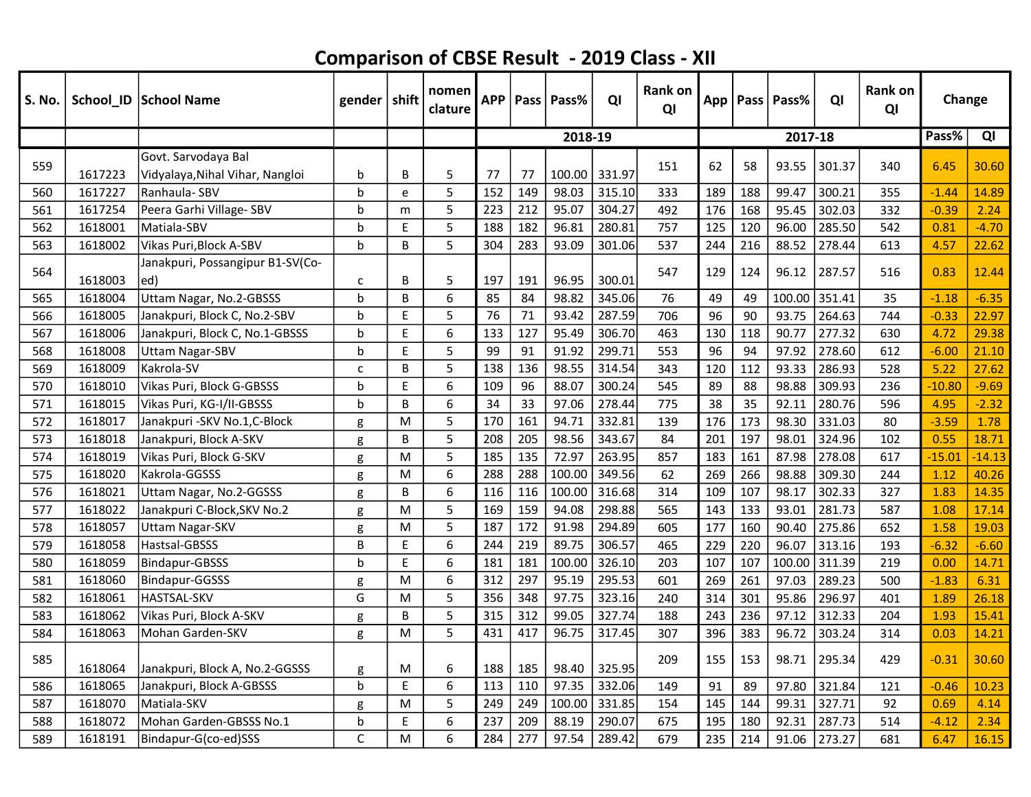# Comparison of CBSE Result - 2019 Class - XII

| S. No. | School_ID | School Name | gender | shift | nomen clature | APP | Pass | Pass% | QI | Rank on QI | App | Pass | Pass% | QI | Rank on QI | Change | |
|---|---|---|---|---|---|---|---|---|---|---|---|---|---|---|---|---|---|
| | | | | | | 2018-19 | | | | | 2017-18 | | | | | Pass% | QI |
| 559 | 1617223 | Govt. Sarvodaya Bal Vidyalaya,Nihal Vihar, Nangloi | b | B | 5 | 77 | 77 | 100.00 | 331.97 | 151 | 62 | 58 | 93.55 | 301.37 | 340 | 6.45 | 30.60 |
| 560 | 1617227 | Ranhaula- SBV | b | e | 5 | 152 | 149 | 98.03 | 315.10 | 333 | 189 | 188 | 99.47 | 300.21 | 355 | -1.44 | 14.89 |
| 561 | 1617254 | Peera Garhi Village- SBV | b | m | 5 | 223 | 212 | 95.07 | 304.27 | 492 | 176 | 168 | 95.45 | 302.03 | 332 | -0.39 | 2.24 |
| 562 | 1618001 | Matiala-SBV | b | E | 5 | 188 | 182 | 96.81 | 280.81 | 757 | 125 | 120 | 96.00 | 285.50 | 542 | 0.81 | -4.70 |
| 563 | 1618002 | Vikas Puri,Block A-SBV | b | B | 5 | 304 | 283 | 93.09 | 301.06 | 537 | 244 | 216 | 88.52 | 278.44 | 613 | 4.57 | 22.62 |
| 564 | 1618003 | Janakpuri, Possangipur B1-SV(Co-ed) | c | B | 5 | 197 | 191 | 96.95 | 300.01 | 547 | 129 | 124 | 96.12 | 287.57 | 516 | 0.83 | 12.44 |
| 565 | 1618004 | Uttam Nagar, No.2-GBSSS | b | B | 6 | 85 | 84 | 98.82 | 345.06 | 76 | 49 | 49 | 100.00 | 351.41 | 35 | -1.18 | -6.35 |
| 566 | 1618005 | Janakpuri, Block C, No.2-SBV | b | E | 5 | 76 | 71 | 93.42 | 287.59 | 706 | 96 | 90 | 93.75 | 264.63 | 744 | -0.33 | 22.97 |
| 567 | 1618006 | Janakpuri, Block C, No.1-GBSSS | b | E | 6 | 133 | 127 | 95.49 | 306.70 | 463 | 130 | 118 | 90.77 | 277.32 | 630 | 4.72 | 29.38 |
| 568 | 1618008 | Uttam Nagar-SBV | b | E | 5 | 99 | 91 | 91.92 | 299.71 | 553 | 96 | 94 | 97.92 | 278.60 | 612 | -6.00 | 21.10 |
| 569 | 1618009 | Kakrola-SV | c | B | 5 | 138 | 136 | 98.55 | 314.54 | 343 | 120 | 112 | 93.33 | 286.93 | 528 | 5.22 | 27.62 |
| 570 | 1618010 | Vikas Puri, Block G-GBSSS | b | E | 6 | 109 | 96 | 88.07 | 300.24 | 545 | 89 | 88 | 98.88 | 309.93 | 236 | -10.80 | -9.69 |
| 571 | 1618015 | Vikas Puri, KG-I/II-GBSSS | b | B | 6 | 34 | 33 | 97.06 | 278.44 | 775 | 38 | 35 | 92.11 | 280.76 | 596 | 4.95 | -2.32 |
| 572 | 1618017 | Janakpuri -SKV No.1,C-Block | g | M | 5 | 170 | 161 | 94.71 | 332.81 | 139 | 176 | 173 | 98.30 | 331.03 | 80 | -3.59 | 1.78 |
| 573 | 1618018 | Janakpuri, Block A-SKV | g | B | 5 | 208 | 205 | 98.56 | 343.67 | 84 | 201 | 197 | 98.01 | 324.96 | 102 | 0.55 | 18.71 |
| 574 | 1618019 | Vikas Puri, Block G-SKV | g | M | 5 | 185 | 135 | 72.97 | 263.95 | 857 | 183 | 161 | 87.98 | 278.08 | 617 | -15.01 | -14.13 |
| 575 | 1618020 | Kakrola-GGSSS | g | M | 6 | 288 | 288 | 100.00 | 349.56 | 62 | 269 | 266 | 98.88 | 309.30 | 244 | 1.12 | 40.26 |
| 576 | 1618021 | Uttam Nagar, No.2-GGSSS | g | B | 6 | 116 | 116 | 100.00 | 316.68 | 314 | 109 | 107 | 98.17 | 302.33 | 327 | 1.83 | 14.35 |
| 577 | 1618022 | Janakpuri C-Block,SKV No.2 | g | M | 5 | 169 | 159 | 94.08 | 298.88 | 565 | 143 | 133 | 93.01 | 281.73 | 587 | 1.08 | 17.14 |
| 578 | 1618057 | Uttam Nagar-SKV | g | M | 5 | 187 | 172 | 91.98 | 294.89 | 605 | 177 | 160 | 90.40 | 275.86 | 652 | 1.58 | 19.03 |
| 579 | 1618058 | Hastsal-GBSSS | B | E | 6 | 244 | 219 | 89.75 | 306.57 | 465 | 229 | 220 | 96.07 | 313.16 | 193 | -6.32 | -6.60 |
| 580 | 1618059 | Bindapur-GBSSS | b | E | 6 | 181 | 181 | 100.00 | 326.10 | 203 | 107 | 107 | 100.00 | 311.39 | 219 | 0.00 | 14.71 |
| 581 | 1618060 | Bindapur-GGSSS | g | M | 6 | 312 | 297 | 95.19 | 295.53 | 601 | 269 | 261 | 97.03 | 289.23 | 500 | -1.83 | 6.31 |
| 582 | 1618061 | HASTSAL-SKV | G | M | 5 | 356 | 348 | 97.75 | 323.16 | 240 | 314 | 301 | 95.86 | 296.97 | 401 | 1.89 | 26.18 |
| 583 | 1618062 | Vikas Puri, Block A-SKV | g | B | 5 | 315 | 312 | 99.05 | 327.74 | 188 | 243 | 236 | 97.12 | 312.33 | 204 | 1.93 | 15.41 |
| 584 | 1618063 | Mohan Garden-SKV | g | M | 5 | 431 | 417 | 96.75 | 317.45 | 307 | 396 | 383 | 96.72 | 303.24 | 314 | 0.03 | 14.21 |
| 585 | 1618064 | Janakpuri, Block A, No.2-GGSSS | g | M | 6 | 188 | 185 | 98.40 | 325.95 | 209 | 155 | 153 | 98.71 | 295.34 | 429 | -0.31 | 30.60 |
| 586 | 1618065 | Janakpuri, Block A-GBSSS | b | E | 6 | 113 | 110 | 97.35 | 332.06 | 149 | 91 | 89 | 97.80 | 321.84 | 121 | -0.46 | 10.23 |
| 587 | 1618070 | Matiala-SKV | g | M | 5 | 249 | 249 | 100.00 | 331.85 | 154 | 145 | 144 | 99.31 | 327.71 | 92 | 0.69 | 4.14 |
| 588 | 1618072 | Mohan Garden-GBSSS No.1 | b | E | 6 | 237 | 209 | 88.19 | 290.07 | 675 | 195 | 180 | 92.31 | 287.73 | 514 | -4.12 | 2.34 |
| 589 | 1618191 | Bindapur-G(co-ed)SSS | C | M | 6 | 284 | 277 | 97.54 | 289.42 | 679 | 235 | 214 | 91.06 | 273.27 | 681 | 6.47 | 16.15 |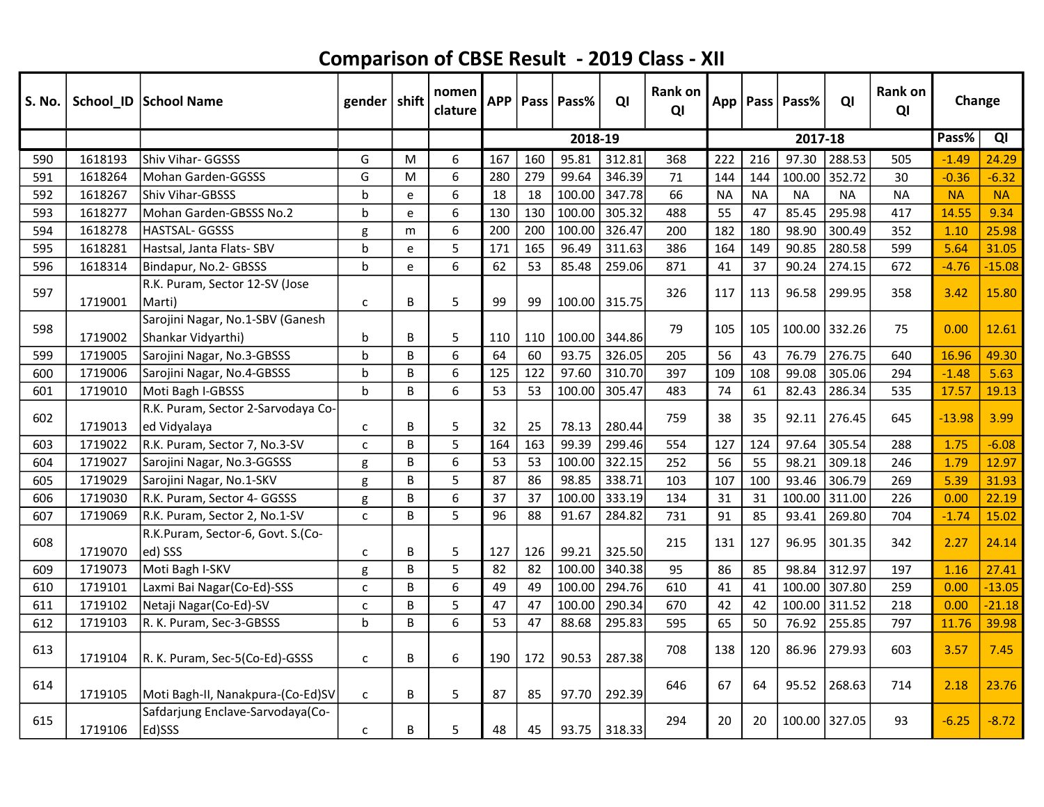# Comparison of CBSE Result - 2019 Class - XII

| S. No. | School_ID | School Name | gender | shift | nomen clature | APP | Pass | Pass% | QI | Rank on QI | App | Pass | Pass% | QI | Rank on QI | Change | |
|---|---|---|---|---|---|---|---|---|---|---|---|---|---|---|---|---|---|
| | | | | | | 2018-19 | | | | | 2017-18 | | | | | Pass% | QI |
| 590 | 1618193 | Shiv Vihar- GGSSS | G | M | 6 | 167 | 160 | 95.81 | 312.81 | 368 | 222 | 216 | 97.30 | 288.53 | 505 | -1.49 | 24.29 |
| 591 | 1618264 | Mohan Garden-GGSSS | G | M | 6 | 280 | 279 | 99.64 | 346.39 | 71 | 144 | 144 | 100.00 | 352.72 | 30 | -0.36 | -6.32 |
| 592 | 1618267 | Shiv Vihar-GBSSS | b | e | 6 | 18 | 18 | 100.00 | 347.78 | 66 | NA | NA | NA | NA | NA | NA | NA |
| 593 | 1618277 | Mohan Garden-GBSSS No.2 | b | e | 6 | 130 | 130 | 100.00 | 305.32 | 488 | 55 | 47 | 85.45 | 295.98 | 417 | 14.55 | 9.34 |
| 594 | 1618278 | HASTSAL- GGSSS | g | m | 6 | 200 | 200 | 100.00 | 326.47 | 200 | 182 | 180 | 98.90 | 300.49 | 352 | 1.10 | 25.98 |
| 595 | 1618281 | Hastsal, Janta Flats- SBV | b | e | 5 | 171 | 165 | 96.49 | 311.63 | 386 | 164 | 149 | 90.85 | 280.58 | 599 | 5.64 | 31.05 |
| 596 | 1618314 | Bindapur, No.2- GBSSS | b | e | 6 | 62 | 53 | 85.48 | 259.06 | 871 | 41 | 37 | 90.24 | 274.15 | 672 | -4.76 | -15.08 |
| 597 | 1719001 | R.K. Puram, Sector 12-SV (Jose Marti) | c | B | 5 | 99 | 99 | 100.00 | 315.75 | 326 | 117 | 113 | 96.58 | 299.95 | 358 | 3.42 | 15.80 |
| 598 | 1719002 | Sarojini Nagar, No.1-SBV (Ganesh Shankar Vidyarthi) | b | B | 5 | 110 | 110 | 100.00 | 344.86 | 79 | 105 | 105 | 100.00 | 332.26 | 75 | 0.00 | 12.61 |
| 599 | 1719005 | Sarojini Nagar, No.3-GBSSS | b | B | 6 | 64 | 60 | 93.75 | 326.05 | 205 | 56 | 43 | 76.79 | 276.75 | 640 | 16.96 | 49.30 |
| 600 | 1719006 | Sarojini Nagar, No.4-GBSSS | b | B | 6 | 125 | 122 | 97.60 | 310.70 | 397 | 109 | 108 | 99.08 | 305.06 | 294 | -1.48 | 5.63 |
| 601 | 1719010 | Moti Bagh I-GBSSS | b | B | 6 | 53 | 53 | 100.00 | 305.47 | 483 | 74 | 61 | 82.43 | 286.34 | 535 | 17.57 | 19.13 |
| 602 | 1719013 | R.K. Puram, Sector 2-Sarvodaya Co-ed Vidyalaya | c | B | 5 | 32 | 25 | 78.13 | 280.44 | 759 | 38 | 35 | 92.11 | 276.45 | 645 | -13.98 | 3.99 |
| 603 | 1719022 | R.K. Puram, Sector 7, No.3-SV | c | B | 5 | 164 | 163 | 99.39 | 299.46 | 554 | 127 | 124 | 97.64 | 305.54 | 288 | 1.75 | -6.08 |
| 604 | 1719027 | Sarojini Nagar, No.3-GGSSS | g | B | 6 | 53 | 53 | 100.00 | 322.15 | 252 | 56 | 55 | 98.21 | 309.18 | 246 | 1.79 | 12.97 |
| 605 | 1719029 | Sarojini Nagar, No.1-SKV | g | B | 5 | 87 | 86 | 98.85 | 338.71 | 103 | 107 | 100 | 93.46 | 306.79 | 269 | 5.39 | 31.93 |
| 606 | 1719030 | R.K. Puram, Sector 4- GGSSS | g | B | 6 | 37 | 37 | 100.00 | 333.19 | 134 | 31 | 31 | 100.00 | 311.00 | 226 | 0.00 | 22.19 |
| 607 | 1719069 | R.K. Puram, Sector 2, No.1-SV | c | B | 5 | 96 | 88 | 91.67 | 284.82 | 731 | 91 | 85 | 93.41 | 269.80 | 704 | -1.74 | 15.02 |
| 608 | 1719070 | R.K.Puram, Sector-6, Govt. S.(Co-ed) SSS | c | B | 5 | 127 | 126 | 99.21 | 325.50 | 215 | 131 | 127 | 96.95 | 301.35 | 342 | 2.27 | 24.14 |
| 609 | 1719073 | Moti Bagh I-SKV | g | B | 5 | 82 | 82 | 100.00 | 340.38 | 95 | 86 | 85 | 98.84 | 312.97 | 197 | 1.16 | 27.41 |
| 610 | 1719101 | Laxmi Bai Nagar(Co-Ed)-SSS | c | B | 6 | 49 | 49 | 100.00 | 294.76 | 610 | 41 | 41 | 100.00 | 307.80 | 259 | 0.00 | -13.05 |
| 611 | 1719102 | Netaji Nagar(Co-Ed)-SV | c | B | 5 | 47 | 47 | 100.00 | 290.34 | 670 | 42 | 42 | 100.00 | 311.52 | 218 | 0.00 | -21.18 |
| 612 | 1719103 | R. K. Puram, Sec-3-GBSSS | b | B | 6 | 53 | 47 | 88.68 | 295.83 | 595 | 65 | 50 | 76.92 | 255.85 | 797 | 11.76 | 39.98 |
| 613 | 1719104 | R. K. Puram, Sec-5(Co-Ed)-GSSS | c | B | 6 | 190 | 172 | 90.53 | 287.38 | 708 | 138 | 120 | 86.96 | 279.93 | 603 | 3.57 | 7.45 |
| 614 | 1719105 | Moti Bagh-II, Nanakpura-(Co-Ed)SV | c | B | 5 | 87 | 85 | 97.70 | 292.39 | 646 | 67 | 64 | 95.52 | 268.63 | 714 | 2.18 | 23.76 |
| 615 | 1719106 | Safdarjung Enclave-Sarvodaya(Co-Ed)SSS | c | B | 5 | 48 | 45 | 93.75 | 318.33 | 294 | 20 | 20 | 100.00 | 327.05 | 93 | -6.25 | -8.72 |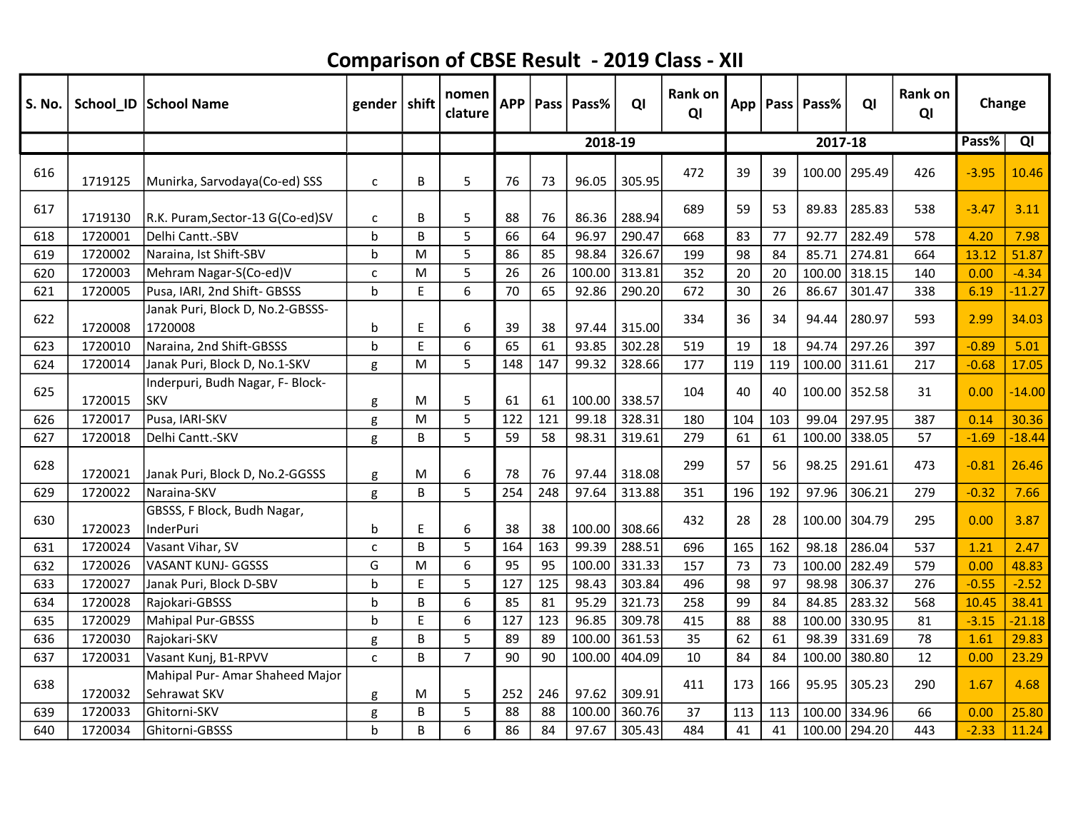# Comparison of CBSE Result - 2019 Class - XII

| S. No. | School_ID | School Name | gender | shift | nomen clature | APP | Pass | Pass% | QI | Rank on QI | App | Pass | Pass% | QI | Rank on QI | Change | |
|---|---|---|---|---|---|---|---|---|---|---|---|---|---|---|---|---|---|
| | | | | | | 2018-19 | | | | | 2017-18 | | | | | Pass% | QI |
| 616 | 1719125 | Munirka, Sarvodaya(Co-ed) SSS | c | B | 5 | 76 | 73 | 96.05 | 305.95 | 472 | 39 | 39 | 100.00 | 295.49 | 426 | -3.95 | 10.46 |
| 617 | 1719130 | R.K. Puram,Sector-13 G(Co-ed)SV | c | B | 5 | 88 | 76 | 86.36 | 288.94 | 689 | 59 | 53 | 89.83 | 285.83 | 538 | -3.47 | 3.11 |
| 618 | 1720001 | Delhi Cantt.-SBV | b | B | 5 | 66 | 64 | 96.97 | 290.47 | 668 | 83 | 77 | 92.77 | 282.49 | 578 | 4.20 | 7.98 |
| 619 | 1720002 | Naraina, Ist Shift-SBV | b | M | 5 | 86 | 85 | 98.84 | 326.67 | 199 | 98 | 84 | 85.71 | 274.81 | 664 | 13.12 | 51.87 |
| 620 | 1720003 | Mehram Nagar-S(Co-ed)V | c | M | 5 | 26 | 26 | 100.00 | 313.81 | 352 | 20 | 20 | 100.00 | 318.15 | 140 | 0.00 | -4.34 |
| 621 | 1720005 | Pusa, IARI, 2nd Shift- GBSSS | b | E | 6 | 70 | 65 | 92.86 | 290.20 | 672 | 30 | 26 | 86.67 | 301.47 | 338 | 6.19 | -11.27 |
| 622 | 1720008 | Janak Puri, Block D, No.2-GBSSS-1720008 | b | E | 6 | 39 | 38 | 97.44 | 315.00 | 334 | 36 | 34 | 94.44 | 280.97 | 593 | 2.99 | 34.03 |
| 623 | 1720010 | Naraina, 2nd Shift-GBSSS | b | E | 6 | 65 | 61 | 93.85 | 302.28 | 519 | 19 | 18 | 94.74 | 297.26 | 397 | -0.89 | 5.01 |
| 624 | 1720014 | Janak Puri, Block D, No.1-SKV | g | M | 5 | 148 | 147 | 99.32 | 328.66 | 177 | 119 | 119 | 100.00 | 311.61 | 217 | -0.68 | 17.05 |
| 625 | 1720015 | Inderpuri, Budh Nagar, F- Block-SKV | g | M | 5 | 61 | 61 | 100.00 | 338.57 | 104 | 40 | 40 | 100.00 | 352.58 | 31 | 0.00 | -14.00 |
| 626 | 1720017 | Pusa, IARI-SKV | g | M | 5 | 122 | 121 | 99.18 | 328.31 | 180 | 104 | 103 | 99.04 | 297.95 | 387 | 0.14 | 30.36 |
| 627 | 1720018 | Delhi Cantt.-SKV | g | B | 5 | 59 | 58 | 98.31 | 319.61 | 279 | 61 | 61 | 100.00 | 338.05 | 57 | -1.69 | -18.44 |
| 628 | 1720021 | Janak Puri, Block D, No.2-GGSSS | g | M | 6 | 78 | 76 | 97.44 | 318.08 | 299 | 57 | 56 | 98.25 | 291.61 | 473 | -0.81 | 26.46 |
| 629 | 1720022 | Naraina-SKV | g | B | 5 | 254 | 248 | 97.64 | 313.88 | 351 | 196 | 192 | 97.96 | 306.21 | 279 | -0.32 | 7.66 |
| 630 | 1720023 | GBSSS, F Block, Budh Nagar, InderPuri | b | E | 6 | 38 | 38 | 100.00 | 308.66 | 432 | 28 | 28 | 100.00 | 304.79 | 295 | 0.00 | 3.87 |
| 631 | 1720024 | Vasant Vihar, SV | c | B | 5 | 164 | 163 | 99.39 | 288.51 | 696 | 165 | 162 | 98.18 | 286.04 | 537 | 1.21 | 2.47 |
| 632 | 1720026 | VASANT KUNJ- GGSSS | G | M | 6 | 95 | 95 | 100.00 | 331.33 | 157 | 73 | 73 | 100.00 | 282.49 | 579 | 0.00 | 48.83 |
| 633 | 1720027 | Janak Puri, Block D-SBV | b | E | 5 | 127 | 125 | 98.43 | 303.84 | 496 | 98 | 97 | 98.98 | 306.37 | 276 | -0.55 | -2.52 |
| 634 | 1720028 | Rajokari-GBSSS | b | B | 6 | 85 | 81 | 95.29 | 321.73 | 258 | 99 | 84 | 84.85 | 283.32 | 568 | 10.45 | 38.41 |
| 635 | 1720029 | Mahipal Pur-GBSSS | b | E | 6 | 127 | 123 | 96.85 | 309.78 | 415 | 88 | 88 | 100.00 | 330.95 | 81 | -3.15 | -21.18 |
| 636 | 1720030 | Rajokari-SKV | g | B | 5 | 89 | 89 | 100.00 | 361.53 | 35 | 62 | 61 | 98.39 | 331.69 | 78 | 1.61 | 29.83 |
| 637 | 1720031 | Vasant Kunj, B1-RPVV | c | B | 7 | 90 | 90 | 100.00 | 404.09 | 10 | 84 | 84 | 100.00 | 380.80 | 12 | 0.00 | 23.29 |
| 638 | 1720032 | Mahipal Pur- Amar Shaheed Major Sehrawat SKV | g | M | 5 | 252 | 246 | 97.62 | 309.91 | 411 | 173 | 166 | 95.95 | 305.23 | 290 | 1.67 | 4.68 |
| 639 | 1720033 | Ghitorni-SKV | g | B | 5 | 88 | 88 | 100.00 | 360.76 | 37 | 113 | 113 | 100.00 | 334.96 | 66 | 0.00 | 25.80 |
| 640 | 1720034 | Ghitorni-GBSSS | b | B | 6 | 86 | 84 | 97.67 | 305.43 | 484 | 41 | 41 | 100.00 | 294.20 | 443 | -2.33 | 11.24 |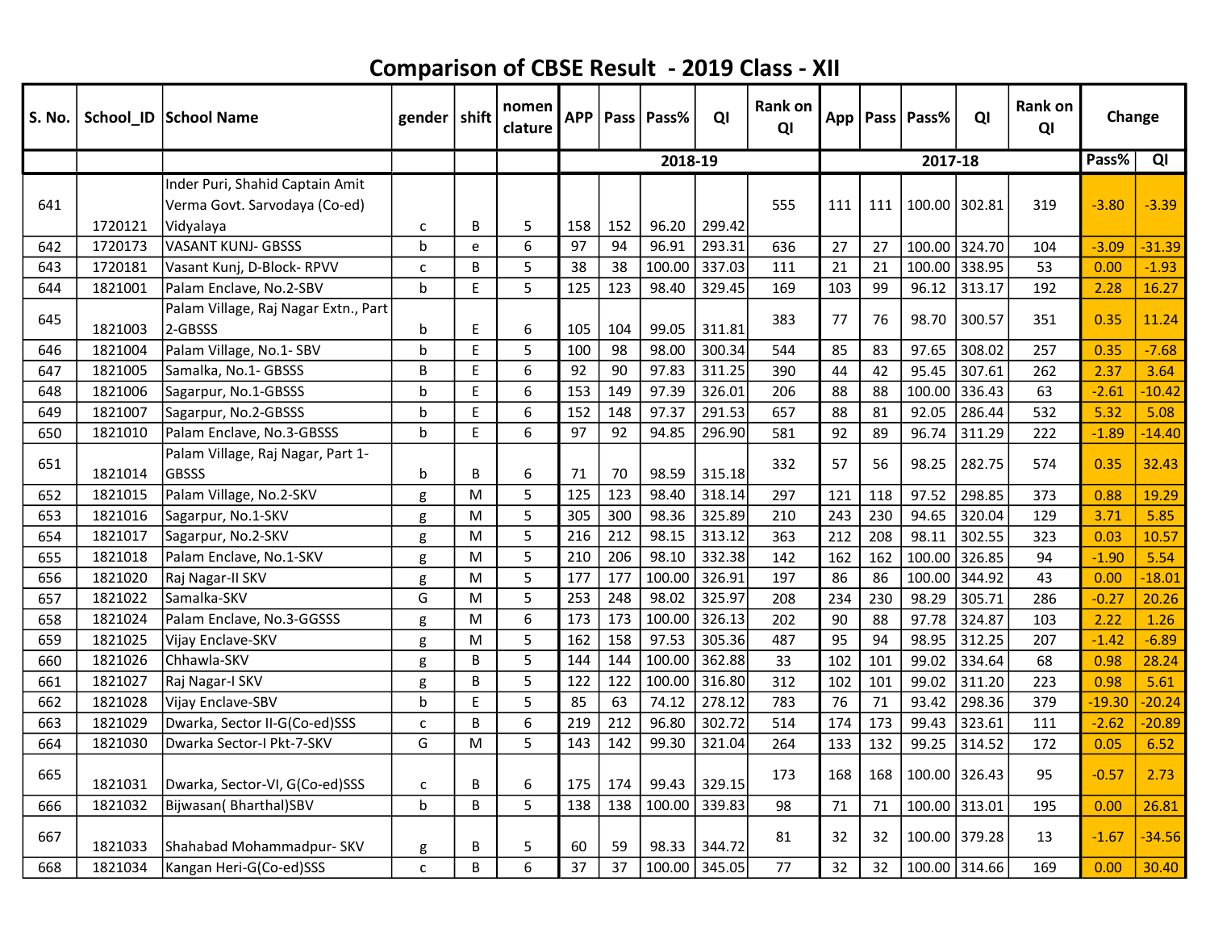# Comparison of CBSE Result - 2019 Class - XII

| S. No. | School_ID | School Name | gender | shift | nomen clature | APP | Pass | Pass% | QI | Rank on QI | App | Pass | Pass% | QI | Rank on QI | Change | |
|---|---|---|---|---|---|---|---|---|---|---|---|---|---|---|---|---|---|
| | | | | | | 2018-19 | | | | | 2017-18 | | | | | Pass% | QI |
| 641 | 1720121 | Inder Puri, Shahid Captain Amit Verma Govt. Sarvodaya (Co-ed) Vidyalaya | c | B | 5 | 158 | 152 | 96.20 | 299.42 | 555 | 111 | 111 | 100.00 | 302.81 | 319 | -3.80 | -3.39 |
| 642 | 1720173 | VASANT KUNJ- GBSSS | b | e | 6 | 97 | 94 | 96.91 | 293.31 | 636 | 27 | 27 | 100.00 | 324.70 | 104 | -3.09 | -31.39 |
| 643 | 1720181 | Vasant Kunj, D-Block- RPVV | c | B | 5 | 38 | 38 | 100.00 | 337.03 | 111 | 21 | 21 | 100.00 | 338.95 | 53 | 0.00 | -1.93 |
| 644 | 1821001 | Palam Enclave, No.2-SBV | b | E | 5 | 125 | 123 | 98.40 | 329.45 | 169 | 103 | 99 | 96.12 | 313.17 | 192 | 2.28 | 16.27 |
| 645 | 1821003 | Palam Village, Raj Nagar Extn., Part 2-GBSSS | b | E | 6 | 105 | 104 | 99.05 | 311.81 | 383 | 77 | 76 | 98.70 | 300.57 | 351 | 0.35 | 11.24 |
| 646 | 1821004 | Palam Village, No.1- SBV | b | E | 5 | 100 | 98 | 98.00 | 300.34 | 544 | 85 | 83 | 97.65 | 308.02 | 257 | 0.35 | -7.68 |
| 647 | 1821005 | Samalka, No.1- GBSSS | B | E | 6 | 92 | 90 | 97.83 | 311.25 | 390 | 44 | 42 | 95.45 | 307.61 | 262 | 2.37 | 3.64 |
| 648 | 1821006 | Sagarpur, No.1-GBSSS | b | E | 6 | 153 | 149 | 97.39 | 326.01 | 206 | 88 | 88 | 100.00 | 336.43 | 63 | -2.61 | -10.42 |
| 649 | 1821007 | Sagarpur, No.2-GBSSS | b | E | 6 | 152 | 148 | 97.37 | 291.53 | 657 | 88 | 81 | 92.05 | 286.44 | 532 | 5.32 | 5.08 |
| 650 | 1821010 | Palam Enclave, No.3-GBSSS | b | E | 6 | 97 | 92 | 94.85 | 296.90 | 581 | 92 | 89 | 96.74 | 311.29 | 222 | -1.89 | -14.40 |
| 651 | 1821014 | Palam Village, Raj Nagar, Part 1-GBSSS | b | B | 6 | 71 | 70 | 98.59 | 315.18 | 332 | 57 | 56 | 98.25 | 282.75 | 574 | 0.35 | 32.43 |
| 652 | 1821015 | Palam Village, No.2-SKV | g | M | 5 | 125 | 123 | 98.40 | 318.14 | 297 | 121 | 118 | 97.52 | 298.85 | 373 | 0.88 | 19.29 |
| 653 | 1821016 | Sagarpur, No.1-SKV | g | M | 5 | 305 | 300 | 98.36 | 325.89 | 210 | 243 | 230 | 94.65 | 320.04 | 129 | 3.71 | 5.85 |
| 654 | 1821017 | Sagarpur, No.2-SKV | g | M | 5 | 216 | 212 | 98.15 | 313.12 | 363 | 212 | 208 | 98.11 | 302.55 | 323 | 0.03 | 10.57 |
| 655 | 1821018 | Palam Enclave, No.1-SKV | g | M | 5 | 210 | 206 | 98.10 | 332.38 | 142 | 162 | 162 | 100.00 | 326.85 | 94 | -1.90 | 5.54 |
| 656 | 1821020 | Raj Nagar-II SKV | g | M | 5 | 177 | 177 | 100.00 | 326.91 | 197 | 86 | 86 | 100.00 | 344.92 | 43 | 0.00 | -18.01 |
| 657 | 1821022 | Samalka-SKV | G | M | 5 | 253 | 248 | 98.02 | 325.97 | 208 | 234 | 230 | 98.29 | 305.71 | 286 | -0.27 | 20.26 |
| 658 | 1821024 | Palam Enclave, No.3-GGSSS | g | M | 6 | 173 | 173 | 100.00 | 326.13 | 202 | 90 | 88 | 97.78 | 324.87 | 103 | 2.22 | 1.26 |
| 659 | 1821025 | Vijay Enclave-SKV | g | M | 5 | 162 | 158 | 97.53 | 305.36 | 487 | 95 | 94 | 98.95 | 312.25 | 207 | -1.42 | -6.89 |
| 660 | 1821026 | Chhawla-SKV | g | B | 5 | 144 | 144 | 100.00 | 362.88 | 33 | 102 | 101 | 99.02 | 334.64 | 68 | 0.98 | 28.24 |
| 661 | 1821027 | Raj Nagar-I SKV | g | B | 5 | 122 | 122 | 100.00 | 316.80 | 312 | 102 | 101 | 99.02 | 311.20 | 223 | 0.98 | 5.61 |
| 662 | 1821028 | Vijay Enclave-SBV | b | E | 5 | 85 | 63 | 74.12 | 278.12 | 783 | 76 | 71 | 93.42 | 298.36 | 379 | -19.30 | -20.24 |
| 663 | 1821029 | Dwarka, Sector II-G(Co-ed)SSS | c | B | 6 | 219 | 212 | 96.80 | 302.72 | 514 | 174 | 173 | 99.43 | 323.61 | 111 | -2.62 | -20.89 |
| 664 | 1821030 | Dwarka Sector-I Pkt-7-SKV | G | M | 5 | 143 | 142 | 99.30 | 321.04 | 264 | 133 | 132 | 99.25 | 314.52 | 172 | 0.05 | 6.52 |
| 665 | 1821031 | Dwarka, Sector-VI, G(Co-ed)SSS | c | B | 6 | 175 | 174 | 99.43 | 329.15 | 173 | 168 | 168 | 100.00 | 326.43 | 95 | -0.57 | 2.73 |
| 666 | 1821032 | Bijwasan( Bharthal)SBV | b | B | 5 | 138 | 138 | 100.00 | 339.83 | 98 | 71 | 71 | 100.00 | 313.01 | 195 | 0.00 | 26.81 |
| 667 | 1821033 | Shahabad Mohammadpur- SKV | g | B | 5 | 60 | 59 | 98.33 | 344.72 | 81 | 32 | 32 | 100.00 | 379.28 | 13 | -1.67 | -34.56 |
| 668 | 1821034 | Kangan Heri-G(Co-ed)SSS | c | B | 6 | 37 | 37 | 100.00 | 345.05 | 77 | 32 | 32 | 100.00 | 314.66 | 169 | 0.00 | 30.40 |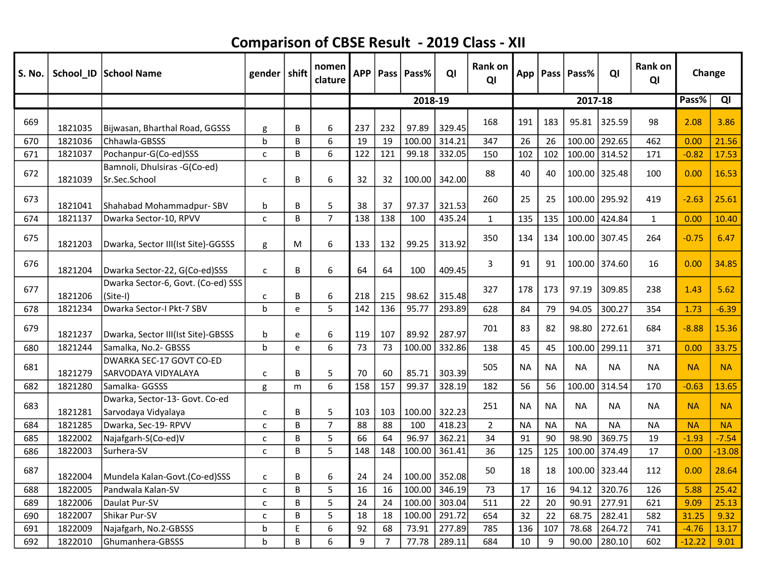# Comparison of CBSE Result - 2019 Class - XII

| S. No. | School_ID | School Name | gender | shift | nomen clature | APP | Pass | Pass% | QI | Rank on QI | App | Pass | Pass% | QI | Rank on QI | Change | |
|---|---|---|---|---|---|---|---|---|---|---|---|---|---|---|---|---|---|
| | | | | | | 2018-19 | | | | | 2017-18 | | | | | Pass% | QI |
| 669 | 1821035 | Bijwasan, Bharthal Road, GGSSS | g | B | 6 | 237 | 232 | 97.89 | 329.45 | 168 | 191 | 183 | 95.81 | 325.59 | 98 | 2.08 | 3.86 |
| 670 | 1821036 | Chhawla-GBSSS | b | B | 6 | 19 | 19 | 100.00 | 314.21 | 347 | 26 | 26 | 100.00 | 292.65 | 462 | 0.00 | 21.56 |
| 671 | 1821037 | Pochanpur-G(Co-ed)SSS | c | B | 6 | 122 | 121 | 99.18 | 332.05 | 150 | 102 | 102 | 100.00 | 314.52 | 171 | -0.82 | 17.53 |
| 672 | 1821039 | Bamnoli, Dhulsiras -G(Co-ed) Sr.Sec.School | c | B | 6 | 32 | 32 | 100.00 | 342.00 | 88 | 40 | 40 | 100.00 | 325.48 | 100 | 0.00 | 16.53 |
| 673 | 1821041 | Shahabad Mohammadpur- SBV | b | B | 5 | 38 | 37 | 97.37 | 321.53 | 260 | 25 | 25 | 100.00 | 295.92 | 419 | -2.63 | 25.61 |
| 674 | 1821137 | Dwarka Sector-10, RPVV | c | B | 7 | 138 | 138 | 100 | 435.24 | 1 | 135 | 135 | 100.00 | 424.84 | 1 | 0.00 | 10.40 |
| 675 | 1821203 | Dwarka, Sector III(Ist Site)-GGSSS | g | M | 6 | 133 | 132 | 99.25 | 313.92 | 350 | 134 | 134 | 100.00 | 307.45 | 264 | -0.75 | 6.47 |
| 676 | 1821204 | Dwarka Sector-22, G(Co-ed)SSS | c | B | 6 | 64 | 64 | 100 | 409.45 | 3 | 91 | 91 | 100.00 | 374.60 | 16 | 0.00 | 34.85 |
| 677 | 1821206 | Dwarka Sector-6, Govt. (Co-ed) SSS (Site-I) | c | B | 6 | 218 | 215 | 98.62 | 315.48 | 327 | 178 | 173 | 97.19 | 309.85 | 238 | 1.43 | 5.62 |
| 678 | 1821234 | Dwarka Sector-I Pkt-7 SBV | b | e | 5 | 142 | 136 | 95.77 | 293.89 | 628 | 84 | 79 | 94.05 | 300.27 | 354 | 1.73 | -6.39 |
| 679 | 1821237 | Dwarka, Sector III(Ist Site)-GBSSS | b | e | 6 | 119 | 107 | 89.92 | 287.97 | 701 | 83 | 82 | 98.80 | 272.61 | 684 | -8.88 | 15.36 |
| 680 | 1821244 | Samalka, No.2- GBSSS | b | e | 6 | 73 | 73 | 100.00 | 332.86 | 138 | 45 | 45 | 100.00 | 299.11 | 371 | 0.00 | 33.75 |
| 681 | 1821279 | DWARKA SEC-17 GOVT CO-ED SARVODAYA VIDYALAYA | c | B | 5 | 70 | 60 | 85.71 | 303.39 | 505 | NA | NA | NA | NA | NA | NA | NA |
| 682 | 1821280 | Samalka- GGSSS | g | m | 6 | 158 | 157 | 99.37 | 328.19 | 182 | 56 | 56 | 100.00 | 314.54 | 170 | -0.63 | 13.65 |
| 683 | 1821281 | Dwarka, Sector-13- Govt. Co-ed Sarvodaya Vidyalaya | c | B | 5 | 103 | 103 | 100.00 | 322.23 | 251 | NA | NA | NA | NA | NA | NA | NA |
| 684 | 1821285 | Dwarka, Sec-19- RPVV | c | B | 7 | 88 | 88 | 100 | 418.23 | 2 | NA | NA | NA | NA | NA | NA | NA |
| 685 | 1822002 | Najafgarh-S(Co-ed)V | c | B | 5 | 66 | 64 | 96.97 | 362.21 | 34 | 91 | 90 | 98.90 | 369.75 | 19 | -1.93 | -7.54 |
| 686 | 1822003 | Surhera-SV | c | B | 5 | 148 | 148 | 100.00 | 361.41 | 36 | 125 | 125 | 100.00 | 374.49 | 17 | 0.00 | -13.08 |
| 687 | 1822004 | Mundela Kalan-Govt.(Co-ed)SSS | c | B | 6 | 24 | 24 | 100.00 | 352.08 | 50 | 18 | 18 | 100.00 | 323.44 | 112 | 0.00 | 28.64 |
| 688 | 1822005 | Pandwala Kalan-SV | c | B | 5 | 16 | 16 | 100.00 | 346.19 | 73 | 17 | 16 | 94.12 | 320.76 | 126 | 5.88 | 25.42 |
| 689 | 1822006 | Daulat Pur-SV | c | B | 5 | 24 | 24 | 100.00 | 303.04 | 511 | 22 | 20 | 90.91 | 277.91 | 621 | 9.09 | 25.13 |
| 690 | 1822007 | Shikar Pur-SV | c | B | 5 | 18 | 18 | 100.00 | 291.72 | 654 | 32 | 22 | 68.75 | 282.41 | 582 | 31.25 | 9.32 |
| 691 | 1822009 | Najafgarh, No.2-GBSSS | b | E | 6 | 92 | 68 | 73.91 | 277.89 | 785 | 136 | 107 | 78.68 | 264.72 | 741 | -4.76 | 13.17 |
| 692 | 1822010 | Ghumanhera-GBSSS | b | B | 6 | 9 | 7 | 77.78 | 289.11 | 684 | 10 | 9 | 90.00 | 280.10 | 602 | -12.22 | 9.01 |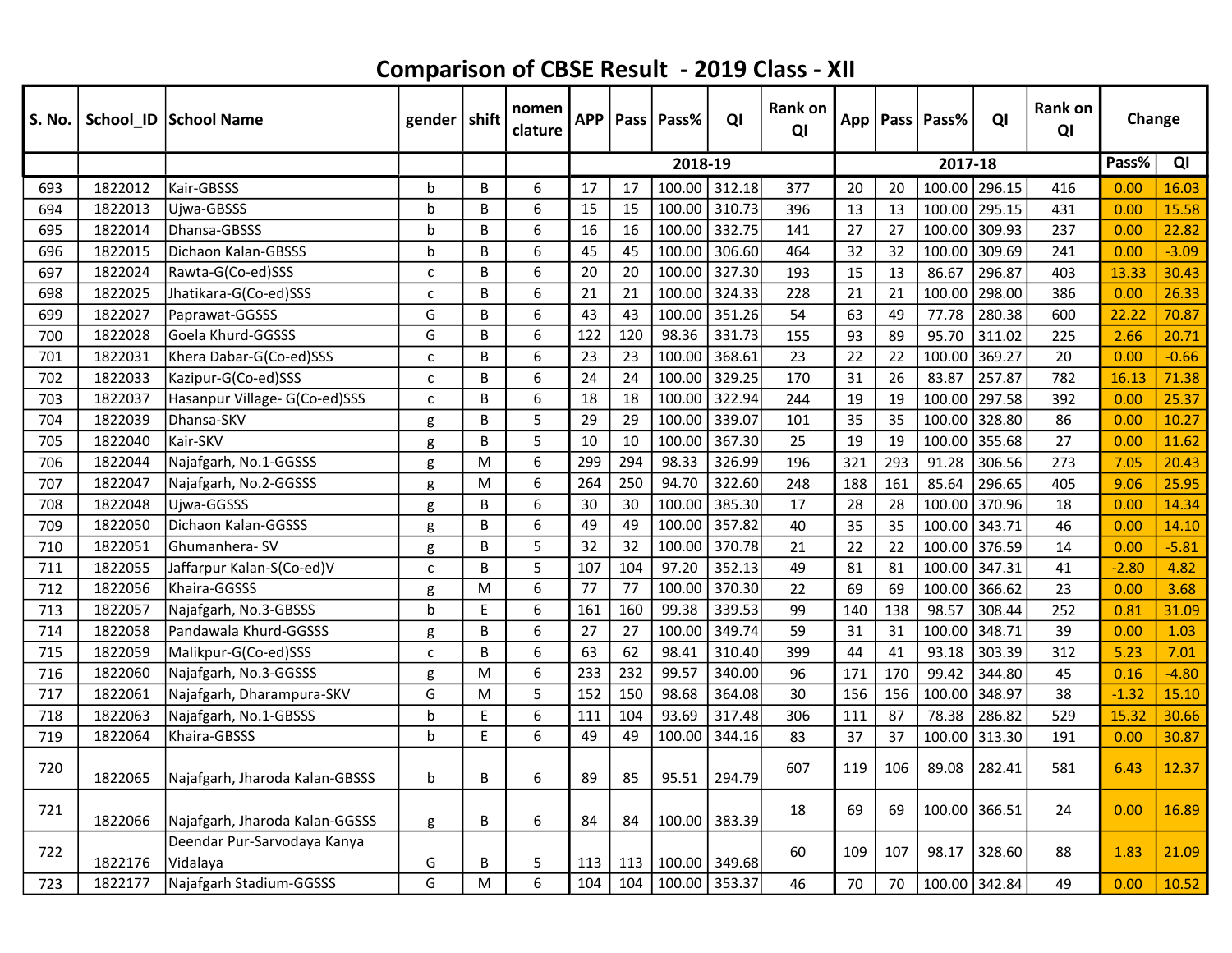# Comparison of CBSE Result - 2019 Class - XII

| S. No. | School_ID | School Name | gender | shift | nomen clature | APP | Pass | Pass% | QI | Rank on QI | App | Pass | Pass% | QI | Rank on QI | Change | |
|---|---|---|---|---|---|---|---|---|---|---|---|---|---|---|---|---|---|
| | | | | | | 2018-19 | | | | | 2017-18 | | | | | Pass% | QI |
| 693 | 1822012 | Kair-GBSSS | b | B | 6 | 17 | 17 | 100.00 | 312.18 | 377 | 20 | 20 | 100.00 | 296.15 | 416 | 0.00 | 16.03 |
| 694 | 1822013 | Ujwa-GBSSS | b | B | 6 | 15 | 15 | 100.00 | 310.73 | 396 | 13 | 13 | 100.00 | 295.15 | 431 | 0.00 | 15.58 |
| 695 | 1822014 | Dhansa-GBSSS | b | B | 6 | 16 | 16 | 100.00 | 332.75 | 141 | 27 | 27 | 100.00 | 309.93 | 237 | 0.00 | 22.82 |
| 696 | 1822015 | Dichaon Kalan-GBSSS | b | B | 6 | 45 | 45 | 100.00 | 306.60 | 464 | 32 | 32 | 100.00 | 309.69 | 241 | 0.00 | -3.09 |
| 697 | 1822024 | Rawta-G(Co-ed)SSS | c | B | 6 | 20 | 20 | 100.00 | 327.30 | 193 | 15 | 13 | 86.67 | 296.87 | 403 | 13.33 | 30.43 |
| 698 | 1822025 | Jhatikara-G(Co-ed)SSS | c | B | 6 | 21 | 21 | 100.00 | 324.33 | 228 | 21 | 21 | 100.00 | 298.00 | 386 | 0.00 | 26.33 |
| 699 | 1822027 | Paprawat-GGSSS | G | B | 6 | 43 | 43 | 100.00 | 351.26 | 54 | 63 | 49 | 77.78 | 280.38 | 600 | 22.22 | 70.87 |
| 700 | 1822028 | Goela Khurd-GGSSS | G | B | 6 | 122 | 120 | 98.36 | 331.73 | 155 | 93 | 89 | 95.70 | 311.02 | 225 | 2.66 | 20.71 |
| 701 | 1822031 | Khera Dabar-G(Co-ed)SSS | c | B | 6 | 23 | 23 | 100.00 | 368.61 | 23 | 22 | 22 | 100.00 | 369.27 | 20 | 0.00 | -0.66 |
| 702 | 1822033 | Kazipur-G(Co-ed)SSS | c | B | 6 | 24 | 24 | 100.00 | 329.25 | 170 | 31 | 26 | 83.87 | 257.87 | 782 | 16.13 | 71.38 |
| 703 | 1822037 | Hasanpur Village- G(Co-ed)SSS | c | B | 6 | 18 | 18 | 100.00 | 322.94 | 244 | 19 | 19 | 100.00 | 297.58 | 392 | 0.00 | 25.37 |
| 704 | 1822039 | Dhansa-SKV | g | B | 5 | 29 | 29 | 100.00 | 339.07 | 101 | 35 | 35 | 100.00 | 328.80 | 86 | 0.00 | 10.27 |
| 705 | 1822040 | Kair-SKV | g | B | 5 | 10 | 10 | 100.00 | 367.30 | 25 | 19 | 19 | 100.00 | 355.68 | 27 | 0.00 | 11.62 |
| 706 | 1822044 | Najafgarh, No.1-GGSSS | g | M | 6 | 299 | 294 | 98.33 | 326.99 | 196 | 321 | 293 | 91.28 | 306.56 | 273 | 7.05 | 20.43 |
| 707 | 1822047 | Najafgarh, No.2-GGSSS | g | M | 6 | 264 | 250 | 94.70 | 322.60 | 248 | 188 | 161 | 85.64 | 296.65 | 405 | 9.06 | 25.95 |
| 708 | 1822048 | Ujwa-GGSSS | g | B | 6 | 30 | 30 | 100.00 | 385.30 | 17 | 28 | 28 | 100.00 | 370.96 | 18 | 0.00 | 14.34 |
| 709 | 1822050 | Dichaon Kalan-GGSSS | g | B | 6 | 49 | 49 | 100.00 | 357.82 | 40 | 35 | 35 | 100.00 | 343.71 | 46 | 0.00 | 14.10 |
| 710 | 1822051 | Ghumanhera- SV | g | B | 5 | 32 | 32 | 100.00 | 370.78 | 21 | 22 | 22 | 100.00 | 376.59 | 14 | 0.00 | -5.81 |
| 711 | 1822055 | Jaffarpur Kalan-S(Co-ed)V | c | B | 5 | 107 | 104 | 97.20 | 352.13 | 49 | 81 | 81 | 100.00 | 347.31 | 41 | -2.80 | 4.82 |
| 712 | 1822056 | Khaira-GGSSS | g | M | 6 | 77 | 77 | 100.00 | 370.30 | 22 | 69 | 69 | 100.00 | 366.62 | 23 | 0.00 | 3.68 |
| 713 | 1822057 | Najafgarh, No.3-GBSSS | b | E | 6 | 161 | 160 | 99.38 | 339.53 | 99 | 140 | 138 | 98.57 | 308.44 | 252 | 0.81 | 31.09 |
| 714 | 1822058 | Pandawala Khurd-GGSSS | g | B | 6 | 27 | 27 | 100.00 | 349.74 | 59 | 31 | 31 | 100.00 | 348.71 | 39 | 0.00 | 1.03 |
| 715 | 1822059 | Malikpur-G(Co-ed)SSS | c | B | 6 | 63 | 62 | 98.41 | 310.40 | 399 | 44 | 41 | 93.18 | 303.39 | 312 | 5.23 | 7.01 |
| 716 | 1822060 | Najafgarh, No.3-GGSSS | g | M | 6 | 233 | 232 | 99.57 | 340.00 | 96 | 171 | 170 | 99.42 | 344.80 | 45 | 0.16 | -4.80 |
| 717 | 1822061 | Najafgarh, Dharampura-SKV | G | M | 5 | 152 | 150 | 98.68 | 364.08 | 30 | 156 | 156 | 100.00 | 348.97 | 38 | -1.32 | 15.10 |
| 718 | 1822063 | Najafgarh, No.1-GBSSS | b | E | 6 | 111 | 104 | 93.69 | 317.48 | 306 | 111 | 87 | 78.38 | 286.82 | 529 | 15.32 | 30.66 |
| 719 | 1822064 | Khaira-GBSSS | b | E | 6 | 49 | 49 | 100.00 | 344.16 | 83 | 37 | 37 | 100.00 | 313.30 | 191 | 0.00 | 30.87 |
| 720 | 1822065 | Najafgarh, Jharoda Kalan-GBSSS | b | B | 6 | 89 | 85 | 95.51 | 294.79 | 607 | 119 | 106 | 89.08 | 282.41 | 581 | 6.43 | 12.37 |
| 721 | 1822066 | Najafgarh, Jharoda Kalan-GGSSS | g | B | 6 | 84 | 84 | 100.00 | 383.39 | 18 | 69 | 69 | 100.00 | 366.51 | 24 | 0.00 | 16.89 |
| 722 | 1822176 | Deendar Pur-Sarvodaya Kanya Vidalaya | G | B | 5 | 113 | 113 | 100.00 | 349.68 | 60 | 109 | 107 | 98.17 | 328.60 | 88 | 1.83 | 21.09 |
| 723 | 1822177 | Najafgarh Stadium-GGSSS | G | M | 6 | 104 | 104 | 100.00 | 353.37 | 46 | 70 | 70 | 100.00 | 342.84 | 49 | 0.00 | 10.52 |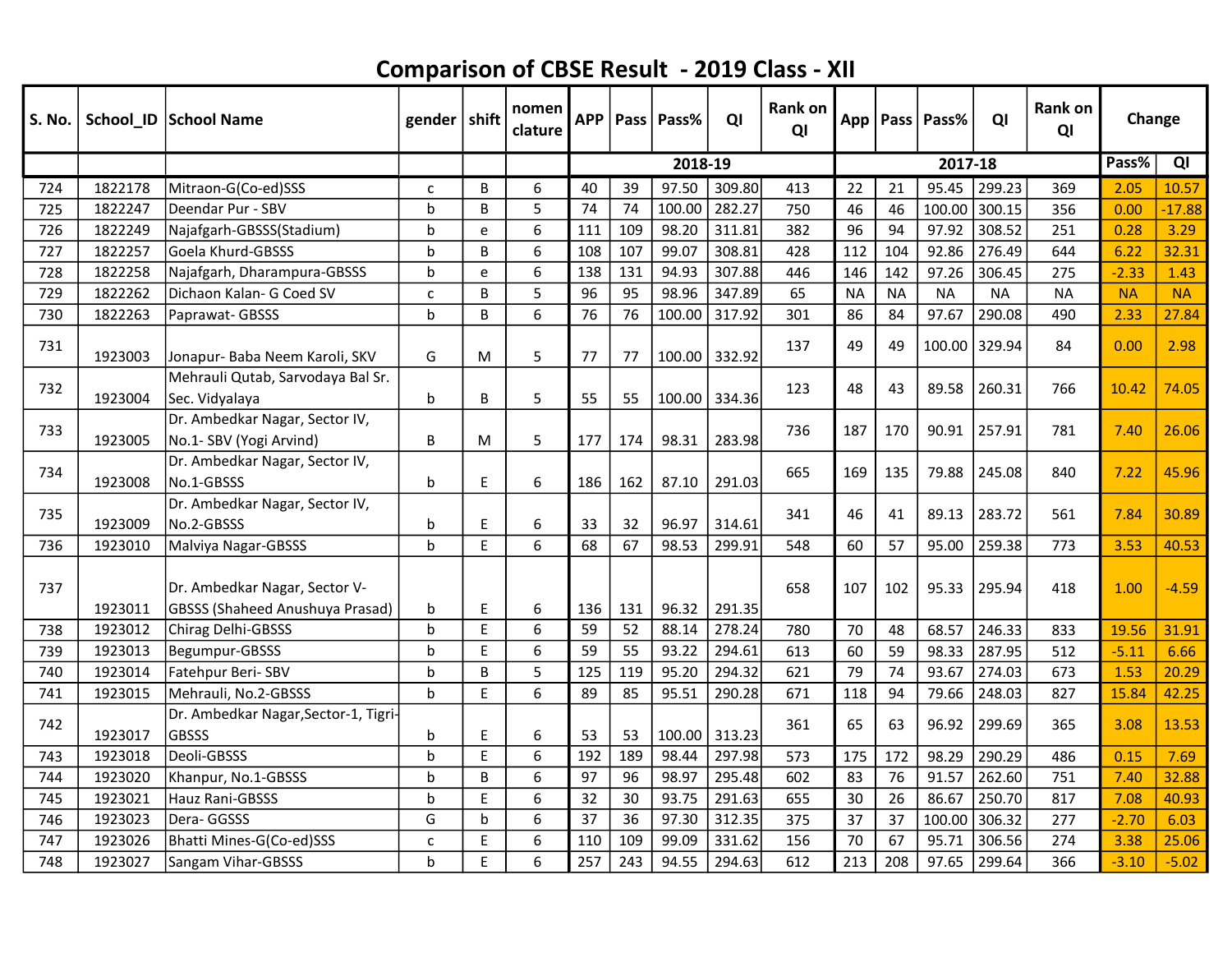# Comparison of CBSE Result - 2019 Class - XII

| S. No. | School_ID | School Name | gender | shift | nomen clature | APP | Pass | Pass% | QI | Rank on QI | App | Pass | Pass% | QI | Rank on QI | Change | |
|---|---|---|---|---|---|---|---|---|---|---|---|---|---|---|---|---|---|
| | | | | | | 2018-19 | | | | | 2017-18 | | | | | Pass% | QI |
| 724 | 1822178 | Mitraon-G(Co-ed)SSS | c | B | 6 | 40 | 39 | 97.50 | 309.80 | 413 | 22 | 21 | 95.45 | 299.23 | 369 | 2.05 | 10.57 |
| 725 | 1822247 | Deendar Pur - SBV | b | B | 5 | 74 | 74 | 100.00 | 282.27 | 750 | 46 | 46 | 100.00 | 300.15 | 356 | 0.00 | -17.88 |
| 726 | 1822249 | Najafgarh-GBSSS(Stadium) | b | e | 6 | 111 | 109 | 98.20 | 311.81 | 382 | 96 | 94 | 97.92 | 308.52 | 251 | 0.28 | 3.29 |
| 727 | 1822257 | Goela Khurd-GBSSS | b | B | 6 | 108 | 107 | 99.07 | 308.81 | 428 | 112 | 104 | 92.86 | 276.49 | 644 | 6.22 | 32.31 |
| 728 | 1822258 | Najafgarh, Dharampura-GBSSS | b | e | 6 | 138 | 131 | 94.93 | 307.88 | 446 | 146 | 142 | 97.26 | 306.45 | 275 | -2.33 | 1.43 |
| 729 | 1822262 | Dichaon Kalan- G Coed SV | c | B | 5 | 96 | 95 | 98.96 | 347.89 | 65 | NA | NA | NA | NA | NA | NA | NA |
| 730 | 1822263 | Paprawat- GBSSS | b | B | 6 | 76 | 76 | 100.00 | 317.92 | 301 | 86 | 84 | 97.67 | 290.08 | 490 | 2.33 | 27.84 |
| 731 | 1923003 | Jonapur- Baba Neem Karoli, SKV | G | M | 5 | 77 | 77 | 100.00 | 332.92 | 137 | 49 | 49 | 100.00 | 329.94 | 84 | 0.00 | 2.98 |
| 732 | 1923004 | Mehrauli Qutab, Sarvodaya Bal Sr. Sec. Vidyalaya | b | B | 5 | 55 | 55 | 100.00 | 334.36 | 123 | 48 | 43 | 89.58 | 260.31 | 766 | 10.42 | 74.05 |
| 733 | 1923005 | Dr. Ambedkar Nagar, Sector IV, No.1- SBV (Yogi Arvind) | B | M | 5 | 177 | 174 | 98.31 | 283.98 | 736 | 187 | 170 | 90.91 | 257.91 | 781 | 7.40 | 26.06 |
| 734 | 1923008 | Dr. Ambedkar Nagar, Sector IV, No.1-GBSSS | b | E | 6 | 186 | 162 | 87.10 | 291.03 | 665 | 169 | 135 | 79.88 | 245.08 | 840 | 7.22 | 45.96 |
| 735 | 1923009 | Dr. Ambedkar Nagar, Sector IV, No.2-GBSSS | b | E | 6 | 33 | 32 | 96.97 | 314.61 | 341 | 46 | 41 | 89.13 | 283.72 | 561 | 7.84 | 30.89 |
| 736 | 1923010 | Malviya Nagar-GBSSS | b | E | 6 | 68 | 67 | 98.53 | 299.91 | 548 | 60 | 57 | 95.00 | 259.38 | 773 | 3.53 | 40.53 |
| 737 | 1923011 | Dr. Ambedkar Nagar, Sector V-GBSSS (Shaheed Anushuya Prasad) | b | E | 6 | 136 | 131 | 96.32 | 291.35 | 658 | 107 | 102 | 95.33 | 295.94 | 418 | 1.00 | -4.59 |
| 738 | 1923012 | Chirag Delhi-GBSSS | b | E | 6 | 59 | 52 | 88.14 | 278.24 | 780 | 70 | 48 | 68.57 | 246.33 | 833 | 19.56 | 31.91 |
| 739 | 1923013 | Begumpur-GBSSS | b | E | 6 | 59 | 55 | 93.22 | 294.61 | 613 | 60 | 59 | 98.33 | 287.95 | 512 | -5.11 | 6.66 |
| 740 | 1923014 | Fatehpur Beri- SBV | b | B | 5 | 125 | 119 | 95.20 | 294.32 | 621 | 79 | 74 | 93.67 | 274.03 | 673 | 1.53 | 20.29 |
| 741 | 1923015 | Mehrauli, No.2-GBSSS | b | E | 6 | 89 | 85 | 95.51 | 290.28 | 671 | 118 | 94 | 79.66 | 248.03 | 827 | 15.84 | 42.25 |
| 742 | 1923017 | Dr. Ambedkar Nagar,Sector-1, Tigri-GBSSS | b | E | 6 | 53 | 53 | 100.00 | 313.23 | 361 | 65 | 63 | 96.92 | 299.69 | 365 | 3.08 | 13.53 |
| 743 | 1923018 | Deoli-GBSSS | b | E | 6 | 192 | 189 | 98.44 | 297.98 | 573 | 175 | 172 | 98.29 | 290.29 | 486 | 0.15 | 7.69 |
| 744 | 1923020 | Khanpur, No.1-GBSSS | b | B | 6 | 97 | 96 | 98.97 | 295.48 | 602 | 83 | 76 | 91.57 | 262.60 | 751 | 7.40 | 32.88 |
| 745 | 1923021 | Hauz Rani-GBSSS | b | E | 6 | 32 | 30 | 93.75 | 291.63 | 655 | 30 | 26 | 86.67 | 250.70 | 817 | 7.08 | 40.93 |
| 746 | 1923023 | Dera- GGSSS | G | b | 6 | 37 | 36 | 97.30 | 312.35 | 375 | 37 | 37 | 100.00 | 306.32 | 277 | -2.70 | 6.03 |
| 747 | 1923026 | Bhatti Mines-G(Co-ed)SSS | c | E | 6 | 110 | 109 | 99.09 | 331.62 | 156 | 70 | 67 | 95.71 | 306.56 | 274 | 3.38 | 25.06 |
| 748 | 1923027 | Sangam Vihar-GBSSS | b | E | 6 | 257 | 243 | 94.55 | 294.63 | 612 | 213 | 208 | 97.65 | 299.64 | 366 | -3.10 | -5.02 |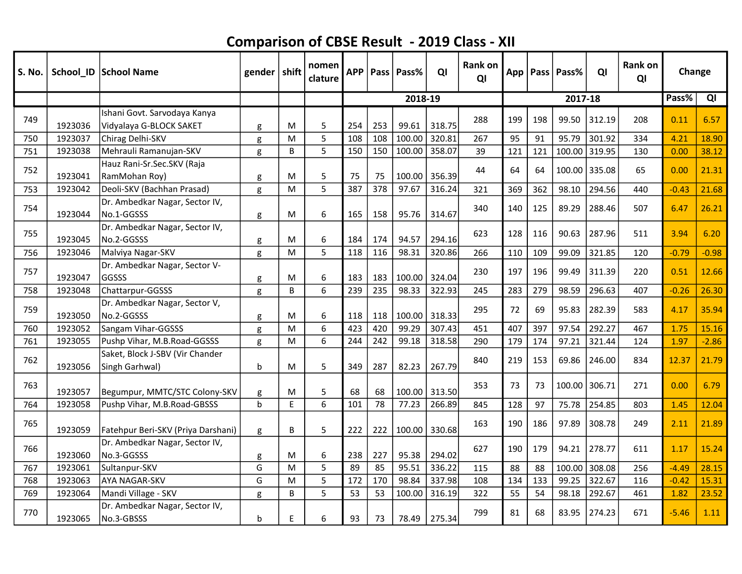# Comparison of CBSE Result - 2019 Class - XII

| S. No. | School_ID | School Name | gender | shift | nomen clature | APP | Pass | Pass% | QI | Rank on QI | App | Pass | Pass% | QI | Rank on QI | Change | |
|---|---|---|---|---|---|---|---|---|---|---|---|---|---|---|---|---|---|
| | | | | | | 2018-19 | | | | | 2017-18 | | | | | Pass% | QI |
| 749 | 1923036 | Ishani Govt. Sarvodaya Kanya Vidyalaya G-BLOCK SAKET | g | M | 5 | 254 | 253 | 99.61 | 318.75 | 288 | 199 | 198 | 99.50 | 312.19 | 208 | 0.11 | 6.57 |
| 750 | 1923037 | Chirag Delhi-SKV | g | M | 5 | 108 | 108 | 100.00 | 320.81 | 267 | 95 | 91 | 95.79 | 301.92 | 334 | 4.21 | 18.90 |
| 751 | 1923038 | Mehrauli Ramanujan-SKV | g | B | 5 | 150 | 150 | 100.00 | 358.07 | 39 | 121 | 121 | 100.00 | 319.95 | 130 | 0.00 | 38.12 |
| 752 | 1923041 | Hauz Rani-Sr.Sec.SKV (Raja RamMohan Roy) | g | M | 5 | 75 | 75 | 100.00 | 356.39 | 44 | 64 | 64 | 100.00 | 335.08 | 65 | 0.00 | 21.31 |
| 753 | 1923042 | Deoli-SKV (Bachhan Prasad) | g | M | 5 | 387 | 378 | 97.67 | 316.24 | 321 | 369 | 362 | 98.10 | 294.56 | 440 | -0.43 | 21.68 |
| 754 | 1923044 | Dr. Ambedkar Nagar, Sector IV, No.1-GGSSS | g | M | 6 | 165 | 158 | 95.76 | 314.67 | 340 | 140 | 125 | 89.29 | 288.46 | 507 | 6.47 | 26.21 |
| 755 | 1923045 | Dr. Ambedkar Nagar, Sector IV, No.2-GGSSS | g | M | 6 | 184 | 174 | 94.57 | 294.16 | 623 | 128 | 116 | 90.63 | 287.96 | 511 | 3.94 | 6.20 |
| 756 | 1923046 | Malviya Nagar-SKV | g | M | 5 | 118 | 116 | 98.31 | 320.86 | 266 | 110 | 109 | 99.09 | 321.85 | 120 | -0.79 | -0.98 |
| 757 | 1923047 | Dr. Ambedkar Nagar, Sector V-GGSSS | g | M | 6 | 183 | 183 | 100.00 | 324.04 | 230 | 197 | 196 | 99.49 | 311.39 | 220 | 0.51 | 12.66 |
| 758 | 1923048 | Chattarpur-GGSSS | g | B | 6 | 239 | 235 | 98.33 | 322.93 | 245 | 283 | 279 | 98.59 | 296.63 | 407 | -0.26 | 26.30 |
| 759 | 1923050 | Dr. Ambedkar Nagar, Sector V, No.2-GGSSS | g | M | 6 | 118 | 118 | 100.00 | 318.33 | 295 | 72 | 69 | 95.83 | 282.39 | 583 | 4.17 | 35.94 |
| 760 | 1923052 | Sangam Vihar-GGSSS | g | M | 6 | 423 | 420 | 99.29 | 307.43 | 451 | 407 | 397 | 97.54 | 292.27 | 467 | 1.75 | 15.16 |
| 761 | 1923055 | Pushp Vihar, M.B.Road-GGSSS | g | M | 6 | 244 | 242 | 99.18 | 318.58 | 290 | 179 | 174 | 97.21 | 321.44 | 124 | 1.97 | -2.86 |
| 762 | 1923056 | Saket, Block J-SBV (Vir Chander Singh Garhwal) | b | M | 5 | 349 | 287 | 82.23 | 267.79 | 840 | 219 | 153 | 69.86 | 246.00 | 834 | 12.37 | 21.79 |
| 763 | 1923057 | Begumpur, MMTC/STC Colony-SKV | g | M | 5 | 68 | 68 | 100.00 | 313.50 | 353 | 73 | 73 | 100.00 | 306.71 | 271 | 0.00 | 6.79 |
| 764 | 1923058 | Pushp Vihar, M.B.Road-GBSSS | b | E | 6 | 101 | 78 | 77.23 | 266.89 | 845 | 128 | 97 | 75.78 | 254.85 | 803 | 1.45 | 12.04 |
| 765 | 1923059 | Fatehpur Beri-SKV (Priya Darshani) | g | B | 5 | 222 | 222 | 100.00 | 330.68 | 163 | 190 | 186 | 97.89 | 308.78 | 249 | 2.11 | 21.89 |
| 766 | 1923060 | Dr. Ambedkar Nagar, Sector IV, No.3-GGSSS | g | M | 6 | 238 | 227 | 95.38 | 294.02 | 627 | 190 | 179 | 94.21 | 278.77 | 611 | 1.17 | 15.24 |
| 767 | 1923061 | Sultanpur-SKV | G | M | 5 | 89 | 85 | 95.51 | 336.22 | 115 | 88 | 88 | 100.00 | 308.08 | 256 | -4.49 | 28.15 |
| 768 | 1923063 | AYA NAGAR-SKV | G | M | 5 | 172 | 170 | 98.84 | 337.98 | 108 | 134 | 133 | 99.25 | 322.67 | 116 | -0.42 | 15.31 |
| 769 | 1923064 | Mandi Village - SKV | g | B | 5 | 53 | 53 | 100.00 | 316.19 | 322 | 55 | 54 | 98.18 | 292.67 | 461 | 1.82 | 23.52 |
| 770 | 1923065 | Dr. Ambedkar Nagar, Sector IV, No.3-GBSSS | b | E | 6 | 93 | 73 | 78.49 | 275.34 | 799 | 81 | 68 | 83.95 | 274.23 | 671 | -5.46 | 1.11 |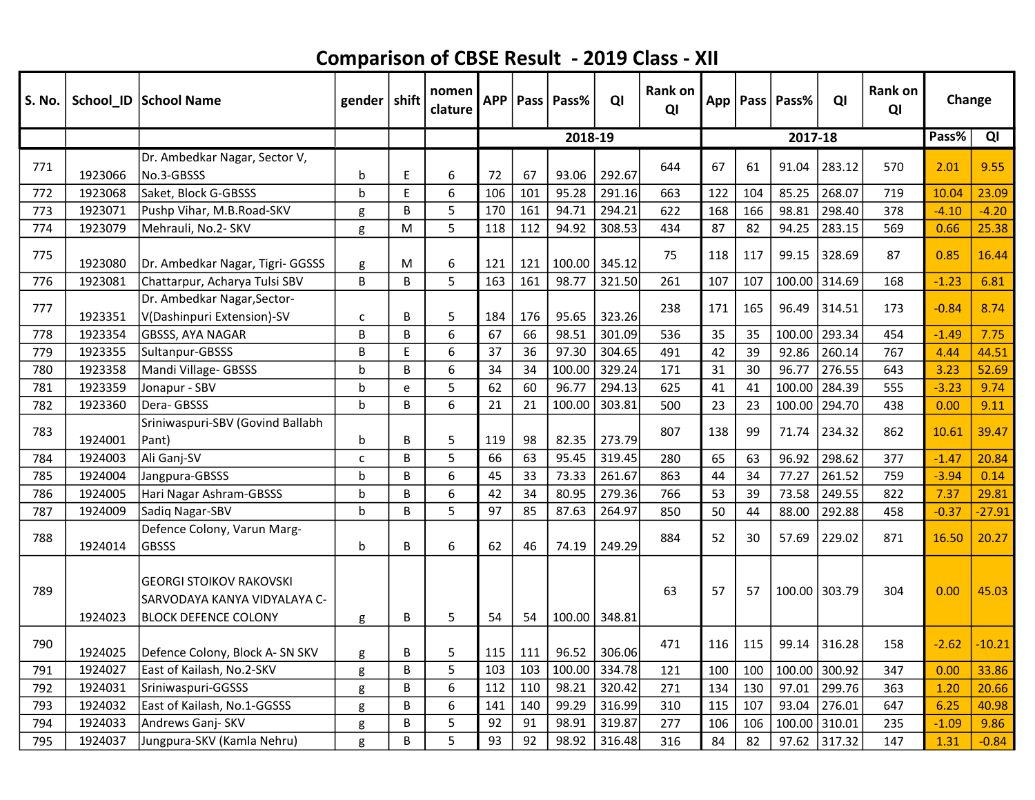# Comparison of CBSE Result - 2019 Class - XII

| S. No. | School_ID | School Name | gender | shift | nomen clature | APP | Pass | Pass% | QI | Rank on QI | App | Pass | Pass% | QI | Rank on QI | Change | |
|---|---|---|---|---|---|---|---|---|---|---|---|---|---|---|---|---|---|
| | | | | | | 2018-19 | | | | | 2017-18 | | | | | Pass% | QI |
| 771 | 1923066 | Dr. Ambedkar Nagar, Sector V, No.3-GBSSS | b | E | 6 | 72 | 67 | 93.06 | 292.67 | 644 | 67 | 61 | 91.04 | 283.12 | 570 | 2.01 | 9.55 |
| 772 | 1923068 | Saket, Block G-GBSSS | b | E | 6 | 106 | 101 | 95.28 | 291.16 | 663 | 122 | 104 | 85.25 | 268.07 | 719 | 10.04 | 23.09 |
| 773 | 1923071 | Pushp Vihar, M.B.Road-SKV | g | B | 5 | 170 | 161 | 94.71 | 294.21 | 622 | 168 | 166 | 98.81 | 298.40 | 378 | -4.10 | -4.20 |
| 774 | 1923079 | Mehrauli, No.2- SKV | g | M | 5 | 118 | 112 | 94.92 | 308.53 | 434 | 87 | 82 | 94.25 | 283.15 | 569 | 0.66 | 25.38 |
| 775 | 1923080 | Dr. Ambedkar Nagar, Tigri- GGSSS | g | M | 6 | 121 | 121 | 100.00 | 345.12 | 75 | 118 | 117 | 99.15 | 328.69 | 87 | 0.85 | 16.44 |
| 776 | 1923081 | Chattarpur, Acharya Tulsi SBV | B | B | 5 | 163 | 161 | 98.77 | 321.50 | 261 | 107 | 107 | 100.00 | 314.69 | 168 | -1.23 | 6.81 |
| 777 | 1923351 | Dr. Ambedkar Nagar,Sector-V(Dashinpuri Extension)-SV | c | B | 5 | 184 | 176 | 95.65 | 323.26 | 238 | 171 | 165 | 96.49 | 314.51 | 173 | -0.84 | 8.74 |
| 778 | 1923354 | GBSSS, AYA NAGAR | B | B | 6 | 67 | 66 | 98.51 | 301.09 | 536 | 35 | 35 | 100.00 | 293.34 | 454 | -1.49 | 7.75 |
| 779 | 1923355 | Sultanpur-GBSSS | B | E | 6 | 37 | 36 | 97.30 | 304.65 | 491 | 42 | 39 | 92.86 | 260.14 | 767 | 4.44 | 44.51 |
| 780 | 1923358 | Mandi Village- GBSSS | b | B | 6 | 34 | 34 | 100.00 | 329.24 | 171 | 31 | 30 | 96.77 | 276.55 | 643 | 3.23 | 52.69 |
| 781 | 1923359 | Jonapur - SBV | b | e | 5 | 62 | 60 | 96.77 | 294.13 | 625 | 41 | 41 | 100.00 | 284.39 | 555 | -3.23 | 9.74 |
| 782 | 1923360 | Dera- GBSSS | b | B | 6 | 21 | 21 | 100.00 | 303.81 | 500 | 23 | 23 | 100.00 | 294.70 | 438 | 0.00 | 9.11 |
| 783 | 1924001 | Sriniwaspuri-SBV (Govind Ballabh Pant) | b | B | 5 | 119 | 98 | 82.35 | 273.79 | 807 | 138 | 99 | 71.74 | 234.32 | 862 | 10.61 | 39.47 |
| 784 | 1924003 | Ali Ganj-SV | c | B | 5 | 66 | 63 | 95.45 | 319.45 | 280 | 65 | 63 | 96.92 | 298.62 | 377 | -1.47 | 20.84 |
| 785 | 1924004 | Jangpura-GBSSS | b | B | 6 | 45 | 33 | 73.33 | 261.67 | 863 | 44 | 34 | 77.27 | 261.52 | 759 | -3.94 | 0.14 |
| 786 | 1924005 | Hari Nagar Ashram-GBSSS | b | B | 6 | 42 | 34 | 80.95 | 279.36 | 766 | 53 | 39 | 73.58 | 249.55 | 822 | 7.37 | 29.81 |
| 787 | 1924009 | Sadiq Nagar-SBV | b | B | 5 | 97 | 85 | 87.63 | 264.97 | 850 | 50 | 44 | 88.00 | 292.88 | 458 | -0.37 | -27.91 |
| 788 | 1924014 | Defence Colony, Varun Marg-GBSSS | b | B | 6 | 62 | 46 | 74.19 | 249.29 | 884 | 52 | 30 | 57.69 | 229.02 | 871 | 16.50 | 20.27 |
| 789 | 1924023 | GEORGI STOIKOV RAKOVSKI SARVODAYA KANYA VIDYALAYA C-BLOCK DEFENCE COLONY | g | B | 5 | 54 | 54 | 100.00 | 348.81 | 63 | 57 | 57 | 100.00 | 303.79 | 304 | 0.00 | 45.03 |
| 790 | 1924025 | Defence Colony, Block A- SN SKV | g | B | 5 | 115 | 111 | 96.52 | 306.06 | 471 | 116 | 115 | 99.14 | 316.28 | 158 | -2.62 | -10.21 |
| 791 | 1924027 | East of Kailash, No.2-SKV | g | B | 5 | 103 | 103 | 100.00 | 334.78 | 121 | 100 | 100 | 100.00 | 300.92 | 347 | 0.00 | 33.86 |
| 792 | 1924031 | Sriniwaspuri-GGSSS | g | B | 6 | 112 | 110 | 98.21 | 320.42 | 271 | 134 | 130 | 97.01 | 299.76 | 363 | 1.20 | 20.66 |
| 793 | 1924032 | East of Kailash, No.1-GGSSS | g | B | 6 | 141 | 140 | 99.29 | 316.99 | 310 | 115 | 107 | 93.04 | 276.01 | 647 | 6.25 | 40.98 |
| 794 | 1924033 | Andrews Ganj- SKV | g | B | 5 | 92 | 91 | 98.91 | 319.87 | 277 | 106 | 106 | 100.00 | 310.01 | 235 | -1.09 | 9.86 |
| 795 | 1924037 | Jungpura-SKV (Kamla Nehru) | g | B | 5 | 93 | 92 | 98.92 | 316.48 | 316 | 84 | 82 | 97.62 | 317.32 | 147 | 1.31 | -0.84 |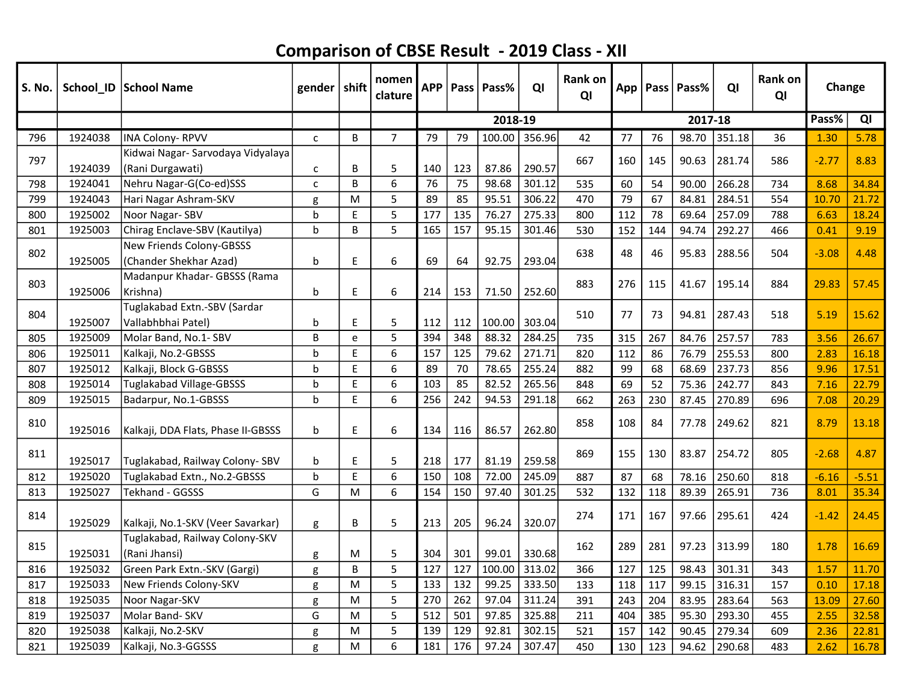# Comparison of CBSE Result - 2019 Class - XII

| S. No. | School_ID | School Name | gender | shift | nomen clature | APP | Pass | Pass% | QI | Rank on QI | App | Pass | Pass% | QI | Rank on QI | Change | |
|---|---|---|---|---|---|---|---|---|---|---|---|---|---|---|---|---|---|
| | | | | | | 2018-19 | | | | | 2017-18 | | | | | Pass% | QI |
| 796 | 1924038 | INA Colony- RPVV | c | B | 7 | 79 | 79 | 100.00 | 356.96 | 42 | 77 | 76 | 98.70 | 351.18 | 36 | 1.30 | 5.78 |
| 797 | 1924039 | Kidwai Nagar- Sarvodaya Vidyalaya (Rani Durgawati) | c | B | 5 | 140 | 123 | 87.86 | 290.57 | 667 | 160 | 145 | 90.63 | 281.74 | 586 | -2.77 | 8.83 |
| 798 | 1924041 | Nehru Nagar-G(Co-ed)SSS | c | B | 6 | 76 | 75 | 98.68 | 301.12 | 535 | 60 | 54 | 90.00 | 266.28 | 734 | 8.68 | 34.84 |
| 799 | 1924043 | Hari Nagar Ashram-SKV | g | M | 5 | 89 | 85 | 95.51 | 306.22 | 470 | 79 | 67 | 84.81 | 284.51 | 554 | 10.70 | 21.72 |
| 800 | 1925002 | Noor Nagar- SBV | b | E | 5 | 177 | 135 | 76.27 | 275.33 | 800 | 112 | 78 | 69.64 | 257.09 | 788 | 6.63 | 18.24 |
| 801 | 1925003 | Chirag Enclave-SBV (Kautilya) | b | B | 5 | 165 | 157 | 95.15 | 301.46 | 530 | 152 | 144 | 94.74 | 292.27 | 466 | 0.41 | 9.19 |
| 802 | 1925005 | New Friends Colony-GBSSS (Chander Shekhar Azad) | b | E | 6 | 69 | 64 | 92.75 | 293.04 | 638 | 48 | 46 | 95.83 | 288.56 | 504 | -3.08 | 4.48 |
| 803 | 1925006 | Madanpur Khadar- GBSSS (Rama Krishna) | b | E | 6 | 214 | 153 | 71.50 | 252.60 | 883 | 276 | 115 | 41.67 | 195.14 | 884 | 29.83 | 57.45 |
| 804 | 1925007 | Tuglakabad Extn.-SBV (Sardar Vallabhbhai Patel) | b | E | 5 | 112 | 112 | 100.00 | 303.04 | 510 | 77 | 73 | 94.81 | 287.43 | 518 | 5.19 | 15.62 |
| 805 | 1925009 | Molar Band, No.1- SBV | B | e | 5 | 394 | 348 | 88.32 | 284.25 | 735 | 315 | 267 | 84.76 | 257.57 | 783 | 3.56 | 26.67 |
| 806 | 1925011 | Kalkaji, No.2-GBSSS | b | E | 6 | 157 | 125 | 79.62 | 271.71 | 820 | 112 | 86 | 76.79 | 255.53 | 800 | 2.83 | 16.18 |
| 807 | 1925012 | Kalkaji, Block G-GBSSS | b | E | 6 | 89 | 70 | 78.65 | 255.24 | 882 | 99 | 68 | 68.69 | 237.73 | 856 | 9.96 | 17.51 |
| 808 | 1925014 | Tuglakabad Village-GBSSS | b | E | 6 | 103 | 85 | 82.52 | 265.56 | 848 | 69 | 52 | 75.36 | 242.77 | 843 | 7.16 | 22.79 |
| 809 | 1925015 | Badarpur, No.1-GBSSS | b | E | 6 | 256 | 242 | 94.53 | 291.18 | 662 | 263 | 230 | 87.45 | 270.89 | 696 | 7.08 | 20.29 |
| 810 | 1925016 | Kalkaji, DDA Flats, Phase II-GBSSS | b | E | 6 | 134 | 116 | 86.57 | 262.80 | 858 | 108 | 84 | 77.78 | 249.62 | 821 | 8.79 | 13.18 |
| 811 | 1925017 | Tuglakabad, Railway Colony- SBV | b | E | 5 | 218 | 177 | 81.19 | 259.58 | 869 | 155 | 130 | 83.87 | 254.72 | 805 | -2.68 | 4.87 |
| 812 | 1925020 | Tuglakabad Extn., No.2-GBSSS | b | E | 6 | 150 | 108 | 72.00 | 245.09 | 887 | 87 | 68 | 78.16 | 250.60 | 818 | -6.16 | -5.51 |
| 813 | 1925027 | Tekhand - GGSSS | G | M | 6 | 154 | 150 | 97.40 | 301.25 | 532 | 132 | 118 | 89.39 | 265.91 | 736 | 8.01 | 35.34 |
| 814 | 1925029 | Kalkaji, No.1-SKV (Veer Savarkar) | g | B | 5 | 213 | 205 | 96.24 | 320.07 | 274 | 171 | 167 | 97.66 | 295.61 | 424 | -1.42 | 24.45 |
| 815 | 1925031 | Tuglakabad, Railway Colony-SKV (Rani Jhansi) | g | M | 5 | 304 | 301 | 99.01 | 330.68 | 162 | 289 | 281 | 97.23 | 313.99 | 180 | 1.78 | 16.69 |
| 816 | 1925032 | Green Park Extn.-SKV (Gargi) | g | B | 5 | 127 | 127 | 100.00 | 313.02 | 366 | 127 | 125 | 98.43 | 301.31 | 343 | 1.57 | 11.70 |
| 817 | 1925033 | New Friends Colony-SKV | g | M | 5 | 133 | 132 | 99.25 | 333.50 | 133 | 118 | 117 | 99.15 | 316.31 | 157 | 0.10 | 17.18 |
| 818 | 1925035 | Noor Nagar-SKV | g | M | 5 | 270 | 262 | 97.04 | 311.24 | 391 | 243 | 204 | 83.95 | 283.64 | 563 | 13.09 | 27.60 |
| 819 | 1925037 | Molar Band- SKV | G | M | 5 | 512 | 501 | 97.85 | 325.88 | 211 | 404 | 385 | 95.30 | 293.30 | 455 | 2.55 | 32.58 |
| 820 | 1925038 | Kalkaji, No.2-SKV | g | M | 5 | 139 | 129 | 92.81 | 302.15 | 521 | 157 | 142 | 90.45 | 279.34 | 609 | 2.36 | 22.81 |
| 821 | 1925039 | Kalkaji, No.3-GGSSS | g | M | 6 | 181 | 176 | 97.24 | 307.47 | 450 | 130 | 123 | 94.62 | 290.68 | 483 | 2.62 | 16.78 |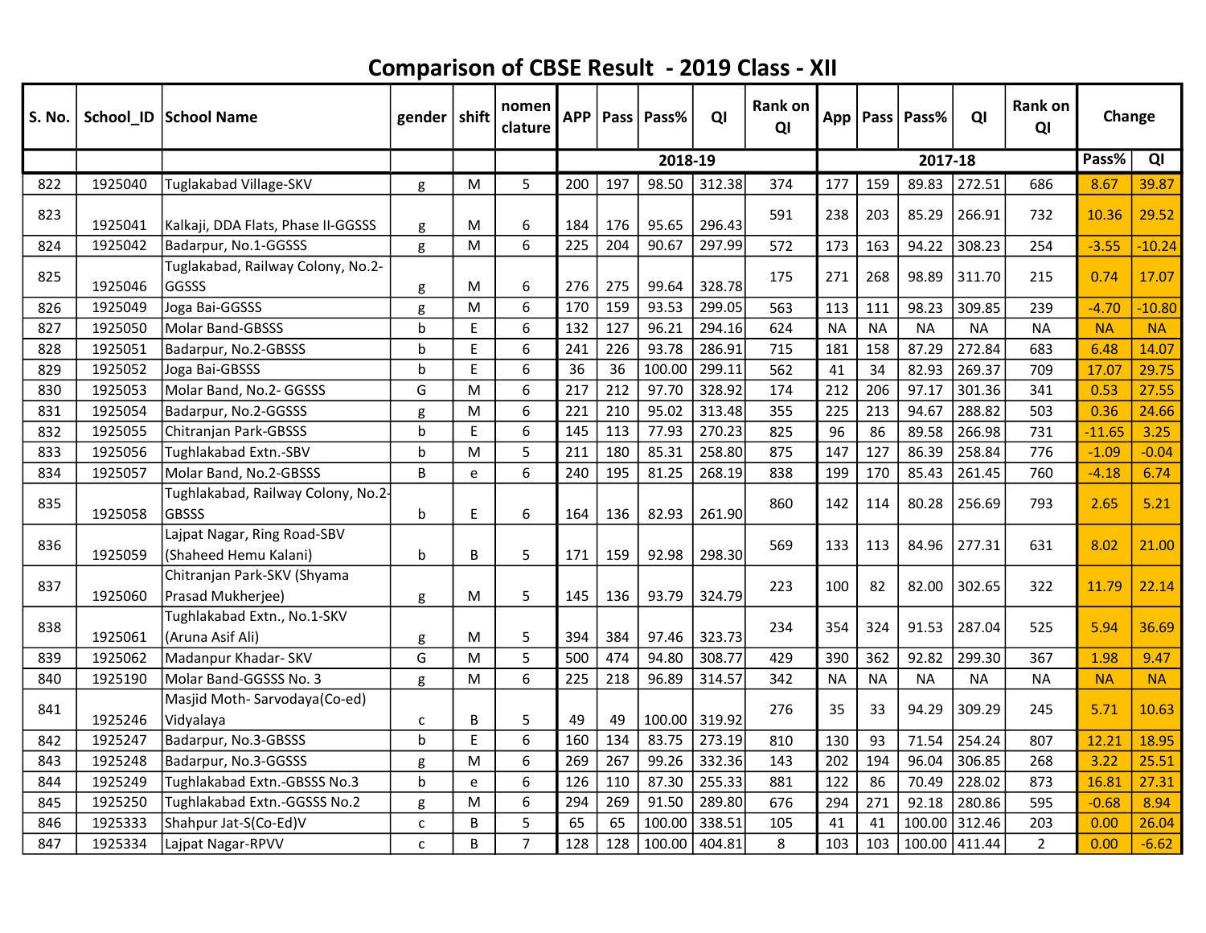# Comparison of CBSE Result - 2019 Class - XII

| S. No. | School_ID | School Name | gender | shift | nomen clature | APP | Pass | Pass% | QI | Rank on QI | App | Pass | Pass% | QI | Rank on QI | Change | |
|---|---|---|---|---|---|---|---|---|---|---|---|---|---|---|---|---|---|
| | | | | | | 2018-19 | | | | | 2017-18 | | | | | Pass% | QI |
| 822 | 1925040 | Tuglakabad Village-SKV | g | M | 5 | 200 | 197 | 98.50 | 312.38 | 374 | 177 | 159 | 89.83 | 272.51 | 686 | 8.67 | 39.87 |
| 823 | 1925041 | Kalkaji, DDA Flats, Phase II-GGSSS | g | M | 6 | 184 | 176 | 95.65 | 296.43 | 591 | 238 | 203 | 85.29 | 266.91 | 732 | 10.36 | 29.52 |
| 824 | 1925042 | Badarpur, No.1-GGSSS | g | M | 6 | 225 | 204 | 90.67 | 297.99 | 572 | 173 | 163 | 94.22 | 308.23 | 254 | -3.55 | -10.24 |
| 825 | 1925046 | Tuglakabad, Railway Colony, No.2-GGSSS | g | M | 6 | 276 | 275 | 99.64 | 328.78 | 175 | 271 | 268 | 98.89 | 311.70 | 215 | 0.74 | 17.07 |
| 826 | 1925049 | Joga Bai-GGSSS | g | M | 6 | 170 | 159 | 93.53 | 299.05 | 563 | 113 | 111 | 98.23 | 309.85 | 239 | -4.70 | -10.80 |
| 827 | 1925050 | Molar Band-GBSSS | b | E | 6 | 132 | 127 | 96.21 | 294.16 | 624 | NA | NA | NA | NA | NA | NA | NA |
| 828 | 1925051 | Badarpur, No.2-GBSSS | b | E | 6 | 241 | 226 | 93.78 | 286.91 | 715 | 181 | 158 | 87.29 | 272.84 | 683 | 6.48 | 14.07 |
| 829 | 1925052 | Joga Bai-GBSSS | b | E | 6 | 36 | 36 | 100.00 | 299.11 | 562 | 41 | 34 | 82.93 | 269.37 | 709 | 17.07 | 29.75 |
| 830 | 1925053 | Molar Band, No.2- GGSSS | G | M | 6 | 217 | 212 | 97.70 | 328.92 | 174 | 212 | 206 | 97.17 | 301.36 | 341 | 0.53 | 27.55 |
| 831 | 1925054 | Badarpur, No.2-GGSSS | g | M | 6 | 221 | 210 | 95.02 | 313.48 | 355 | 225 | 213 | 94.67 | 288.82 | 503 | 0.36 | 24.66 |
| 832 | 1925055 | Chitranjan Park-GBSSS | b | E | 6 | 145 | 113 | 77.93 | 270.23 | 825 | 96 | 86 | 89.58 | 266.98 | 731 | -11.65 | 3.25 |
| 833 | 1925056 | Tughlakabad Extn.-SBV | b | M | 5 | 211 | 180 | 85.31 | 258.80 | 875 | 147 | 127 | 86.39 | 258.84 | 776 | -1.09 | -0.04 |
| 834 | 1925057 | Molar Band, No.2-GBSSS | B | e | 6 | 240 | 195 | 81.25 | 268.19 | 838 | 199 | 170 | 85.43 | 261.45 | 760 | -4.18 | 6.74 |
| 835 | 1925058 | Tughlakabad, Railway Colony, No.2-GBSSS | b | E | 6 | 164 | 136 | 82.93 | 261.90 | 860 | 142 | 114 | 80.28 | 256.69 | 793 | 2.65 | 5.21 |
| 836 | 1925059 | Lajpat Nagar, Ring Road-SBV (Shaheed Hemu Kalani) | b | B | 5 | 171 | 159 | 92.98 | 298.30 | 569 | 133 | 113 | 84.96 | 277.31 | 631 | 8.02 | 21.00 |
| 837 | 1925060 | Chitranjan Park-SKV (Shyama Prasad Mukherjee) | g | M | 5 | 145 | 136 | 93.79 | 324.79 | 223 | 100 | 82 | 82.00 | 302.65 | 322 | 11.79 | 22.14 |
| 838 | 1925061 | Tughlakabad Extn., No.1-SKV (Aruna Asif Ali) | g | M | 5 | 394 | 384 | 97.46 | 323.73 | 234 | 354 | 324 | 91.53 | 287.04 | 525 | 5.94 | 36.69 |
| 839 | 1925062 | Madanpur Khadar- SKV | G | M | 5 | 500 | 474 | 94.80 | 308.77 | 429 | 390 | 362 | 92.82 | 299.30 | 367 | 1.98 | 9.47 |
| 840 | 1925190 | Molar Band-GGSSS No. 3 | g | M | 6 | 225 | 218 | 96.89 | 314.57 | 342 | NA | NA | NA | NA | NA | NA | NA |
| 841 | 1925246 | Masjid Moth- Sarvodaya(Co-ed) Vidyalaya | c | B | 5 | 49 | 49 | 100.00 | 319.92 | 276 | 35 | 33 | 94.29 | 309.29 | 245 | 5.71 | 10.63 |
| 842 | 1925247 | Badarpur, No.3-GBSSS | b | E | 6 | 160 | 134 | 83.75 | 273.19 | 810 | 130 | 93 | 71.54 | 254.24 | 807 | 12.21 | 18.95 |
| 843 | 1925248 | Badarpur, No.3-GGSSS | g | M | 6 | 269 | 267 | 99.26 | 332.36 | 143 | 202 | 194 | 96.04 | 306.85 | 268 | 3.22 | 25.51 |
| 844 | 1925249 | Tughlakabad Extn.-GBSSS No.3 | b | e | 6 | 126 | 110 | 87.30 | 255.33 | 881 | 122 | 86 | 70.49 | 228.02 | 873 | 16.81 | 27.31 |
| 845 | 1925250 | Tughlakabad Extn.-GGSSS No.2 | g | M | 6 | 294 | 269 | 91.50 | 289.80 | 676 | 294 | 271 | 92.18 | 280.86 | 595 | -0.68 | 8.94 |
| 846 | 1925333 | Shahpur Jat-S(Co-Ed)V | c | B | 5 | 65 | 65 | 100.00 | 338.51 | 105 | 41 | 41 | 100.00 | 312.46 | 203 | 0.00 | 26.04 |
| 847 | 1925334 | Lajpat Nagar-RPVV | c | B | 7 | 128 | 128 | 100.00 | 404.81 | 8 | 103 | 103 | 100.00 | 411.44 | 2 | 0.00 | -6.62 |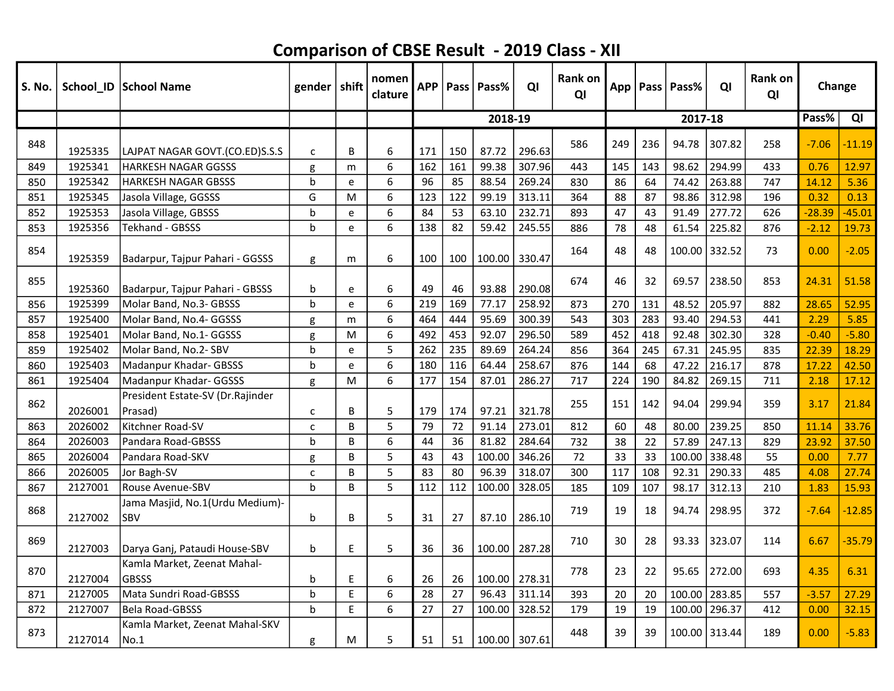# Comparison of CBSE Result - 2019 Class - XII

| S. No. | School_ID | School Name | gender | shift | nomen clature | APP | Pass | Pass% | QI | Rank on QI | App | Pass | Pass% | QI | Rank on QI | Change | |
|---|---|---|---|---|---|---|---|---|---|---|---|---|---|---|---|---|---|
| | | | | | | 2018-19 | | | | | 2017-18 | | | | | Pass% | QI |
| 848 | 1925335 | LAJPAT NAGAR GOVT.(CO.ED)S.S.S | c | B | 6 | 171 | 150 | 87.72 | 296.63 | 586 | 249 | 236 | 94.78 | 307.82 | 258 | -7.06 | -11.19 |
| 849 | 1925341 | HARKESH NAGAR GGSSS | g | m | 6 | 162 | 161 | 99.38 | 307.96 | 443 | 145 | 143 | 98.62 | 294.99 | 433 | 0.76 | 12.97 |
| 850 | 1925342 | HARKESH NAGAR GBSSS | b | e | 6 | 96 | 85 | 88.54 | 269.24 | 830 | 86 | 64 | 74.42 | 263.88 | 747 | 14.12 | 5.36 |
| 851 | 1925345 | Jasola Village, GGSSS | G | M | 6 | 123 | 122 | 99.19 | 313.11 | 364 | 88 | 87 | 98.86 | 312.98 | 196 | 0.32 | 0.13 |
| 852 | 1925353 | Jasola Village, GBSSS | b | e | 6 | 84 | 53 | 63.10 | 232.71 | 893 | 47 | 43 | 91.49 | 277.72 | 626 | -28.39 | -45.01 |
| 853 | 1925356 | Tekhand - GBSSS | b | e | 6 | 138 | 82 | 59.42 | 245.55 | 886 | 78 | 48 | 61.54 | 225.82 | 876 | -2.12 | 19.73 |
| 854 | 1925359 | Badarpur, Tajpur Pahari - GGSSS | g | m | 6 | 100 | 100 | 100.00 | 330.47 | 164 | 48 | 48 | 100.00 | 332.52 | 73 | 0.00 | -2.05 |
| 855 | 1925360 | Badarpur, Tajpur Pahari - GBSSS | b | e | 6 | 49 | 46 | 93.88 | 290.08 | 674 | 46 | 32 | 69.57 | 238.50 | 853 | 24.31 | 51.58 |
| 856 | 1925399 | Molar Band, No.3- GBSSS | b | e | 6 | 219 | 169 | 77.17 | 258.92 | 873 | 270 | 131 | 48.52 | 205.97 | 882 | 28.65 | 52.95 |
| 857 | 1925400 | Molar Band, No.4- GGSSS | g | m | 6 | 464 | 444 | 95.69 | 300.39 | 543 | 303 | 283 | 93.40 | 294.53 | 441 | 2.29 | 5.85 |
| 858 | 1925401 | Molar Band, No.1- GGSSS | g | M | 6 | 492 | 453 | 92.07 | 296.50 | 589 | 452 | 418 | 92.48 | 302.30 | 328 | -0.40 | -5.80 |
| 859 | 1925402 | Molar Band, No.2- SBV | b | e | 5 | 262 | 235 | 89.69 | 264.24 | 856 | 364 | 245 | 67.31 | 245.95 | 835 | 22.39 | 18.29 |
| 860 | 1925403 | Madanpur Khadar- GBSSS | b | e | 6 | 180 | 116 | 64.44 | 258.67 | 876 | 144 | 68 | 47.22 | 216.17 | 878 | 17.22 | 42.50 |
| 861 | 1925404 | Madanpur Khadar- GGSSS | g | M | 6 | 177 | 154 | 87.01 | 286.27 | 717 | 224 | 190 | 84.82 | 269.15 | 711 | 2.18 | 17.12 |
| 862 | 2026001 | President Estate-SV (Dr.Rajinder Prasad) | c | B | 5 | 179 | 174 | 97.21 | 321.78 | 255 | 151 | 142 | 94.04 | 299.94 | 359 | 3.17 | 21.84 |
| 863 | 2026002 | Kitchner Road-SV | c | B | 5 | 79 | 72 | 91.14 | 273.01 | 812 | 60 | 48 | 80.00 | 239.25 | 850 | 11.14 | 33.76 |
| 864 | 2026003 | Pandara Road-GBSSS | b | B | 6 | 44 | 36 | 81.82 | 284.64 | 732 | 38 | 22 | 57.89 | 247.13 | 829 | 23.92 | 37.50 |
| 865 | 2026004 | Pandara Road-SKV | g | B | 5 | 43 | 43 | 100.00 | 346.26 | 72 | 33 | 33 | 100.00 | 338.48 | 55 | 0.00 | 7.77 |
| 866 | 2026005 | Jor Bagh-SV | c | B | 5 | 83 | 80 | 96.39 | 318.07 | 300 | 117 | 108 | 92.31 | 290.33 | 485 | 4.08 | 27.74 |
| 867 | 2127001 | Rouse Avenue-SBV | b | B | 5 | 112 | 112 | 100.00 | 328.05 | 185 | 109 | 107 | 98.17 | 312.13 | 210 | 1.83 | 15.93 |
| 868 | 2127002 | Jama Masjid, No.1(Urdu Medium)-SBV | b | B | 5 | 31 | 27 | 87.10 | 286.10 | 719 | 19 | 18 | 94.74 | 298.95 | 372 | -7.64 | -12.85 |
| 869 | 2127003 | Darya Ganj, Pataudi House-SBV | b | E | 5 | 36 | 36 | 100.00 | 287.28 | 710 | 30 | 28 | 93.33 | 323.07 | 114 | 6.67 | -35.79 |
| 870 | 2127004 | Kamla Market, Zeenat Mahal-GBSSS | b | E | 6 | 26 | 26 | 100.00 | 278.31 | 778 | 23 | 22 | 95.65 | 272.00 | 693 | 4.35 | 6.31 |
| 871 | 2127005 | Mata Sundri Road-GBSSS | b | E | 6 | 28 | 27 | 96.43 | 311.14 | 393 | 20 | 20 | 100.00 | 283.85 | 557 | -3.57 | 27.29 |
| 872 | 2127007 | Bela Road-GBSSS | b | E | 6 | 27 | 27 | 100.00 | 328.52 | 179 | 19 | 19 | 100.00 | 296.37 | 412 | 0.00 | 32.15 |
| 873 | 2127014 | Kamla Market, Zeenat Mahal-SKV No.1 | g | M | 5 | 51 | 51 | 100.00 | 307.61 | 448 | 39 | 39 | 100.00 | 313.44 | 189 | 0.00 | -5.83 |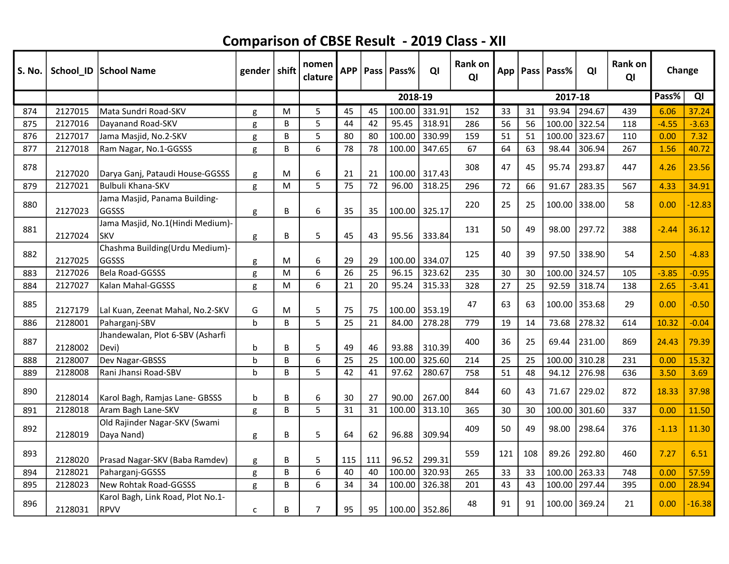# Comparison of CBSE Result - 2019 Class - XII

| S. No. | School_ID | School Name | gender | shift | nomen clature | APP | Pass | Pass% | QI | Rank on QI | App | Pass | Pass% | QI | Rank on QI | Change | |
|---|---|---|---|---|---|---|---|---|---|---|---|---|---|---|---|---|---|
| | | | | | | 2018-19 | | | | | 2017-18 | | | | | Pass% | QI |
| 874 | 2127015 | Mata Sundri Road-SKV | g | M | 5 | 45 | 45 | 100.00 | 331.91 | 152 | 33 | 31 | 93.94 | 294.67 | 439 | 6.06 | 37.24 |
| 875 | 2127016 | Dayanand Road-SKV | g | B | 5 | 44 | 42 | 95.45 | 318.91 | 286 | 56 | 56 | 100.00 | 322.54 | 118 | -4.55 | -3.63 |
| 876 | 2127017 | Jama Masjid, No.2-SKV | g | B | 5 | 80 | 80 | 100.00 | 330.99 | 159 | 51 | 51 | 100.00 | 323.67 | 110 | 0.00 | 7.32 |
| 877 | 2127018 | Ram Nagar, No.1-GGSSS | g | B | 6 | 78 | 78 | 100.00 | 347.65 | 67 | 64 | 63 | 98.44 | 306.94 | 267 | 1.56 | 40.72 |
| 878 | 2127020 | Darya Ganj, Pataudi House-GGSSS | g | M | 6 | 21 | 21 | 100.00 | 317.43 | 308 | 47 | 45 | 95.74 | 293.87 | 447 | 4.26 | 23.56 |
| 879 | 2127021 | Bulbuli Khana-SKV | g | M | 5 | 75 | 72 | 96.00 | 318.25 | 296 | 72 | 66 | 91.67 | 283.35 | 567 | 4.33 | 34.91 |
| 880 | 2127023 | Jama Masjid, Panama Building-GGSSS | g | B | 6 | 35 | 35 | 100.00 | 325.17 | 220 | 25 | 25 | 100.00 | 338.00 | 58 | 0.00 | -12.83 |
| 881 | 2127024 | Jama Masjid, No.1(Hindi Medium)-SKV | g | B | 5 | 45 | 43 | 95.56 | 333.84 | 131 | 50 | 49 | 98.00 | 297.72 | 388 | -2.44 | 36.12 |
| 882 | 2127025 | Chashma Building(Urdu Medium)-GGSSS | g | M | 6 | 29 | 29 | 100.00 | 334.07 | 125 | 40 | 39 | 97.50 | 338.90 | 54 | 2.50 | -4.83 |
| 883 | 2127026 | Bela Road-GGSSS | g | M | 6 | 26 | 25 | 96.15 | 323.62 | 235 | 30 | 30 | 100.00 | 324.57 | 105 | -3.85 | -0.95 |
| 884 | 2127027 | Kalan Mahal-GGSSS | g | M | 6 | 21 | 20 | 95.24 | 315.33 | 328 | 27 | 25 | 92.59 | 318.74 | 138 | 2.65 | -3.41 |
| 885 | 2127179 | Lal Kuan, Zeenat Mahal, No.2-SKV | G | M | 5 | 75 | 75 | 100.00 | 353.19 | 47 | 63 | 63 | 100.00 | 353.68 | 29 | 0.00 | -0.50 |
| 886 | 2128001 | Paharganj-SBV | b | B | 5 | 25 | 21 | 84.00 | 278.28 | 779 | 19 | 14 | 73.68 | 278.32 | 614 | 10.32 | -0.04 |
| 887 | 2128002 | Jhandewalan, Plot 6-SBV (Asharfi Devi) | b | B | 5 | 49 | 46 | 93.88 | 310.39 | 400 | 36 | 25 | 69.44 | 231.00 | 869 | 24.43 | 79.39 |
| 888 | 2128007 | Dev Nagar-GBSSS | b | B | 6 | 25 | 25 | 100.00 | 325.60 | 214 | 25 | 25 | 100.00 | 310.28 | 231 | 0.00 | 15.32 |
| 889 | 2128008 | Rani Jhansi Road-SBV | b | B | 5 | 42 | 41 | 97.62 | 280.67 | 758 | 51 | 48 | 94.12 | 276.98 | 636 | 3.50 | 3.69 |
| 890 | 2128014 | Karol Bagh, Ramjas Lane- GBSSS | b | B | 6 | 30 | 27 | 90.00 | 267.00 | 844 | 60 | 43 | 71.67 | 229.02 | 872 | 18.33 | 37.98 |
| 891 | 2128018 | Aram Bagh Lane-SKV | g | B | 5 | 31 | 31 | 100.00 | 313.10 | 365 | 30 | 30 | 100.00 | 301.60 | 337 | 0.00 | 11.50 |
| 892 | 2128019 | Old Rajinder Nagar-SKV (Swami Daya Nand) | g | B | 5 | 64 | 62 | 96.88 | 309.94 | 409 | 50 | 49 | 98.00 | 298.64 | 376 | -1.13 | 11.30 |
| 893 | 2128020 | Prasad Nagar-SKV (Baba Ramdev) | g | B | 5 | 115 | 111 | 96.52 | 299.31 | 559 | 121 | 108 | 89.26 | 292.80 | 460 | 7.27 | 6.51 |
| 894 | 2128021 | Paharganj-GGSSS | g | B | 6 | 40 | 40 | 100.00 | 320.93 | 265 | 33 | 33 | 100.00 | 263.33 | 748 | 0.00 | 57.59 |
| 895 | 2128023 | New Rohtak Road-GGSSS | g | B | 6 | 34 | 34 | 100.00 | 326.38 | 201 | 43 | 43 | 100.00 | 297.44 | 395 | 0.00 | 28.94 |
| 896 | 2128031 | Karol Bagh, Link Road, Plot No.1-RPVV | c | B | 7 | 95 | 95 | 100.00 | 352.86 | 48 | 91 | 91 | 100.00 | 369.24 | 21 | 0.00 | -16.38 |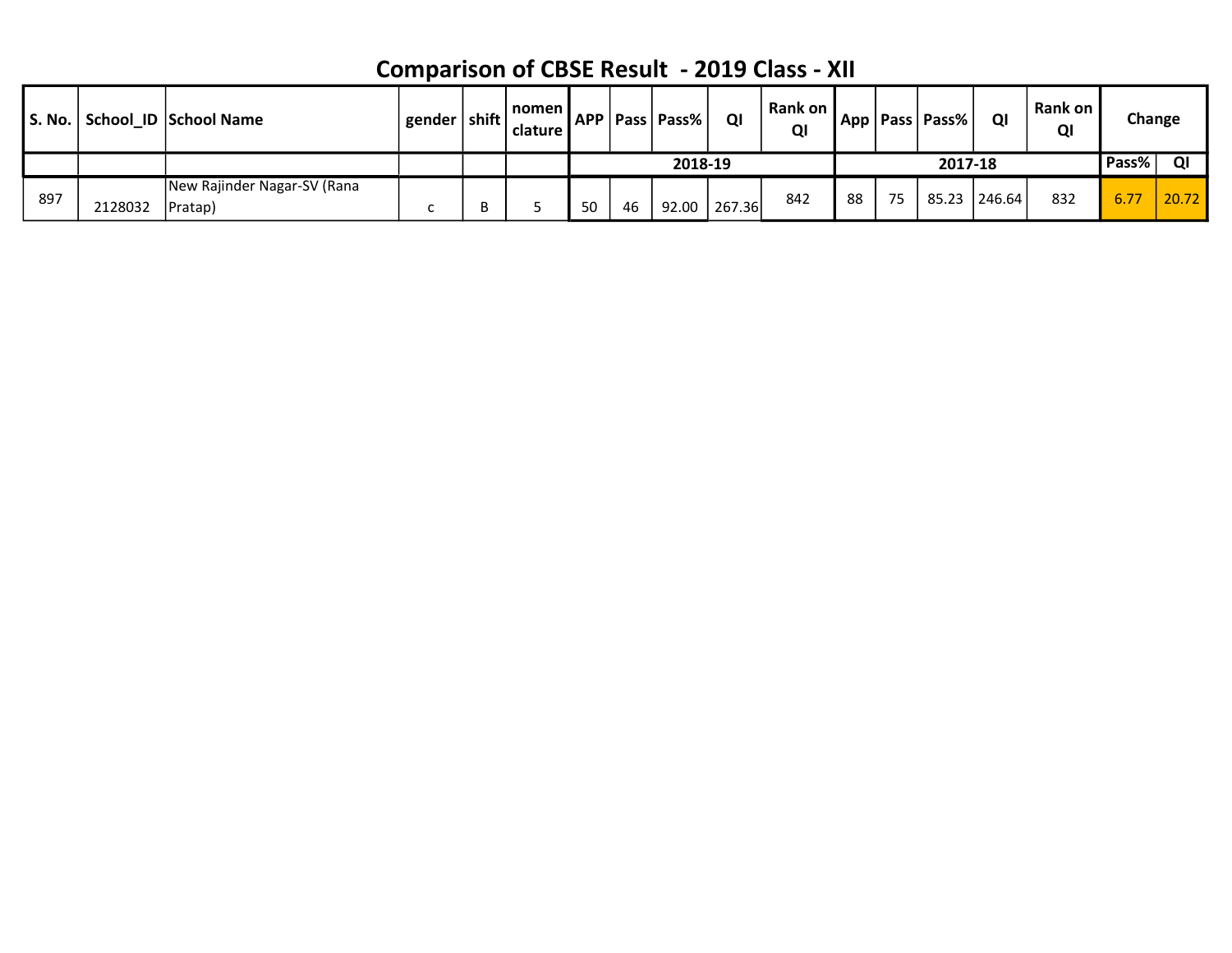# Comparison of CBSE Result - 2019 Class - XII

| S. No. | School_ID | School Name | gender | shift | nomen clature | APP | Pass | Pass% | QI | Rank on QI | App | Pass | Pass% | QI | Rank on QI | Change | |
|---|---|---|---|---|---|---|---|---|---|---|---|---|---|---|---|---|---|
| | | | | | | 2018-19 | | | | | 2017-18 | | | | | Pass% | QI |
| 897 | 2128032 | New Rajinder Nagar-SV (Rana Pratap) | c | B | 5 | 50 | 46 | 92.00 | 267.36 | 842 | 88 | 75 | 85.23 | 246.64 | 832 | 6.77 | 20.72 |